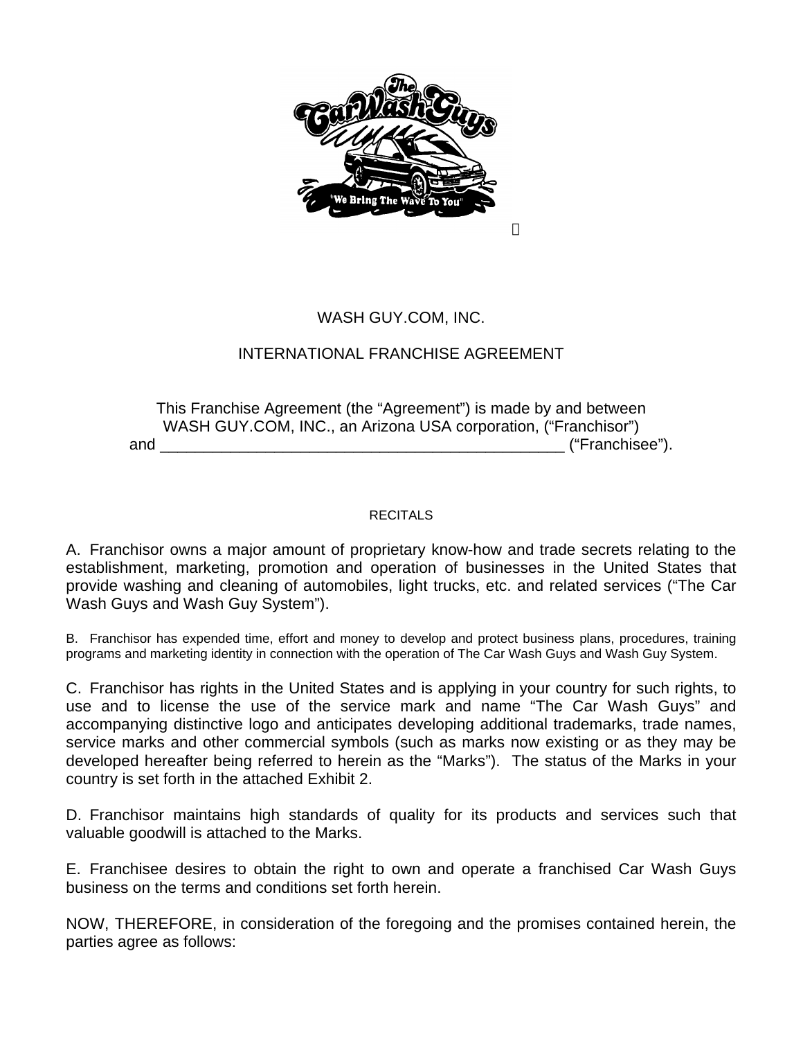WASH GUY.COM, INC.

INTERNATIONAL FRANCHISE AGREEMENT

This Franchise Agreement (the "Agreement") is made by and between WASH GUY.COM, INC., an Arizona USA corporation, ("Franchisor") and _______________________________________________ ("Franchisee").

RECITALS

A. Franchisor owns a major amount of proprietary know-how and trade secrets relating to the establishment, marketing, promotion and operation of businesses in the United States that provide washing and cleaning of automobiles, light trucks, etc. and related services ("The Car Wash Guys and Wash Guy System").

B. Franchisor has expended time, effort and money to develop and protect business plans, procedures, training programs and marketing identity in connection with the operation of The Car Wash Guys and Wash Guy System.

C. Franchisor has rights in the United States and is applying in your country for such rights, to use and to license the use of the service mark and name "The Car Wash Guys" and accompanying distinctive logo and anticipates developing additional trademarks, trade names, service marks and other commercial symbols (such as marks now existing or as they may be developed hereafter being referred to herein as the "Marks"). The status of the Marks in your country is set forth in the attached Exhibit 2.

D. Franchisor maintains high standards of quality for its products and services such that valuable goodwill is attached to the Marks.

E. Franchisee desires to obtain the right to own and operate a franchised Car Wash Guys business on the terms and conditions set forth herein.

NOW, THEREFORE, in consideration of the foregoing and the promises contained herein, the parties agree as follows: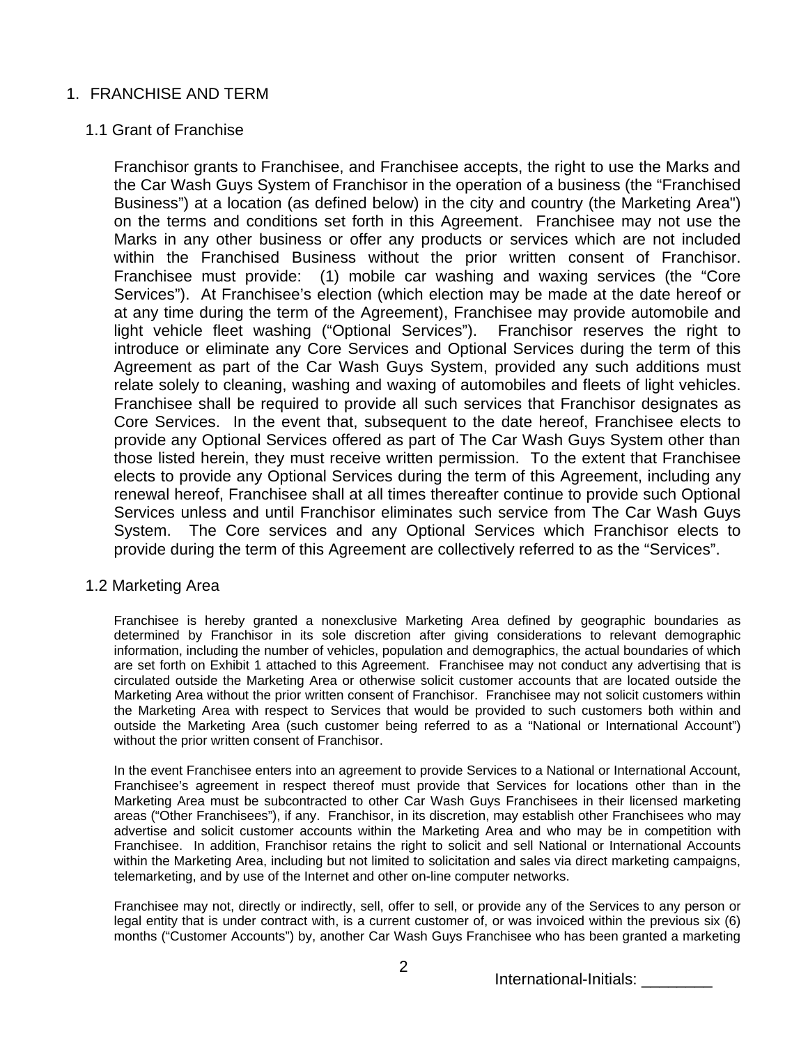## 1. FRANCHISE AND TERM

### 1.1 Grant of Franchise

Franchisor grants to Franchisee, and Franchisee accepts, the right to use the Marks and the Car Wash Guys System of Franchisor in the operation of a business (the "Franchised Business") at a location (as defined below) in the city and country (the Marketing Area") on the terms and conditions set forth in this Agreement. Franchisee may not use the Marks in any other business or offer any products or services which are not included within the Franchised Business without the prior written consent of Franchisor. Franchisee must provide: (1) mobile car washing and waxing services (the "Core Services"). At Franchisee's election (which election may be made at the date hereof or at any time during the term of the Agreement), Franchisee may provide automobile and light vehicle fleet washing ("Optional Services"). Franchisor reserves the right to introduce or eliminate any Core Services and Optional Services during the term of this Agreement as part of the Car Wash Guys System, provided any such additions must relate solely to cleaning, washing and waxing of automobiles and fleets of light vehicles. Franchisee shall be required to provide all such services that Franchisor designates as Core Services. In the event that, subsequent to the date hereof, Franchisee elects to provide any Optional Services offered as part of The Car Wash Guys System other than those listed herein, they must receive written permission. To the extent that Franchisee elects to provide any Optional Services during the term of this Agreement, including any renewal hereof, Franchisee shall at all times thereafter continue to provide such Optional Services unless and until Franchisor eliminates such service from The Car Wash Guys System. The Core services and any Optional Services which Franchisor elects to provide during the term of this Agreement are collectively referred to as the "Services".

### 1.2 Marketing Area

Franchisee is hereby granted a nonexclusive Marketing Area defined by geographic boundaries as determined by Franchisor in its sole discretion after giving considerations to relevant demographic information, including the number of vehicles, population and demographics, the actual boundaries of which are set forth on Exhibit 1 attached to this Agreement. Franchisee may not conduct any advertising that is circulated outside the Marketing Area or otherwise solicit customer accounts that are located outside the Marketing Area without the prior written consent of Franchisor. Franchisee may not solicit customers within the Marketing Area with respect to Services that would be provided to such customers both within and outside the Marketing Area (such customer being referred to as a "National or International Account") without the prior written consent of Franchisor.

In the event Franchisee enters into an agreement to provide Services to a National or International Account, Franchisee's agreement in respect thereof must provide that Services for locations other than in the Marketing Area must be subcontracted to other Car Wash Guys Franchisees in their licensed marketing areas ("Other Franchisees"), if any. Franchisor, in its discretion, may establish other Franchisees who may advertise and solicit customer accounts within the Marketing Area and who may be in competition with Franchisee. In addition, Franchisor retains the right to solicit and sell National or International Accounts within the Marketing Area, including but not limited to solicitation and sales via direct marketing campaigns, telemarketing, and by use of the Internet and other on-line computer networks.

Franchisee may not, directly or indirectly, sell, offer to sell, or provide any of the Services to any person or legal entity that is under contract with, is a current customer of, or was invoiced within the previous six (6) months ("Customer Accounts") by, another Car Wash Guys Franchisee who has been granted a marketing

International-Initials: ________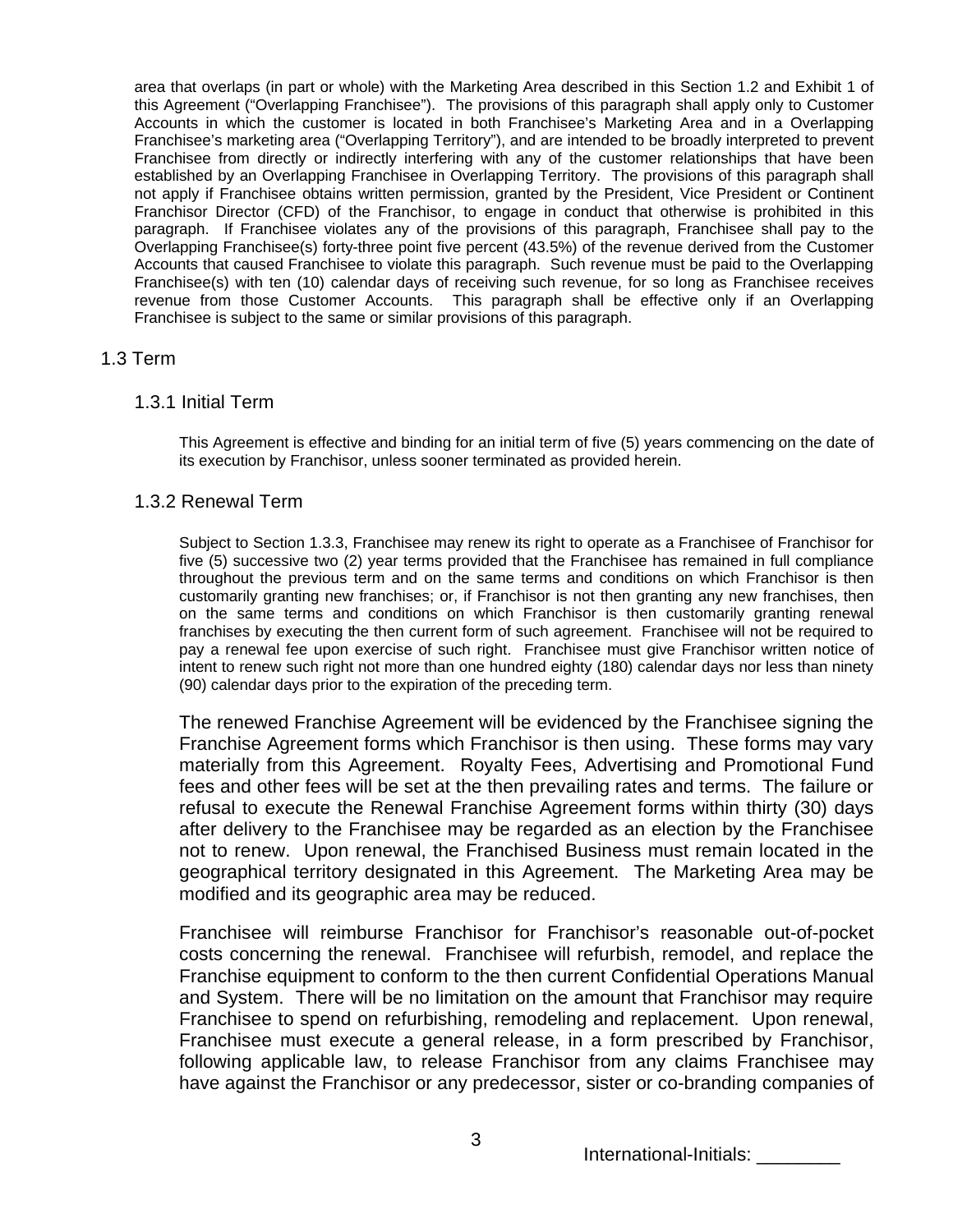area that overlaps (in part or whole) with the Marketing Area described in this Section 1.2 and Exhibit 1 of this Agreement ("Overlapping Franchisee"). The provisions of this paragraph shall apply only to Customer Accounts in which the customer is located in both Franchisee's Marketing Area and in a Overlapping Franchisee's marketing area ("Overlapping Territory"), and are intended to be broadly interpreted to prevent Franchisee from directly or indirectly interfering with any of the customer relationships that have been established by an Overlapping Franchisee in Overlapping Territory. The provisions of this paragraph shall not apply if Franchisee obtains written permission, granted by the President, Vice President or Continent Franchisor Director (CFD) of the Franchisor, to engage in conduct that otherwise is prohibited in this paragraph. If Franchisee violates any of the provisions of this paragraph, Franchisee shall pay to the Overlapping Franchisee(s) forty-three point five percent (43.5%) of the revenue derived from the Customer Accounts that caused Franchisee to violate this paragraph. Such revenue must be paid to the Overlapping Franchisee(s) with ten (10) calendar days of receiving such revenue, for so long as Franchisee receives revenue from those Customer Accounts. This paragraph shall be effective only if an Overlapping Franchisee is subject to the same or similar provisions of this paragraph.

## 1.3 Term

### 1.3.1 Initial Term

This Agreement is effective and binding for an initial term of five (5) years commencing on the date of its execution by Franchisor, unless sooner terminated as provided herein.

### 1.3.2 Renewal Term

Subject to Section 1.3.3, Franchisee may renew its right to operate as a Franchisee of Franchisor for five (5) successive two (2) year terms provided that the Franchisee has remained in full compliance throughout the previous term and on the same terms and conditions on which Franchisor is then customarily granting new franchises; or, if Franchisor is not then granting any new franchises, then on the same terms and conditions on which Franchisor is then customarily granting renewal franchises by executing the then current form of such agreement. Franchisee will not be required to pay a renewal fee upon exercise of such right. Franchisee must give Franchisor written notice of intent to renew such right not more than one hundred eighty (180) calendar days nor less than ninety (90) calendar days prior to the expiration of the preceding term.

The renewed Franchise Agreement will be evidenced by the Franchisee signing the Franchise Agreement forms which Franchisor is then using. These forms may vary materially from this Agreement. Royalty Fees, Advertising and Promotional Fund fees and other fees will be set at the then prevailing rates and terms. The failure or refusal to execute the Renewal Franchise Agreement forms within thirty (30) days after delivery to the Franchisee may be regarded as an election by the Franchisee not to renew. Upon renewal, the Franchised Business must remain located in the geographical territory designated in this Agreement. The Marketing Area may be modified and its geographic area may be reduced.

Franchisee will reimburse Franchisor for Franchisor's reasonable out-of-pocket costs concerning the renewal. Franchisee will refurbish, remodel, and replace the Franchise equipment to conform to the then current Confidential Operations Manual and System. There will be no limitation on the amount that Franchisor may require Franchisee to spend on refurbishing, remodeling and replacement. Upon renewal, Franchisee must execute a general release, in a form prescribed by Franchisor, following applicable law, to release Franchisor from any claims Franchisee may have against the Franchisor or any predecessor, sister or co-branding companies of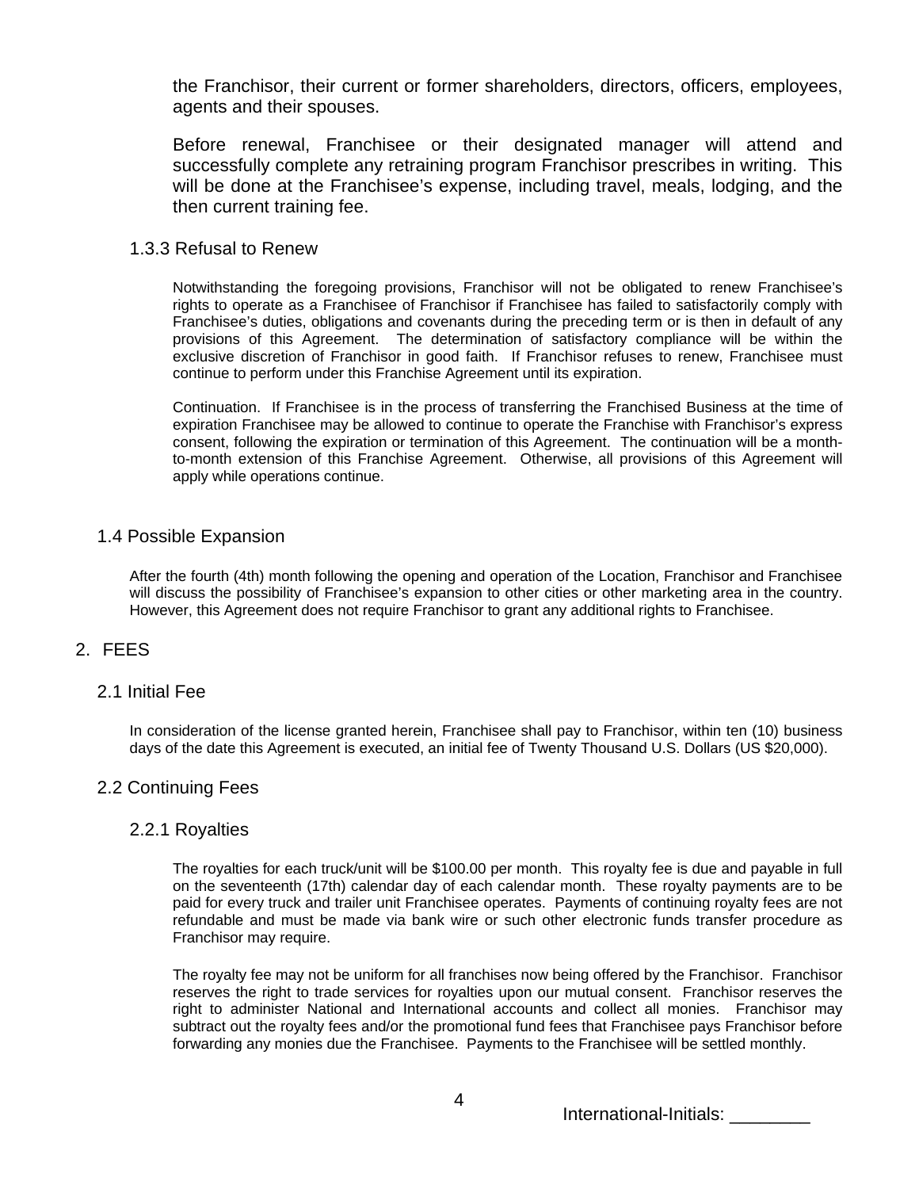the Franchisor, their current or former shareholders, directors, officers, employees, agents and their spouses.

Before renewal, Franchisee or their designated manager will attend and successfully complete any retraining program Franchisor prescribes in writing. This will be done at the Franchisee's expense, including travel, meals, lodging, and the then current training fee.

#### 1.3.3 Refusal to Renew

Notwithstanding the foregoing provisions, Franchisor will not be obligated to renew Franchisee's rights to operate as a Franchisee of Franchisor if Franchisee has failed to satisfactorily comply with Franchisee's duties, obligations and covenants during the preceding term or is then in default of any provisions of this Agreement. The determination of satisfactory compliance will be within the exclusive discretion of Franchisor in good faith. If Franchisor refuses to renew, Franchisee must continue to perform under this Franchise Agreement until its expiration.

Continuation. If Franchisee is in the process of transferring the Franchised Business at the time of expiration Franchisee may be allowed to continue to operate the Franchise with Franchisor's express consent, following the expiration or termination of this Agreement. The continuation will be a month-to-month extension of this Franchise Agreement. Otherwise, all provisions of this Agreement will apply while operations continue.

### 1.4 Possible Expansion

After the fourth (4th) month following the opening and operation of the Location, Franchisor and Franchisee will discuss the possibility of Franchisee's expansion to other cities or other marketing area in the country. However, this Agreement does not require Franchisor to grant any additional rights to Franchisee.

## 2. FEES

### 2.1 Initial Fee

In consideration of the license granted herein, Franchisee shall pay to Franchisor, within ten (10) business days of the date this Agreement is executed, an initial fee of Twenty Thousand U.S. Dollars (US $20,000).

### 2.2 Continuing Fees

#### 2.2.1 Royalties

The royalties for each truck/unit will be $100.00 per month. This royalty fee is due and payable in full on the seventeenth (17th) calendar day of each calendar month. These royalty payments are to be paid for every truck and trailer unit Franchisee operates. Payments of continuing royalty fees are not refundable and must be made via bank wire or such other electronic funds transfer procedure as Franchisor may require.

The royalty fee may not be uniform for all franchises now being offered by the Franchisor. Franchisor reserves the right to trade services for royalties upon our mutual consent. Franchisor reserves the right to administer National and International accounts and collect all monies. Franchisor may subtract out the royalty fees and/or the promotional fund fees that Franchisee pays Franchisor before forwarding any monies due the Franchisee. Payments to the Franchisee will be settled monthly.

International-Initials: ________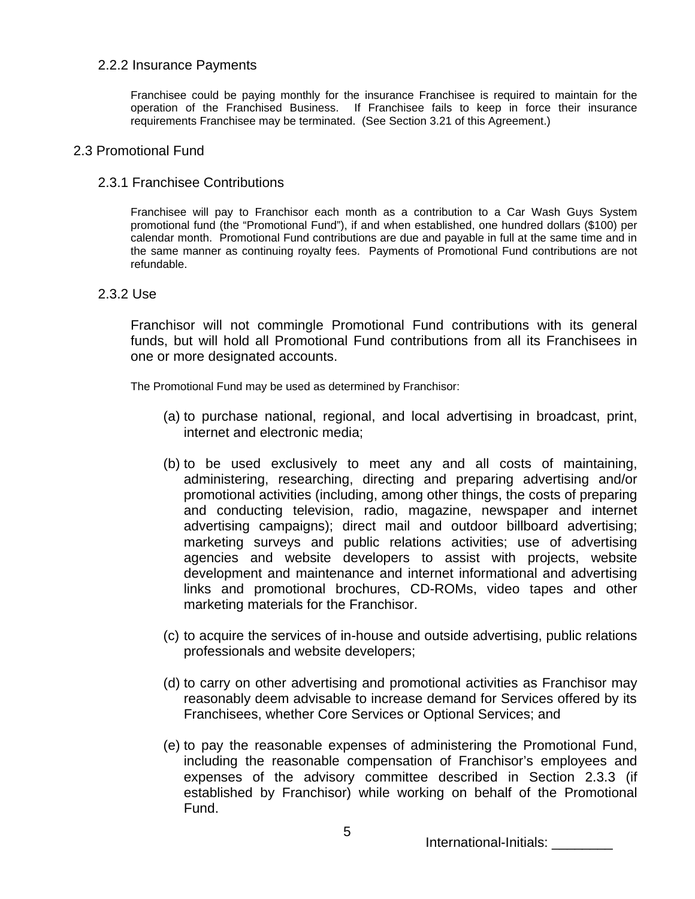### 2.2.2 Insurance Payments

Franchisee could be paying monthly for the insurance Franchisee is required to maintain for the operation of the Franchised Business. If Franchisee fails to keep in force their insurance requirements Franchisee may be terminated. (See Section 3.21 of this Agreement.)

## 2.3 Promotional Fund

### 2.3.1 Franchisee Contributions

Franchisee will pay to Franchisor each month as a contribution to a Car Wash Guys System promotional fund (the "Promotional Fund"), if and when established, one hundred dollars ($100) per calendar month. Promotional Fund contributions are due and payable in full at the same time and in the same manner as continuing royalty fees. Payments of Promotional Fund contributions are not refundable.

### 2.3.2 Use

Franchisor will not commingle Promotional Fund contributions with its general funds, but will hold all Promotional Fund contributions from all its Franchisees in one or more designated accounts.

The Promotional Fund may be used as determined by Franchisor:

(a) to purchase national, regional, and local advertising in broadcast, print, internet and electronic media;

(b) to be used exclusively to meet any and all costs of maintaining, administering, researching, directing and preparing advertising and/or promotional activities (including, among other things, the costs of preparing and conducting television, radio, magazine, newspaper and internet advertising campaigns); direct mail and outdoor billboard advertising; marketing surveys and public relations activities; use of advertising agencies and website developers to assist with projects, website development and maintenance and internet informational and advertising links and promotional brochures, CD-ROMs, video tapes and other marketing materials for the Franchisor.

(c) to acquire the services of in-house and outside advertising, public relations professionals and website developers;

(d) to carry on other advertising and promotional activities as Franchisor may reasonably deem advisable to increase demand for Services offered by its Franchisees, whether Core Services or Optional Services; and

(e) to pay the reasonable expenses of administering the Promotional Fund, including the reasonable compensation of Franchisor's employees and expenses of the advisory committee described in Section 2.3.3 (if established by Franchisor) while working on behalf of the Promotional Fund.

International-Initials: ________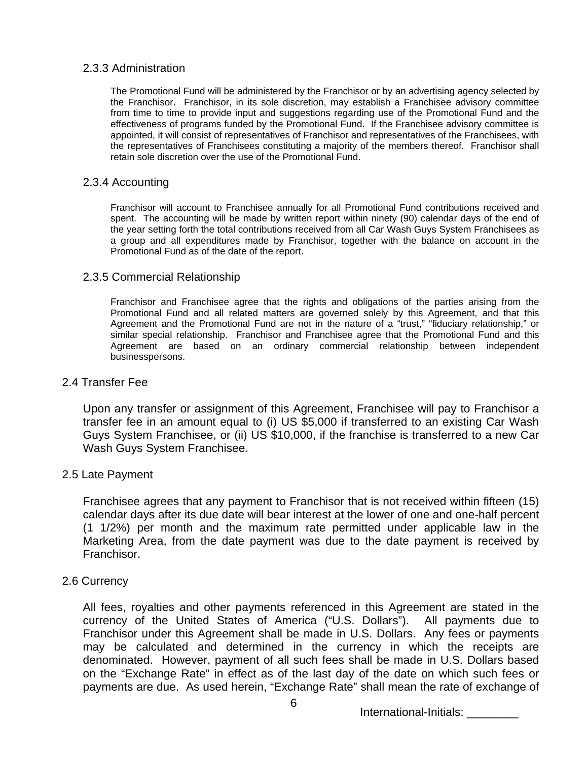### 2.3.3 Administration

The Promotional Fund will be administered by the Franchisor or by an advertising agency selected by the Franchisor. Franchisor, in its sole discretion, may establish a Franchisee advisory committee from time to time to provide input and suggestions regarding use of the Promotional Fund and the effectiveness of programs funded by the Promotional Fund. If the Franchisee advisory committee is appointed, it will consist of representatives of Franchisor and representatives of the Franchisees, with the representatives of Franchisees constituting a majority of the members thereof. Franchisor shall retain sole discretion over the use of the Promotional Fund.

### 2.3.4 Accounting

Franchisor will account to Franchisee annually for all Promotional Fund contributions received and spent. The accounting will be made by written report within ninety (90) calendar days of the end of the year setting forth the total contributions received from all Car Wash Guys System Franchisees as a group and all expenditures made by Franchisor, together with the balance on account in the Promotional Fund as of the date of the report.

### 2.3.5 Commercial Relationship

Franchisor and Franchisee agree that the rights and obligations of the parties arising from the Promotional Fund and all related matters are governed solely by this Agreement, and that this Agreement and the Promotional Fund are not in the nature of a "trust," "fiduciary relationship," or similar special relationship. Franchisor and Franchisee agree that the Promotional Fund and this Agreement are based on an ordinary commercial relationship between independent businesspersons.

## 2.4 Transfer Fee

Upon any transfer or assignment of this Agreement, Franchisee will pay to Franchisor a transfer fee in an amount equal to (i) US $5,000 if transferred to an existing Car Wash Guys System Franchisee, or (ii) US $10,000, if the franchise is transferred to a new Car Wash Guys System Franchisee.

## 2.5 Late Payment

Franchisee agrees that any payment to Franchisor that is not received within fifteen (15) calendar days after its due date will bear interest at the lower of one and one-half percent (1 1/2%) per month and the maximum rate permitted under applicable law in the Marketing Area, from the date payment was due to the date payment is received by Franchisor.

## 2.6 Currency

All fees, royalties and other payments referenced in this Agreement are stated in the currency of the United States of America ("U.S. Dollars"). All payments due to Franchisor under this Agreement shall be made in U.S. Dollars. Any fees or payments may be calculated and determined in the currency in which the receipts are denominated. However, payment of all such fees shall be made in U.S. Dollars based on the "Exchange Rate" in effect as of the last day of the date on which such fees or payments are due. As used herein, "Exchange Rate" shall mean the rate of exchange of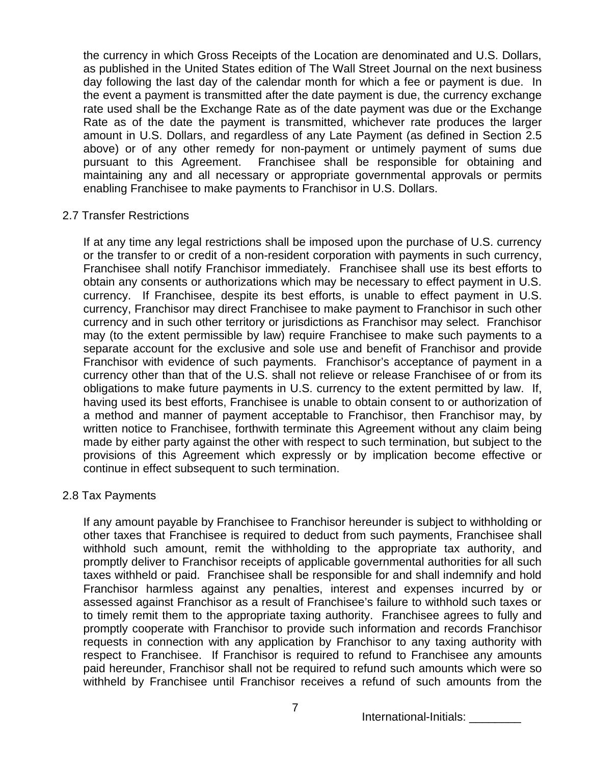the currency in which Gross Receipts of the Location are denominated and U.S. Dollars, as published in the United States edition of The Wall Street Journal on the next business day following the last day of the calendar month for which a fee or payment is due. In the event a payment is transmitted after the date payment is due, the currency exchange rate used shall be the Exchange Rate as of the date payment was due or the Exchange Rate as of the date the payment is transmitted, whichever rate produces the larger amount in U.S. Dollars, and regardless of any Late Payment (as defined in Section 2.5 above) or of any other remedy for non-payment or untimely payment of sums due pursuant to this Agreement. Franchisee shall be responsible for obtaining and maintaining any and all necessary or appropriate governmental approvals or permits enabling Franchisee to make payments to Franchisor in U.S. Dollars.

2.7 Transfer Restrictions

If at any time any legal restrictions shall be imposed upon the purchase of U.S. currency or the transfer to or credit of a non-resident corporation with payments in such currency, Franchisee shall notify Franchisor immediately. Franchisee shall use its best efforts to obtain any consents or authorizations which may be necessary to effect payment in U.S. currency. If Franchisee, despite its best efforts, is unable to effect payment in U.S. currency, Franchisor may direct Franchisee to make payment to Franchisor in such other currency and in such other territory or jurisdictions as Franchisor may select. Franchisor may (to the extent permissible by law) require Franchisee to make such payments to a separate account for the exclusive and sole use and benefit of Franchisor and provide Franchisor with evidence of such payments. Franchisor's acceptance of payment in a currency other than that of the U.S. shall not relieve or release Franchisee of or from its obligations to make future payments in U.S. currency to the extent permitted by law. If, having used its best efforts, Franchisee is unable to obtain consent to or authorization of a method and manner of payment acceptable to Franchisor, then Franchisor may, by written notice to Franchisee, forthwith terminate this Agreement without any claim being made by either party against the other with respect to such termination, but subject to the provisions of this Agreement which expressly or by implication become effective or continue in effect subsequent to such termination.

2.8 Tax Payments

If any amount payable by Franchisee to Franchisor hereunder is subject to withholding or other taxes that Franchisee is required to deduct from such payments, Franchisee shall withhold such amount, remit the withholding to the appropriate tax authority, and promptly deliver to Franchisor receipts of applicable governmental authorities for all such taxes withheld or paid. Franchisee shall be responsible for and shall indemnify and hold Franchisor harmless against any penalties, interest and expenses incurred by or assessed against Franchisor as a result of Franchisee's failure to withhold such taxes or to timely remit them to the appropriate taxing authority. Franchisee agrees to fully and promptly cooperate with Franchisor to provide such information and records Franchisor requests in connection with any application by Franchisor to any taxing authority with respect to Franchisee. If Franchisor is required to refund to Franchisee any amounts paid hereunder, Franchisor shall not be required to refund such amounts which were so withheld by Franchisee until Franchisor receives a refund of such amounts from the

International-Initials: ________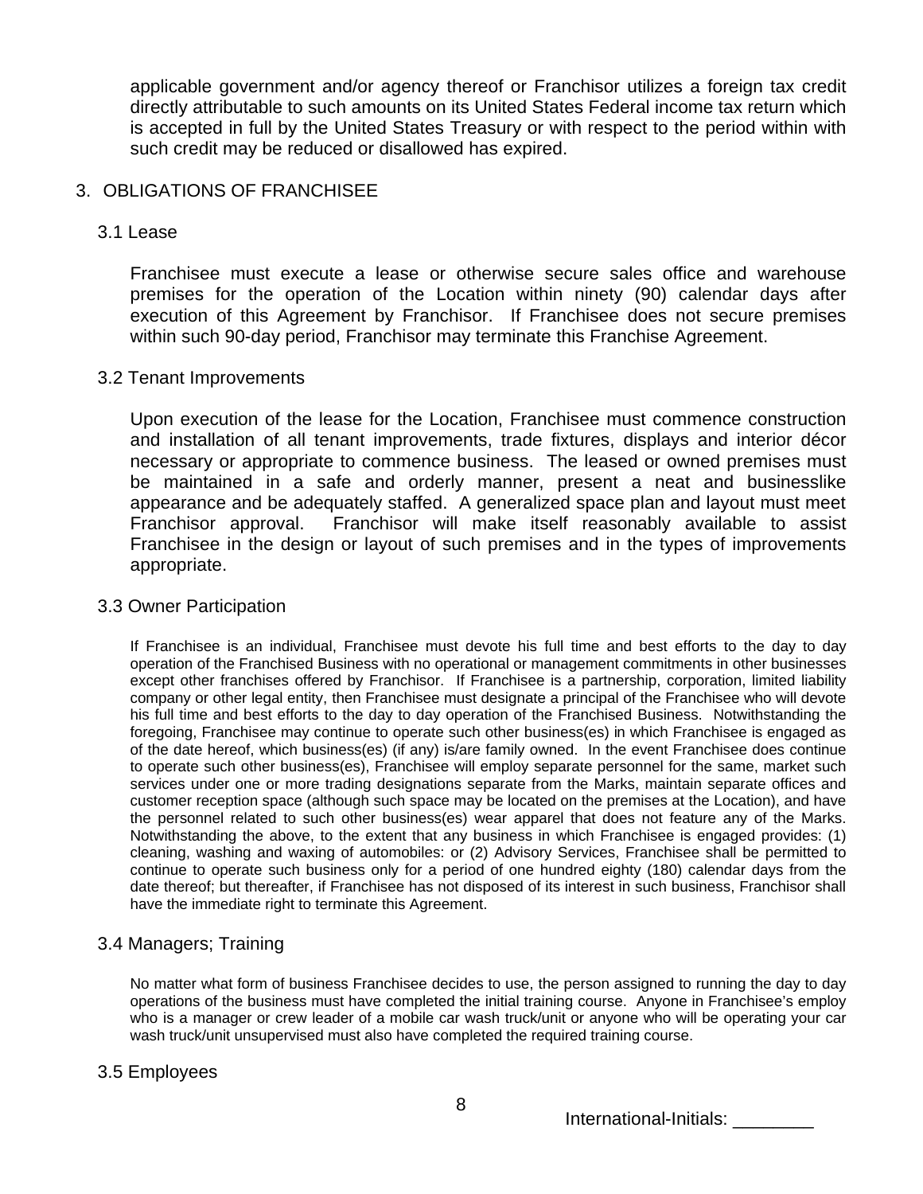applicable government and/or agency thereof or Franchisor utilizes a foreign tax credit directly attributable to such amounts on its United States Federal income tax return which is accepted in full by the United States Treasury or with respect to the period within with such credit may be reduced or disallowed has expired.

## 3. OBLIGATIONS OF FRANCHISEE

### 3.1 Lease

Franchisee must execute a lease or otherwise secure sales office and warehouse premises for the operation of the Location within ninety (90) calendar days after execution of this Agreement by Franchisor. If Franchisee does not secure premises within such 90-day period, Franchisor may terminate this Franchise Agreement.

### 3.2 Tenant Improvements

Upon execution of the lease for the Location, Franchisee must commence construction and installation of all tenant improvements, trade fixtures, displays and interior décor necessary or appropriate to commence business. The leased or owned premises must be maintained in a safe and orderly manner, present a neat and businesslike appearance and be adequately staffed. A generalized space plan and layout must meet Franchisor approval. Franchisor will make itself reasonably available to assist Franchisee in the design or layout of such premises and in the types of improvements appropriate.

### 3.3 Owner Participation

If Franchisee is an individual, Franchisee must devote his full time and best efforts to the day to day operation of the Franchised Business with no operational or management commitments in other businesses except other franchises offered by Franchisor. If Franchisee is a partnership, corporation, limited liability company or other legal entity, then Franchisee must designate a principal of the Franchisee who will devote his full time and best efforts to the day to day operation of the Franchised Business. Notwithstanding the foregoing, Franchisee may continue to operate such other business(es) in which Franchisee is engaged as of the date hereof, which business(es) (if any) is/are family owned. In the event Franchisee does continue to operate such other business(es), Franchisee will employ separate personnel for the same, market such services under one or more trading designations separate from the Marks, maintain separate offices and customer reception space (although such space may be located on the premises at the Location), and have the personnel related to such other business(es) wear apparel that does not feature any of the Marks. Notwithstanding the above, to the extent that any business in which Franchisee is engaged provides: (1) cleaning, washing and waxing of automobiles: or (2) Advisory Services, Franchisee shall be permitted to continue to operate such business only for a period of one hundred eighty (180) calendar days from the date thereof; but thereafter, if Franchisee has not disposed of its interest in such business, Franchisor shall have the immediate right to terminate this Agreement.

### 3.4 Managers; Training

No matter what form of business Franchisee decides to use, the person assigned to running the day to day operations of the business must have completed the initial training course. Anyone in Franchisee's employ who is a manager or crew leader of a mobile car wash truck/unit or anyone who will be operating your car wash truck/unit unsupervised must also have completed the required training course.

### 3.5 Employees

International-Initials: ________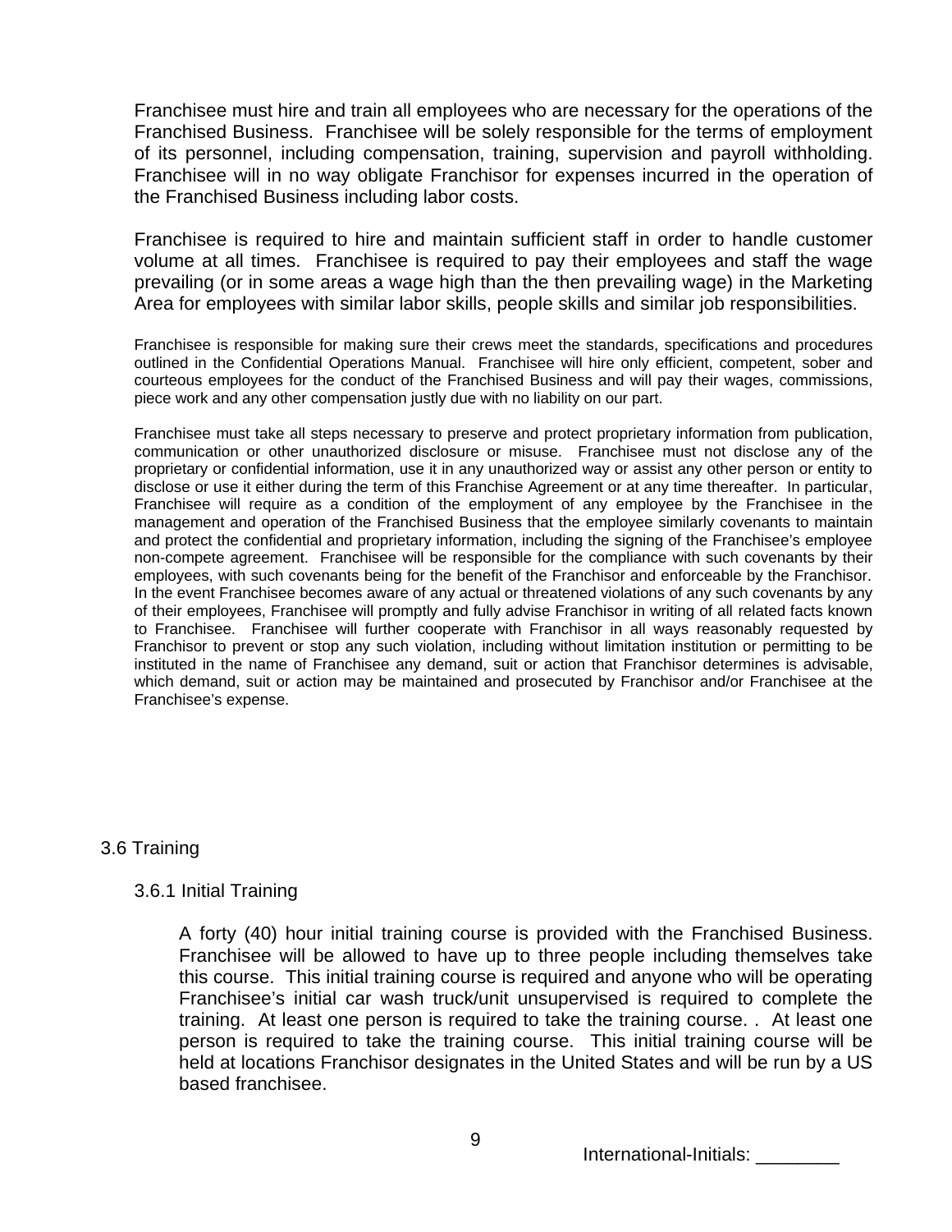Franchisee must hire and train all employees who are necessary for the operations of the Franchised Business. Franchisee will be solely responsible for the terms of employment of its personnel, including compensation, training, supervision and payroll withholding. Franchisee will in no way obligate Franchisor for expenses incurred in the operation of the Franchised Business including labor costs.

Franchisee is required to hire and maintain sufficient staff in order to handle customer volume at all times. Franchisee is required to pay their employees and staff the wage prevailing (or in some areas a wage high than the then prevailing wage) in the Marketing Area for employees with similar labor skills, people skills and similar job responsibilities.

Franchisee is responsible for making sure their crews meet the standards, specifications and procedures outlined in the Confidential Operations Manual. Franchisee will hire only efficient, competent, sober and courteous employees for the conduct of the Franchised Business and will pay their wages, commissions, piece work and any other compensation justly due with no liability on our part.

Franchisee must take all steps necessary to preserve and protect proprietary information from publication, communication or other unauthorized disclosure or misuse. Franchisee must not disclose any of the proprietary or confidential information, use it in any unauthorized way or assist any other person or entity to disclose or use it either during the term of this Franchise Agreement or at any time thereafter. In particular, Franchisee will require as a condition of the employment of any employee by the Franchisee in the management and operation of the Franchised Business that the employee similarly covenants to maintain and protect the confidential and proprietary information, including the signing of the Franchisee's employee non-compete agreement. Franchisee will be responsible for the compliance with such covenants by their employees, with such covenants being for the benefit of the Franchisor and enforceable by the Franchisor. In the event Franchisee becomes aware of any actual or threatened violations of any such covenants by any of their employees, Franchisee will promptly and fully advise Franchisor in writing of all related facts known to Franchisee. Franchisee will further cooperate with Franchisor in all ways reasonably requested by Franchisor to prevent or stop any such violation, including without limitation institution or permitting to be instituted in the name of Franchisee any demand, suit or action that Franchisor determines is advisable, which demand, suit or action may be maintained and prosecuted by Franchisor and/or Franchisee at the Franchisee's expense.

## 3.6 Training

### 3.6.1 Initial Training

A forty (40) hour initial training course is provided with the Franchised Business. Franchisee will be allowed to have up to three people including themselves take this course. This initial training course is required and anyone who will be operating Franchisee's initial car wash truck/unit unsupervised is required to complete the training. At least one person is required to take the training course. . At least one person is required to take the training course. This initial training course will be held at locations Franchisor designates in the United States and will be run by a US based franchisee.

International-Initials: ________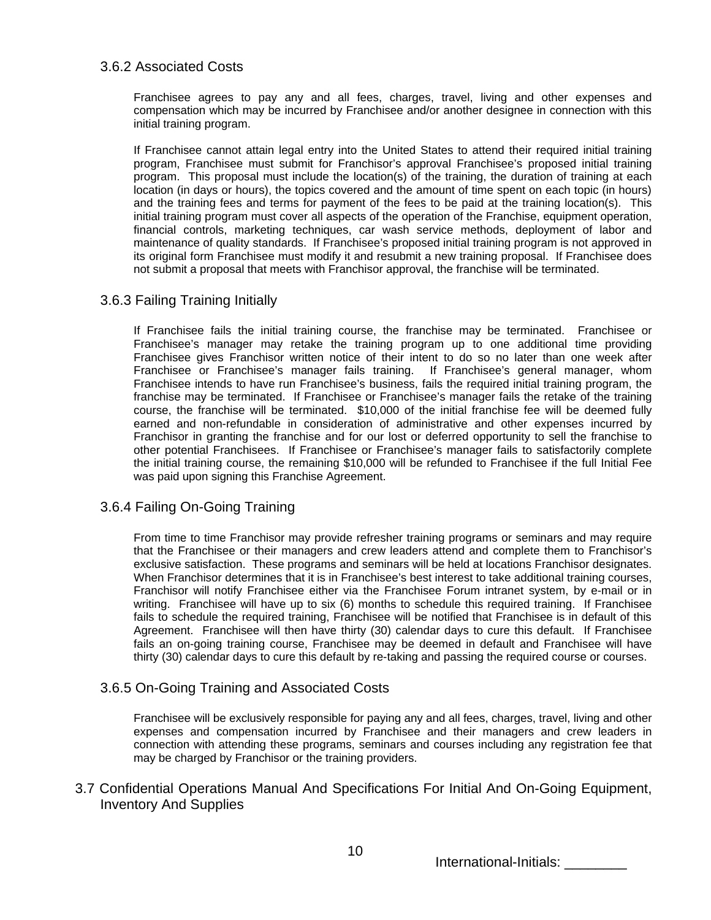### 3.6.2 Associated Costs

Franchisee agrees to pay any and all fees, charges, travel, living and other expenses and compensation which may be incurred by Franchisee and/or another designee in connection with this initial training program.

If Franchisee cannot attain legal entry into the United States to attend their required initial training program, Franchisee must submit for Franchisor's approval Franchisee's proposed initial training program. This proposal must include the location(s) of the training, the duration of training at each location (in days or hours), the topics covered and the amount of time spent on each topic (in hours) and the training fees and terms for payment of the fees to be paid at the training location(s). This initial training program must cover all aspects of the operation of the Franchise, equipment operation, financial controls, marketing techniques, car wash service methods, deployment of labor and maintenance of quality standards. If Franchisee's proposed initial training program is not approved in its original form Franchisee must modify it and resubmit a new training proposal. If Franchisee does not submit a proposal that meets with Franchisor approval, the franchise will be terminated.

### 3.6.3 Failing Training Initially

If Franchisee fails the initial training course, the franchise may be terminated. Franchisee or Franchisee's manager may retake the training program up to one additional time providing Franchisee gives Franchisor written notice of their intent to do so no later than one week after Franchisee or Franchisee's manager fails training. If Franchisee's general manager, whom Franchisee intends to have run Franchisee's business, fails the required initial training program, the franchise may be terminated. If Franchisee or Franchisee's manager fails the retake of the training course, the franchise will be terminated. $10,000 of the initial franchise fee will be deemed fully earned and non-refundable in consideration of administrative and other expenses incurred by Franchisor in granting the franchise and for our lost or deferred opportunity to sell the franchise to other potential Franchisees. If Franchisee or Franchisee's manager fails to satisfactorily complete the initial training course, the remaining $10,000 will be refunded to Franchisee if the full Initial Fee was paid upon signing this Franchise Agreement.

### 3.6.4 Failing On-Going Training

From time to time Franchisor may provide refresher training programs or seminars and may require that the Franchisee or their managers and crew leaders attend and complete them to Franchisor's exclusive satisfaction. These programs and seminars will be held at locations Franchisor designates. When Franchisor determines that it is in Franchisee's best interest to take additional training courses, Franchisor will notify Franchisee either via the Franchisee Forum intranet system, by e-mail or in writing. Franchisee will have up to six (6) months to schedule this required training. If Franchisee fails to schedule the required training, Franchisee will be notified that Franchisee is in default of this Agreement. Franchisee will then have thirty (30) calendar days to cure this default. If Franchisee fails an on-going training course, Franchisee may be deemed in default and Franchisee will have thirty (30) calendar days to cure this default by re-taking and passing the required course or courses.

### 3.6.5 On-Going Training and Associated Costs

Franchisee will be exclusively responsible for paying any and all fees, charges, travel, living and other expenses and compensation incurred by Franchisee and their managers and crew leaders in connection with attending these programs, seminars and courses including any registration fee that may be charged by Franchisor or the training providers.

## 3.7 Confidential Operations Manual And Specifications For Initial And On-Going Equipment, Inventory And Supplies

International-Initials: ________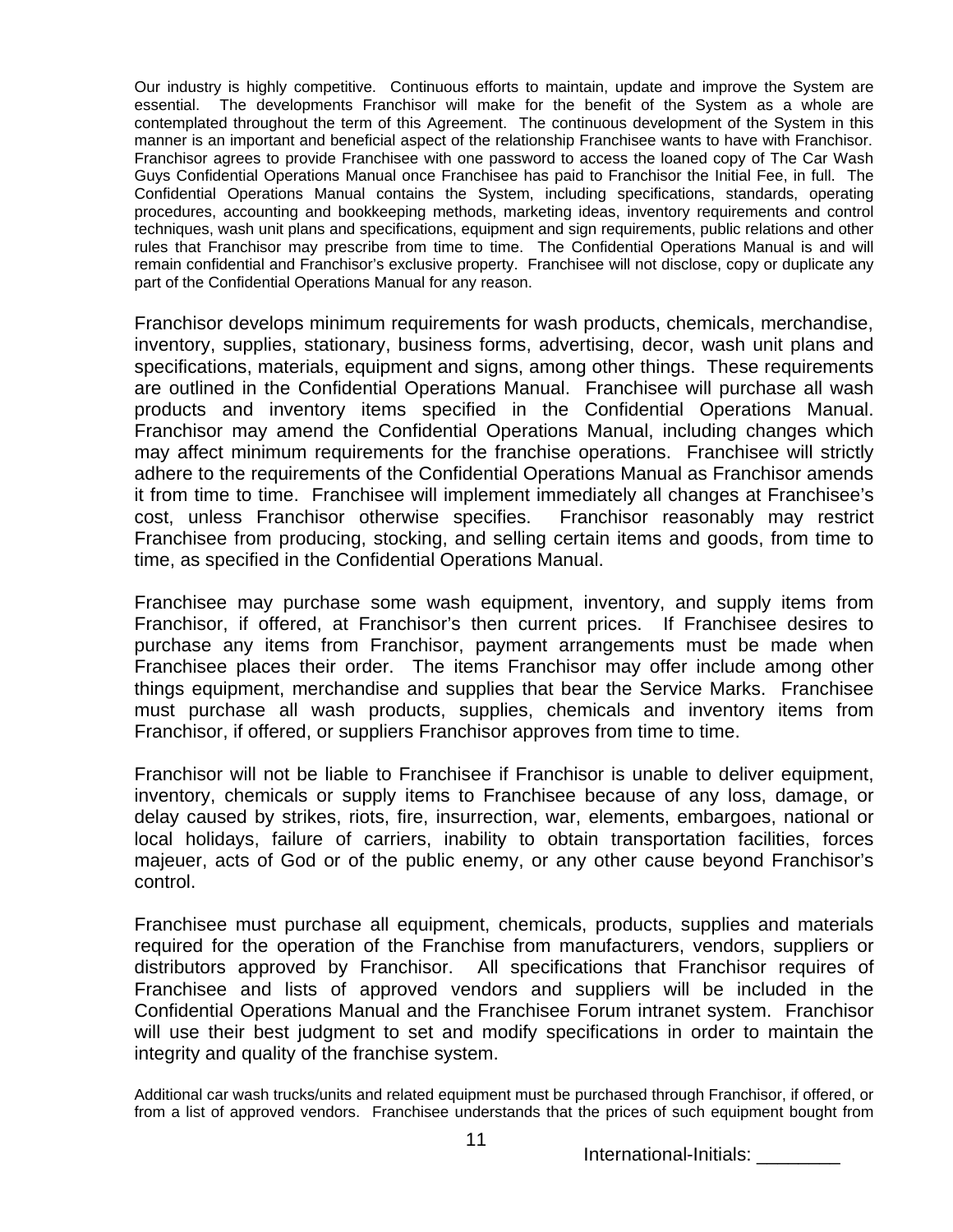Our industry is highly competitive. Continuous efforts to maintain, update and improve the System are essential. The developments Franchisor will make for the benefit of the System as a whole are contemplated throughout the term of this Agreement. The continuous development of the System in this manner is an important and beneficial aspect of the relationship Franchisee wants to have with Franchisor. Franchisor agrees to provide Franchisee with one password to access the loaned copy of The Car Wash Guys Confidential Operations Manual once Franchisee has paid to Franchisor the Initial Fee, in full. The Confidential Operations Manual contains the System, including specifications, standards, operating procedures, accounting and bookkeeping methods, marketing ideas, inventory requirements and control techniques, wash unit plans and specifications, equipment and sign requirements, public relations and other rules that Franchisor may prescribe from time to time. The Confidential Operations Manual is and will remain confidential and Franchisor's exclusive property. Franchisee will not disclose, copy or duplicate any part of the Confidential Operations Manual for any reason.

Franchisor develops minimum requirements for wash products, chemicals, merchandise, inventory, supplies, stationary, business forms, advertising, decor, wash unit plans and specifications, materials, equipment and signs, among other things. These requirements are outlined in the Confidential Operations Manual. Franchisee will purchase all wash products and inventory items specified in the Confidential Operations Manual. Franchisor may amend the Confidential Operations Manual, including changes which may affect minimum requirements for the franchise operations. Franchisee will strictly adhere to the requirements of the Confidential Operations Manual as Franchisor amends it from time to time. Franchisee will implement immediately all changes at Franchisee's cost, unless Franchisor otherwise specifies. Franchisor reasonably may restrict Franchisee from producing, stocking, and selling certain items and goods, from time to time, as specified in the Confidential Operations Manual.

Franchisee may purchase some wash equipment, inventory, and supply items from Franchisor, if offered, at Franchisor's then current prices. If Franchisee desires to purchase any items from Franchisor, payment arrangements must be made when Franchisee places their order. The items Franchisor may offer include among other things equipment, merchandise and supplies that bear the Service Marks. Franchisee must purchase all wash products, supplies, chemicals and inventory items from Franchisor, if offered, or suppliers Franchisor approves from time to time.

Franchisor will not be liable to Franchisee if Franchisor is unable to deliver equipment, inventory, chemicals or supply items to Franchisee because of any loss, damage, or delay caused by strikes, riots, fire, insurrection, war, elements, embargoes, national or local holidays, failure of carriers, inability to obtain transportation facilities, forces majeuer, acts of God or of the public enemy, or any other cause beyond Franchisor's control.

Franchisee must purchase all equipment, chemicals, products, supplies and materials required for the operation of the Franchise from manufacturers, vendors, suppliers or distributors approved by Franchisor. All specifications that Franchisor requires of Franchisee and lists of approved vendors and suppliers will be included in the Confidential Operations Manual and the Franchisee Forum intranet system. Franchisor will use their best judgment to set and modify specifications in order to maintain the integrity and quality of the franchise system.

Additional car wash trucks/units and related equipment must be purchased through Franchisor, if offered, or from a list of approved vendors. Franchisee understands that the prices of such equipment bought from

International-Initials: ________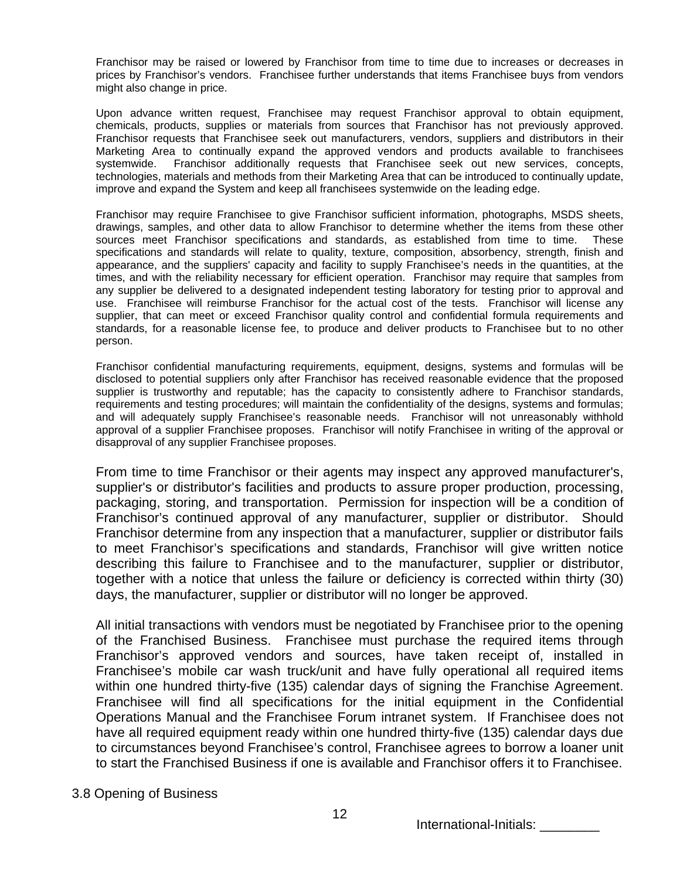Franchisor may be raised or lowered by Franchisor from time to time due to increases or decreases in prices by Franchisor's vendors. Franchisee further understands that items Franchisee buys from vendors might also change in price.

Upon advance written request, Franchisee may request Franchisor approval to obtain equipment, chemicals, products, supplies or materials from sources that Franchisor has not previously approved. Franchisor requests that Franchisee seek out manufacturers, vendors, suppliers and distributors in their Marketing Area to continually expand the approved vendors and products available to franchisees systemwide. Franchisor additionally requests that Franchisee seek out new services, concepts, technologies, materials and methods from their Marketing Area that can be introduced to continually update, improve and expand the System and keep all franchisees systemwide on the leading edge.

Franchisor may require Franchisee to give Franchisor sufficient information, photographs, MSDS sheets, drawings, samples, and other data to allow Franchisor to determine whether the items from these other sources meet Franchisor specifications and standards, as established from time to time. These specifications and standards will relate to quality, texture, composition, absorbency, strength, finish and appearance, and the suppliers' capacity and facility to supply Franchisee's needs in the quantities, at the times, and with the reliability necessary for efficient operation. Franchisor may require that samples from any supplier be delivered to a designated independent testing laboratory for testing prior to approval and use. Franchisee will reimburse Franchisor for the actual cost of the tests. Franchisor will license any supplier, that can meet or exceed Franchisor quality control and confidential formula requirements and standards, for a reasonable license fee, to produce and deliver products to Franchisee but to no other person.

Franchisor confidential manufacturing requirements, equipment, designs, systems and formulas will be disclosed to potential suppliers only after Franchisor has received reasonable evidence that the proposed supplier is trustworthy and reputable; has the capacity to consistently adhere to Franchisor standards, requirements and testing procedures; will maintain the confidentiality of the designs, systems and formulas; and will adequately supply Franchisee's reasonable needs. Franchisor will not unreasonably withhold approval of a supplier Franchisee proposes. Franchisor will notify Franchisee in writing of the approval or disapproval of any supplier Franchisee proposes.

From time to time Franchisor or their agents may inspect any approved manufacturer's, supplier's or distributor's facilities and products to assure proper production, processing, packaging, storing, and transportation. Permission for inspection will be a condition of Franchisor's continued approval of any manufacturer, supplier or distributor. Should Franchisor determine from any inspection that a manufacturer, supplier or distributor fails to meet Franchisor's specifications and standards, Franchisor will give written notice describing this failure to Franchisee and to the manufacturer, supplier or distributor, together with a notice that unless the failure or deficiency is corrected within thirty (30) days, the manufacturer, supplier or distributor will no longer be approved.

All initial transactions with vendors must be negotiated by Franchisee prior to the opening of the Franchised Business. Franchisee must purchase the required items through Franchisor's approved vendors and sources, have taken receipt of, installed in Franchisee's mobile car wash truck/unit and have fully operational all required items within one hundred thirty-five (135) calendar days of signing the Franchise Agreement. Franchisee will find all specifications for the initial equipment in the Confidential Operations Manual and the Franchisee Forum intranet system. If Franchisee does not have all required equipment ready within one hundred thirty-five (135) calendar days due to circumstances beyond Franchisee's control, Franchisee agrees to borrow a loaner unit to start the Franchised Business if one is available and Franchisor offers it to Franchisee.

3.8 Opening of Business

International-Initials: ________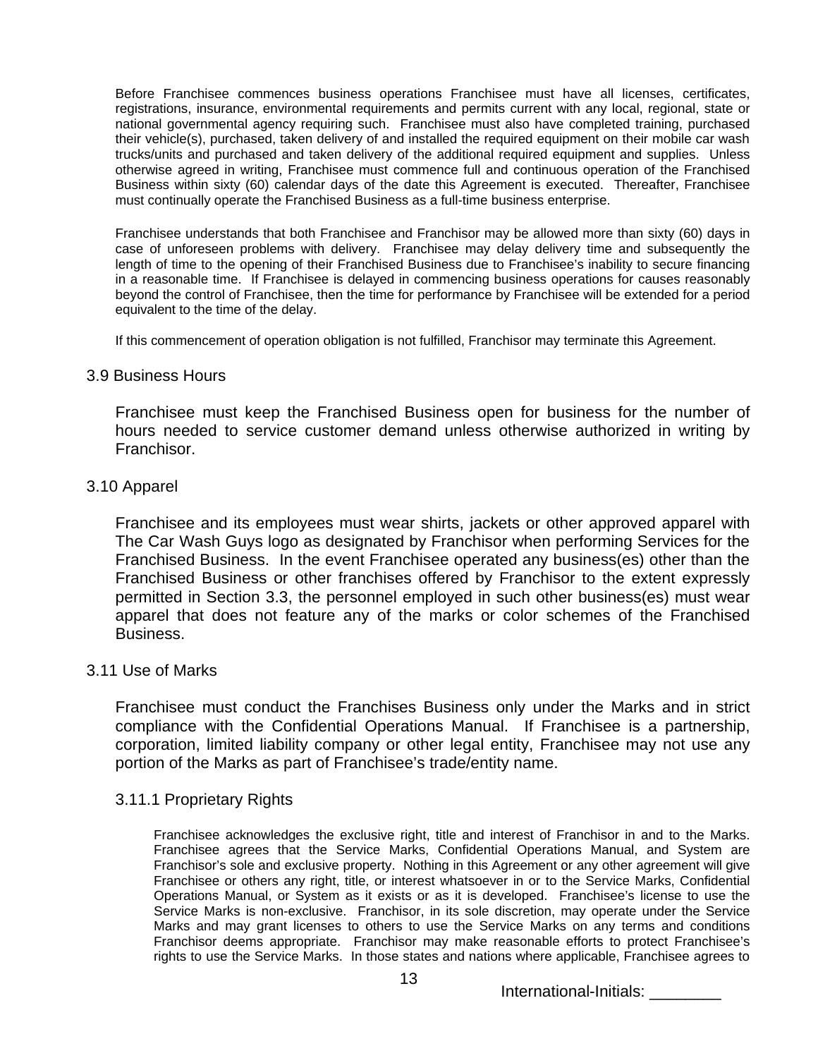Before Franchisee commences business operations Franchisee must have all licenses, certificates, registrations, insurance, environmental requirements and permits current with any local, regional, state or national governmental agency requiring such. Franchisee must also have completed training, purchased their vehicle(s), purchased, taken delivery of and installed the required equipment on their mobile car wash trucks/units and purchased and taken delivery of the additional required equipment and supplies. Unless otherwise agreed in writing, Franchisee must commence full and continuous operation of the Franchised Business within sixty (60) calendar days of the date this Agreement is executed. Thereafter, Franchisee must continually operate the Franchised Business as a full-time business enterprise.

Franchisee understands that both Franchisee and Franchisor may be allowed more than sixty (60) days in case of unforeseen problems with delivery. Franchisee may delay delivery time and subsequently the length of time to the opening of their Franchised Business due to Franchisee's inability to secure financing in a reasonable time. If Franchisee is delayed in commencing business operations for causes reasonably beyond the control of Franchisee, then the time for performance by Franchisee will be extended for a period equivalent to the time of the delay.

If this commencement of operation obligation is not fulfilled, Franchisor may terminate this Agreement.

### 3.9 Business Hours

Franchisee must keep the Franchised Business open for business for the number of hours needed to service customer demand unless otherwise authorized in writing by Franchisor.

### 3.10 Apparel

Franchisee and its employees must wear shirts, jackets or other approved apparel with The Car Wash Guys logo as designated by Franchisor when performing Services for the Franchised Business. In the event Franchisee operated any business(es) other than the Franchised Business or other franchises offered by Franchisor to the extent expressly permitted in Section 3.3, the personnel employed in such other business(es) must wear apparel that does not feature any of the marks or color schemes of the Franchised Business.

### 3.11 Use of Marks

Franchisee must conduct the Franchises Business only under the Marks and in strict compliance with the Confidential Operations Manual. If Franchisee is a partnership, corporation, limited liability company or other legal entity, Franchisee may not use any portion of the Marks as part of Franchisee's trade/entity name.

#### 3.11.1 Proprietary Rights

Franchisee acknowledges the exclusive right, title and interest of Franchisor in and to the Marks. Franchisee agrees that the Service Marks, Confidential Operations Manual, and System are Franchisor's sole and exclusive property. Nothing in this Agreement or any other agreement will give Franchisee or others any right, title, or interest whatsoever in or to the Service Marks, Confidential Operations Manual, or System as it exists or as it is developed. Franchisee's license to use the Service Marks is non-exclusive. Franchisor, in its sole discretion, may operate under the Service Marks and may grant licenses to others to use the Service Marks on any terms and conditions Franchisor deems appropriate. Franchisor may make reasonable efforts to protect Franchisee's rights to use the Service Marks. In those states and nations where applicable, Franchisee agrees to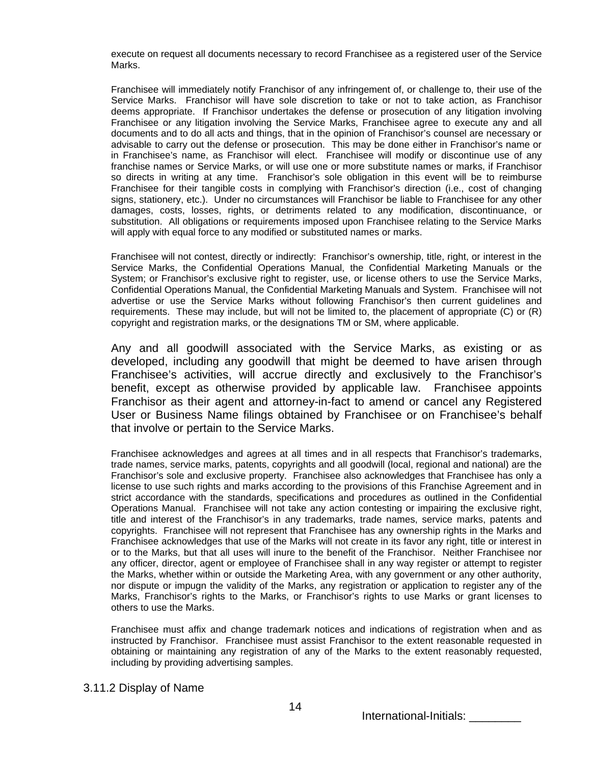execute on request all documents necessary to record Franchisee as a registered user of the Service Marks.

Franchisee will immediately notify Franchisor of any infringement of, or challenge to, their use of the Service Marks. Franchisor will have sole discretion to take or not to take action, as Franchisor deems appropriate. If Franchisor undertakes the defense or prosecution of any litigation involving Franchisee or any litigation involving the Service Marks, Franchisee agree to execute any and all documents and to do all acts and things, that in the opinion of Franchisor's counsel are necessary or advisable to carry out the defense or prosecution. This may be done either in Franchisor's name or in Franchisee's name, as Franchisor will elect. Franchisee will modify or discontinue use of any franchise names or Service Marks, or will use one or more substitute names or marks, if Franchisor so directs in writing at any time. Franchisor's sole obligation in this event will be to reimburse Franchisee for their tangible costs in complying with Franchisor's direction (i.e., cost of changing signs, stationery, etc.). Under no circumstances will Franchisor be liable to Franchisee for any other damages, costs, losses, rights, or detriments related to any modification, discontinuance, or substitution. All obligations or requirements imposed upon Franchisee relating to the Service Marks will apply with equal force to any modified or substituted names or marks.

Franchisee will not contest, directly or indirectly: Franchisor's ownership, title, right, or interest in the Service Marks, the Confidential Operations Manual, the Confidential Marketing Manuals or the System; or Franchisor's exclusive right to register, use, or license others to use the Service Marks, Confidential Operations Manual, the Confidential Marketing Manuals and System. Franchisee will not advertise or use the Service Marks without following Franchisor's then current guidelines and requirements. These may include, but will not be limited to, the placement of appropriate (C) or (R) copyright and registration marks, or the designations TM or SM, where applicable.

Any and all goodwill associated with the Service Marks, as existing or as developed, including any goodwill that might be deemed to have arisen through Franchisee's activities, will accrue directly and exclusively to the Franchisor's benefit, except as otherwise provided by applicable law. Franchisee appoints Franchisor as their agent and attorney-in-fact to amend or cancel any Registered User or Business Name filings obtained by Franchisee or on Franchisee's behalf that involve or pertain to the Service Marks.

Franchisee acknowledges and agrees at all times and in all respects that Franchisor's trademarks, trade names, service marks, patents, copyrights and all goodwill (local, regional and national) are the Franchisor's sole and exclusive property. Franchisee also acknowledges that Franchisee has only a license to use such rights and marks according to the provisions of this Franchise Agreement and in strict accordance with the standards, specifications and procedures as outlined in the Confidential Operations Manual. Franchisee will not take any action contesting or impairing the exclusive right, title and interest of the Franchisor's in any trademarks, trade names, service marks, patents and copyrights. Franchisee will not represent that Franchisee has any ownership rights in the Marks and Franchisee acknowledges that use of the Marks will not create in its favor any right, title or interest in or to the Marks, but that all uses will inure to the benefit of the Franchisor. Neither Franchisee nor any officer, director, agent or employee of Franchisee shall in any way register or attempt to register the Marks, whether within or outside the Marketing Area, with any government or any other authority, nor dispute or impugn the validity of the Marks, any registration or application to register any of the Marks, Franchisor's rights to the Marks, or Franchisor's rights to use Marks or grant licenses to others to use the Marks.

Franchisee must affix and change trademark notices and indications of registration when and as instructed by Franchisor. Franchisee must assist Franchisor to the extent reasonable requested in obtaining or maintaining any registration of any of the Marks to the extent reasonably requested, including by providing advertising samples.

3.11.2 Display of Name

International-Initials: ________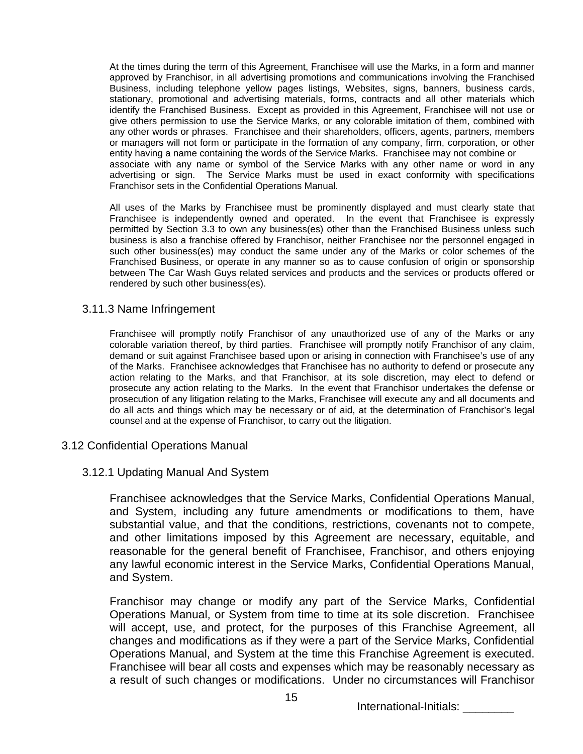At the times during the term of this Agreement, Franchisee will use the Marks, in a form and manner approved by Franchisor, in all advertising promotions and communications involving the Franchised Business, including telephone yellow pages listings, Websites, signs, banners, business cards, stationary, promotional and advertising materials, forms, contracts and all other materials which identify the Franchised Business. Except as provided in this Agreement, Franchisee will not use or give others permission to use the Service Marks, or any colorable imitation of them, combined with any other words or phrases. Franchisee and their shareholders, officers, agents, partners, members or managers will not form or participate in the formation of any company, firm, corporation, or other entity having a name containing the words of the Service Marks. Franchisee may not combine or associate with any name or symbol of the Service Marks with any other name or word in any advertising or sign. The Service Marks must be used in exact conformity with specifications Franchisor sets in the Confidential Operations Manual.

All uses of the Marks by Franchisee must be prominently displayed and must clearly state that Franchisee is independently owned and operated. In the event that Franchisee is expressly permitted by Section 3.3 to own any business(es) other than the Franchised Business unless such business is also a franchise offered by Franchisor, neither Franchisee nor the personnel engaged in such other business(es) may conduct the same under any of the Marks or color schemes of the Franchised Business, or operate in any manner so as to cause confusion of origin or sponsorship between The Car Wash Guys related services and products and the services or products offered or rendered by such other business(es).

### 3.11.3 Name Infringement

Franchisee will promptly notify Franchisor of any unauthorized use of any of the Marks or any colorable variation thereof, by third parties. Franchisee will promptly notify Franchisor of any claim, demand or suit against Franchisee based upon or arising in connection with Franchisee's use of any of the Marks. Franchisee acknowledges that Franchisee has no authority to defend or prosecute any action relating to the Marks, and that Franchisor, at its sole discretion, may elect to defend or prosecute any action relating to the Marks. In the event that Franchisor undertakes the defense or prosecution of any litigation relating to the Marks, Franchisee will execute any and all documents and do all acts and things which may be necessary or of aid, at the determination of Franchisor's legal counsel and at the expense of Franchisor, to carry out the litigation.

## 3.12 Confidential Operations Manual

### 3.12.1 Updating Manual And System

Franchisee acknowledges that the Service Marks, Confidential Operations Manual, and System, including any future amendments or modifications to them, have substantial value, and that the conditions, restrictions, covenants not to compete, and other limitations imposed by this Agreement are necessary, equitable, and reasonable for the general benefit of Franchisee, Franchisor, and others enjoying any lawful economic interest in the Service Marks, Confidential Operations Manual, and System.

Franchisor may change or modify any part of the Service Marks, Confidential Operations Manual, or System from time to time at its sole discretion. Franchisee will accept, use, and protect, for the purposes of this Franchise Agreement, all changes and modifications as if they were a part of the Service Marks, Confidential Operations Manual, and System at the time this Franchise Agreement is executed. Franchisee will bear all costs and expenses which may be reasonably necessary as a result of such changes or modifications. Under no circumstances will Franchisor

International-Initials: ________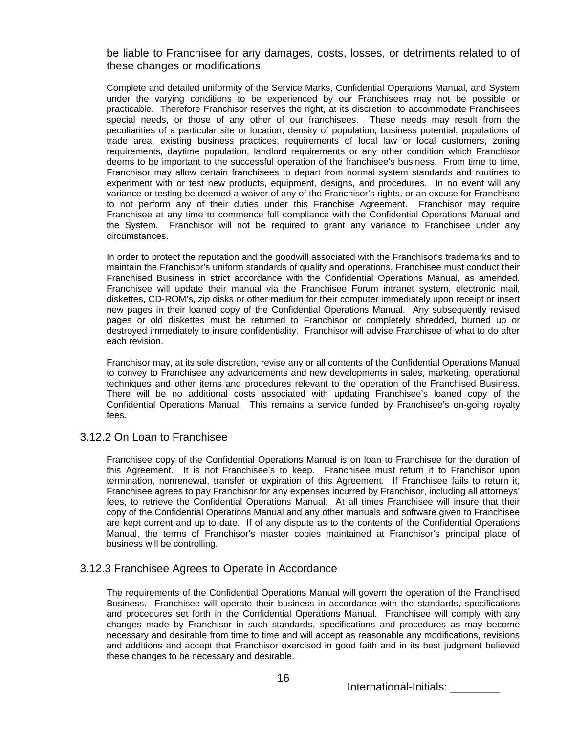be liable to Franchisee for any damages, costs, losses, or detriments related to of these changes or modifications.

Complete and detailed uniformity of the Service Marks, Confidential Operations Manual, and System under the varying conditions to be experienced by our Franchisees may not be possible or practicable. Therefore Franchisor reserves the right, at its discretion, to accommodate Franchisees special needs, or those of any other of our franchisees. These needs may result from the peculiarities of a particular site or location, density of population, business potential, populations of trade area, existing business practices, requirements of local law or local customers, zoning requirements, daytime population, landlord requirements or any other condition which Franchisor deems to be important to the successful operation of the franchisee's business. From time to time, Franchisor may allow certain franchisees to depart from normal system standards and routines to experiment with or test new products, equipment, designs, and procedures. In no event will any variance or testing be deemed a waiver of any of the Franchisor's rights, or an excuse for Franchisee to not perform any of their duties under this Franchise Agreement. Franchisor may require Franchisee at any time to commence full compliance with the Confidential Operations Manual and the System. Franchisor will not be required to grant any variance to Franchisee under any circumstances.

In order to protect the reputation and the goodwill associated with the Franchisor's trademarks and to maintain the Franchisor's uniform standards of quality and operations, Franchisee must conduct their Franchised Business in strict accordance with the Confidential Operations Manual, as amended. Franchisee will update their manual via the Franchisee Forum intranet system, electronic mail, diskettes, CD-ROM's, zip disks or other medium for their computer immediately upon receipt or insert new pages in their loaned copy of the Confidential Operations Manual. Any subsequently revised pages or old diskettes must be returned to Franchisor or completely shredded, burned up or destroyed immediately to insure confidentiality. Franchisor will advise Franchisee of what to do after each revision.

Franchisor may, at its sole discretion, revise any or all contents of the Confidential Operations Manual to convey to Franchisee any advancements and new developments in sales, marketing, operational techniques and other items and procedures relevant to the operation of the Franchised Business. There will be no additional costs associated with updating Franchisee's loaned copy of the Confidential Operations Manual. This remains a service funded by Franchisee's on-going royalty fees.

### 3.12.2 On Loan to Franchisee

Franchisee copy of the Confidential Operations Manual is on loan to Franchisee for the duration of this Agreement. It is not Franchisee's to keep. Franchisee must return it to Franchisor upon termination, nonrenewal, transfer or expiration of this Agreement. If Franchisee fails to return it, Franchisee agrees to pay Franchisor for any expenses incurred by Franchisor, including all attorneys' fees, to retrieve the Confidential Operations Manual. At all times Franchisee will insure that their copy of the Confidential Operations Manual and any other manuals and software given to Franchisee are kept current and up to date. If of any dispute as to the contents of the Confidential Operations Manual, the terms of Franchisor's master copies maintained at Franchisor's principal place of business will be controlling.

### 3.12.3 Franchisee Agrees to Operate in Accordance

The requirements of the Confidential Operations Manual will govern the operation of the Franchised Business. Franchisee will operate their business in accordance with the standards, specifications and procedures set forth in the Confidential Operations Manual. Franchisee will comply with any changes made by Franchisor in such standards, specifications and procedures as may become necessary and desirable from time to time and will accept as reasonable any modifications, revisions and additions and accept that Franchisor exercised in good faith and in its best judgment believed these changes to be necessary and desirable.

International-Initials: ________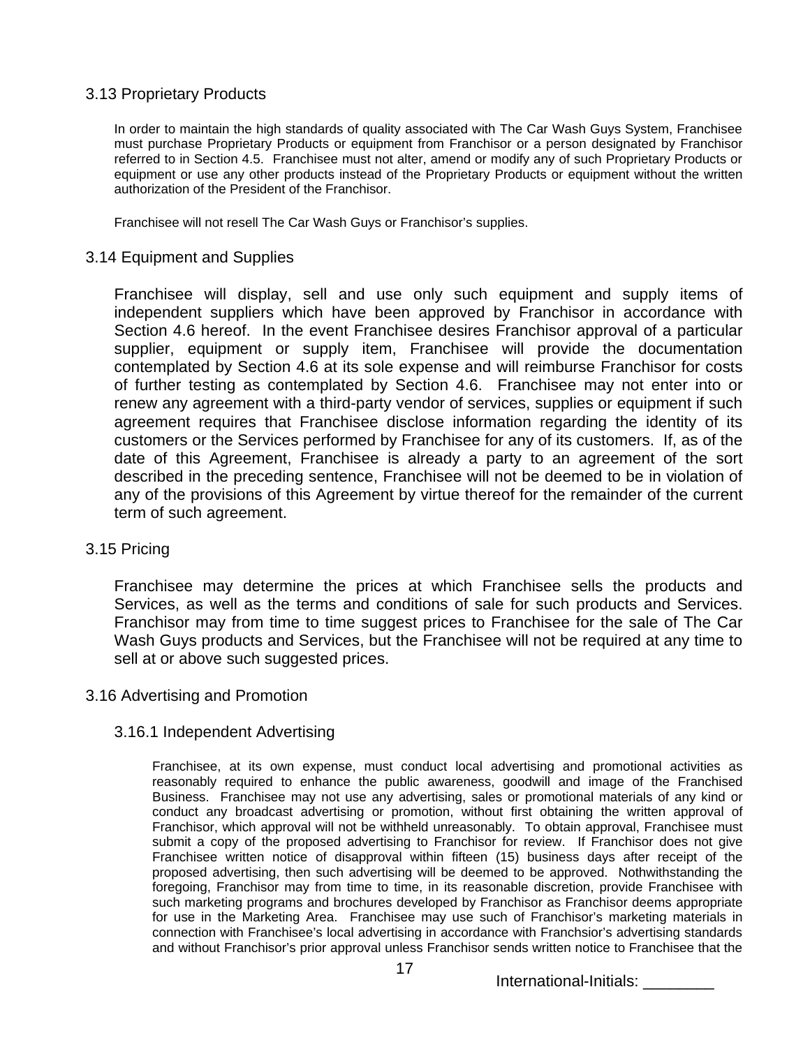### 3.13 Proprietary Products

In order to maintain the high standards of quality associated with The Car Wash Guys System, Franchisee must purchase Proprietary Products or equipment from Franchisor or a person designated by Franchisor referred to in Section 4.5. Franchisee must not alter, amend or modify any of such Proprietary Products or equipment or use any other products instead of the Proprietary Products or equipment without the written authorization of the President of the Franchisor.

Franchisee will not resell The Car Wash Guys or Franchisor's supplies.

### 3.14 Equipment and Supplies

Franchisee will display, sell and use only such equipment and supply items of independent suppliers which have been approved by Franchisor in accordance with Section 4.6 hereof. In the event Franchisee desires Franchisor approval of a particular supplier, equipment or supply item, Franchisee will provide the documentation contemplated by Section 4.6 at its sole expense and will reimburse Franchisor for costs of further testing as contemplated by Section 4.6. Franchisee may not enter into or renew any agreement with a third-party vendor of services, supplies or equipment if such agreement requires that Franchisee disclose information regarding the identity of its customers or the Services performed by Franchisee for any of its customers. If, as of the date of this Agreement, Franchisee is already a party to an agreement of the sort described in the preceding sentence, Franchisee will not be deemed to be in violation of any of the provisions of this Agreement by virtue thereof for the remainder of the current term of such agreement.

### 3.15 Pricing

Franchisee may determine the prices at which Franchisee sells the products and Services, as well as the terms and conditions of sale for such products and Services. Franchisor may from time to time suggest prices to Franchisee for the sale of The Car Wash Guys products and Services, but the Franchisee will not be required at any time to sell at or above such suggested prices.

### 3.16 Advertising and Promotion

#### 3.16.1 Independent Advertising

Franchisee, at its own expense, must conduct local advertising and promotional activities as reasonably required to enhance the public awareness, goodwill and image of the Franchised Business. Franchisee may not use any advertising, sales or promotional materials of any kind or conduct any broadcast advertising or promotion, without first obtaining the written approval of Franchisor, which approval will not be withheld unreasonably. To obtain approval, Franchisee must submit a copy of the proposed advertising to Franchisor for review. If Franchisor does not give Franchisee written notice of disapproval within fifteen (15) business days after receipt of the proposed advertising, then such advertising will be deemed to be approved. Nothwithstanding the foregoing, Franchisor may from time to time, in its reasonable discretion, provide Franchisee with such marketing programs and brochures developed by Franchisor as Franchisor deems appropriate for use in the Marketing Area. Franchisee may use such of Franchisor's marketing materials in connection with Franchisee's local advertising in accordance with Franchsior's advertising standards and without Franchisor's prior approval unless Franchisor sends written notice to Franchisee that the

International-Initials: ________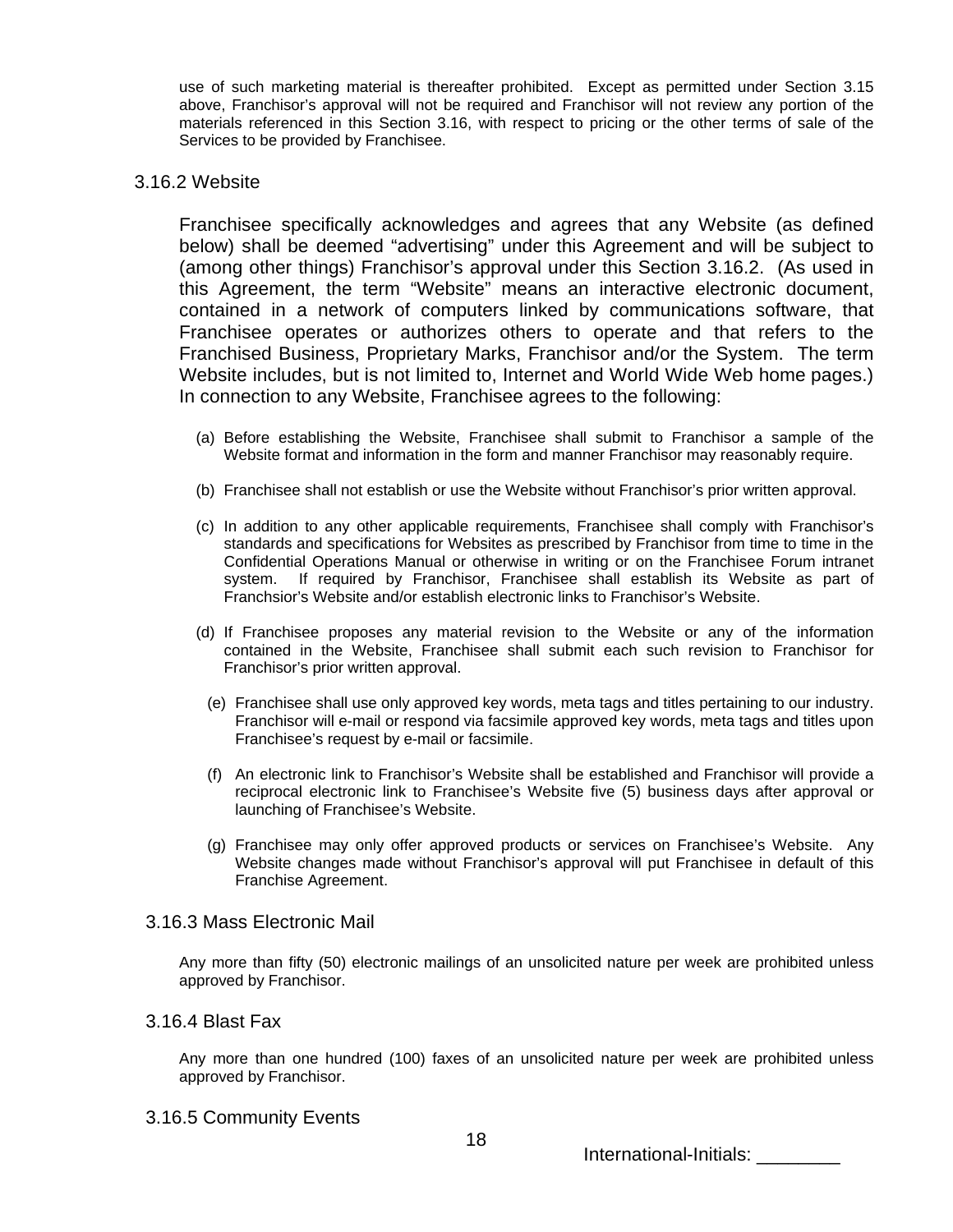use of such marketing material is thereafter prohibited. Except as permitted under Section 3.15 above, Franchisor's approval will not be required and Franchisor will not review any portion of the materials referenced in this Section 3.16, with respect to pricing or the other terms of sale of the Services to be provided by Franchisee.

### 3.16.2 Website

Franchisee specifically acknowledges and agrees that any Website (as defined below) shall be deemed "advertising" under this Agreement and will be subject to (among other things) Franchisor's approval under this Section 3.16.2. (As used in this Agreement, the term "Website" means an interactive electronic document, contained in a network of computers linked by communications software, that Franchisee operates or authorizes others to operate and that refers to the Franchised Business, Proprietary Marks, Franchisor and/or the System. The term Website includes, but is not limited to, Internet and World Wide Web home pages.) In connection to any Website, Franchisee agrees to the following:

(a) Before establishing the Website, Franchisee shall submit to Franchisor a sample of the Website format and information in the form and manner Franchisor may reasonably require.

(b) Franchisee shall not establish or use the Website without Franchisor's prior written approval.

(c) In addition to any other applicable requirements, Franchisee shall comply with Franchisor's standards and specifications for Websites as prescribed by Franchisor from time to time in the Confidential Operations Manual or otherwise in writing or on the Franchisee Forum intranet system. If required by Franchisor, Franchisee shall establish its Website as part of Franchsior's Website and/or establish electronic links to Franchisor's Website.

(d) If Franchisee proposes any material revision to the Website or any of the information contained in the Website, Franchisee shall submit each such revision to Franchisor for Franchisor's prior written approval.

(e) Franchisee shall use only approved key words, meta tags and titles pertaining to our industry. Franchisor will e-mail or respond via facsimile approved key words, meta tags and titles upon Franchisee's request by e-mail or facsimile.

(f) An electronic link to Franchisor's Website shall be established and Franchisor will provide a reciprocal electronic link to Franchisee's Website five (5) business days after approval or launching of Franchisee's Website.

(g) Franchisee may only offer approved products or services on Franchisee's Website. Any Website changes made without Franchisor's approval will put Franchisee in default of this Franchise Agreement.

### 3.16.3 Mass Electronic Mail

Any more than fifty (50) electronic mailings of an unsolicited nature per week are prohibited unless approved by Franchisor.

### 3.16.4 Blast Fax

Any more than one hundred (100) faxes of an unsolicited nature per week are prohibited unless approved by Franchisor.

### 3.16.5 Community Events

International-Initials: ________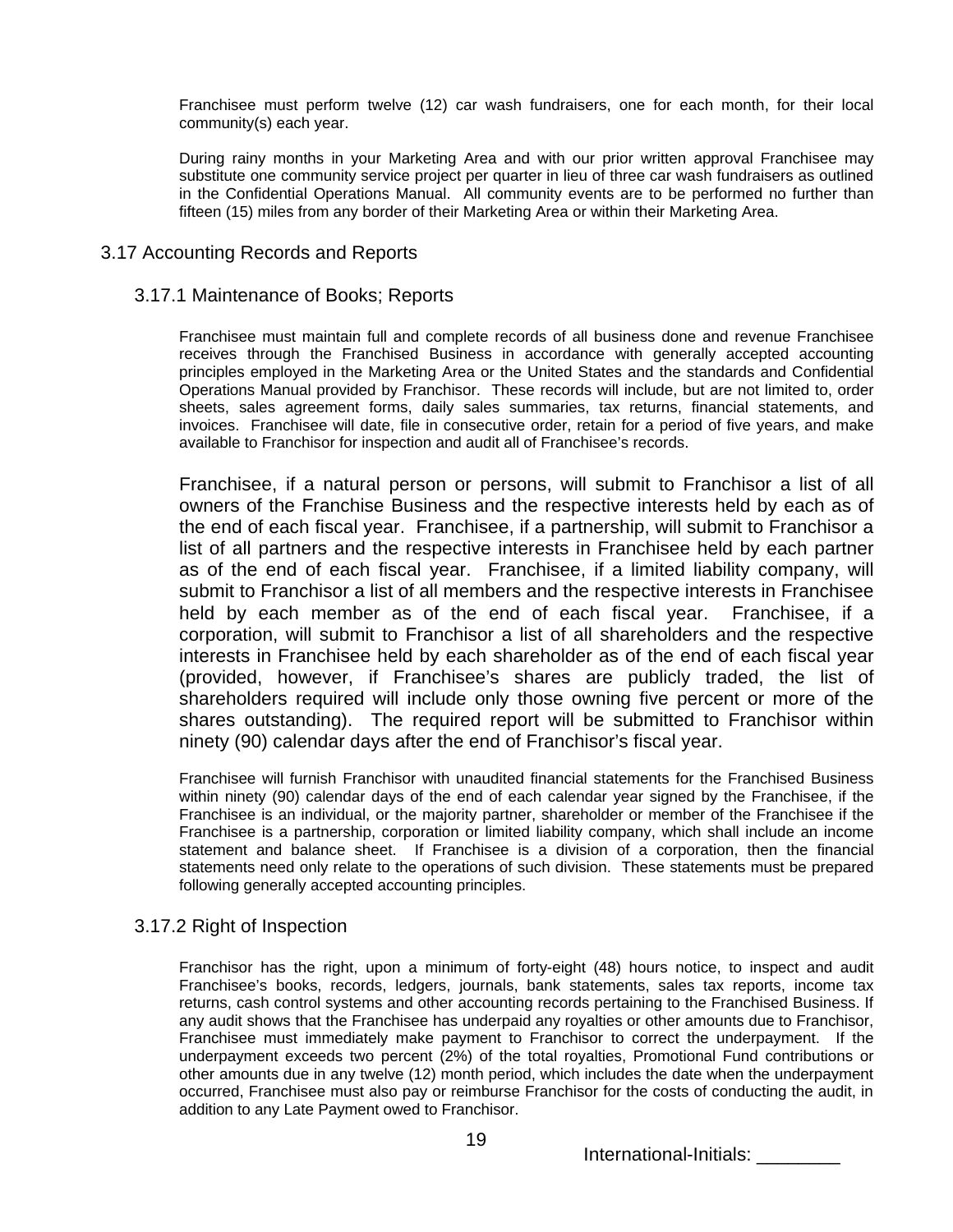Franchisee must perform twelve (12) car wash fundraisers, one for each month, for their local community(s) each year.

During rainy months in your Marketing Area and with our prior written approval Franchisee may substitute one community service project per quarter in lieu of three car wash fundraisers as outlined in the Confidential Operations Manual. All community events are to be performed no further than fifteen (15) miles from any border of their Marketing Area or within their Marketing Area.

## 3.17 Accounting Records and Reports

### 3.17.1 Maintenance of Books; Reports

Franchisee must maintain full and complete records of all business done and revenue Franchisee receives through the Franchised Business in accordance with generally accepted accounting principles employed in the Marketing Area or the United States and the standards and Confidential Operations Manual provided by Franchisor. These records will include, but are not limited to, order sheets, sales agreement forms, daily sales summaries, tax returns, financial statements, and invoices. Franchisee will date, file in consecutive order, retain for a period of five years, and make available to Franchisor for inspection and audit all of Franchisee's records.

Franchisee, if a natural person or persons, will submit to Franchisor a list of all owners of the Franchise Business and the respective interests held by each as of the end of each fiscal year. Franchisee, if a partnership, will submit to Franchisor a list of all partners and the respective interests in Franchisee held by each partner as of the end of each fiscal year. Franchisee, if a limited liability company, will submit to Franchisor a list of all members and the respective interests in Franchisee held by each member as of the end of each fiscal year. Franchisee, if a corporation, will submit to Franchisor a list of all shareholders and the respective interests in Franchisee held by each shareholder as of the end of each fiscal year (provided, however, if Franchisee's shares are publicly traded, the list of shareholders required will include only those owning five percent or more of the shares outstanding). The required report will be submitted to Franchisor within ninety (90) calendar days after the end of Franchisor's fiscal year.

Franchisee will furnish Franchisor with unaudited financial statements for the Franchised Business within ninety (90) calendar days of the end of each calendar year signed by the Franchisee, if the Franchisee is an individual, or the majority partner, shareholder or member of the Franchisee if the Franchisee is a partnership, corporation or limited liability company, which shall include an income statement and balance sheet. If Franchisee is a division of a corporation, then the financial statements need only relate to the operations of such division. These statements must be prepared following generally accepted accounting principles.

### 3.17.2 Right of Inspection

Franchisor has the right, upon a minimum of forty-eight (48) hours notice, to inspect and audit Franchisee's books, records, ledgers, journals, bank statements, sales tax reports, income tax returns, cash control systems and other accounting records pertaining to the Franchised Business. If any audit shows that the Franchisee has underpaid any royalties or other amounts due to Franchisor, Franchisee must immediately make payment to Franchisor to correct the underpayment. If the underpayment exceeds two percent (2%) of the total royalties, Promotional Fund contributions or other amounts due in any twelve (12) month period, which includes the date when the underpayment occurred, Franchisee must also pay or reimburse Franchisor for the costs of conducting the audit, in addition to any Late Payment owed to Franchisor.

International-Initials: ________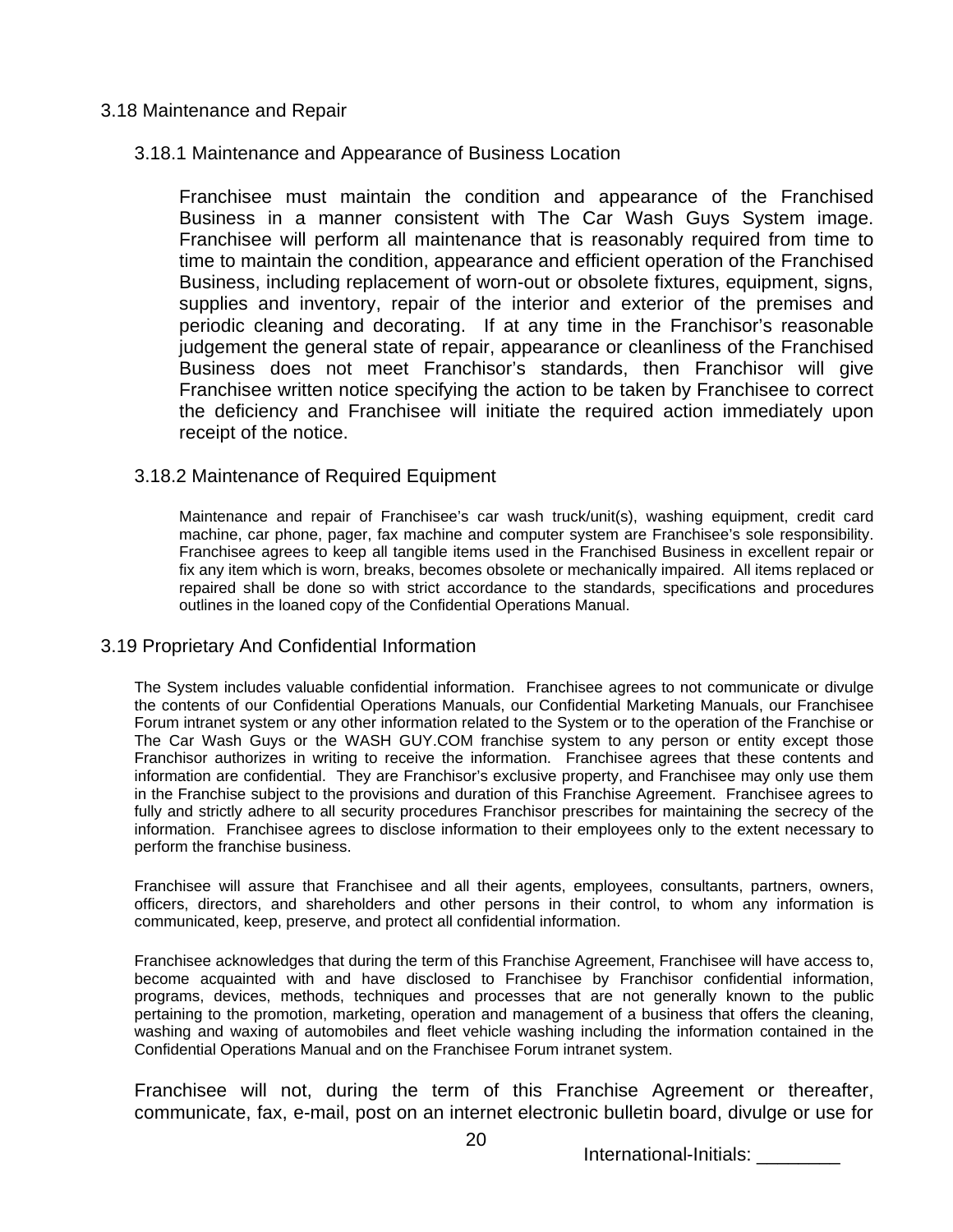### 3.18 Maintenance and Repair

#### 3.18.1 Maintenance and Appearance of Business Location

Franchisee must maintain the condition and appearance of the Franchised Business in a manner consistent with The Car Wash Guys System image. Franchisee will perform all maintenance that is reasonably required from time to time to maintain the condition, appearance and efficient operation of the Franchised Business, including replacement of worn-out or obsolete fixtures, equipment, signs, supplies and inventory, repair of the interior and exterior of the premises and periodic cleaning and decorating. If at any time in the Franchisor's reasonable judgement the general state of repair, appearance or cleanliness of the Franchised Business does not meet Franchisor's standards, then Franchisor will give Franchisee written notice specifying the action to be taken by Franchisee to correct the deficiency and Franchisee will initiate the required action immediately upon receipt of the notice.

#### 3.18.2 Maintenance of Required Equipment

Maintenance and repair of Franchisee's car wash truck/unit(s), washing equipment, credit card machine, car phone, pager, fax machine and computer system are Franchisee's sole responsibility. Franchisee agrees to keep all tangible items used in the Franchised Business in excellent repair or fix any item which is worn, breaks, becomes obsolete or mechanically impaired. All items replaced or repaired shall be done so with strict accordance to the standards, specifications and procedures outlines in the loaned copy of the Confidential Operations Manual.

### 3.19 Proprietary And Confidential Information

The System includes valuable confidential information. Franchisee agrees to not communicate or divulge the contents of our Confidential Operations Manuals, our Confidential Marketing Manuals, our Franchisee Forum intranet system or any other information related to the System or to the operation of the Franchise or The Car Wash Guys or the WASH GUY.COM franchise system to any person or entity except those Franchisor authorizes in writing to receive the information. Franchisee agrees that these contents and information are confidential. They are Franchisor's exclusive property, and Franchisee may only use them in the Franchise subject to the provisions and duration of this Franchise Agreement. Franchisee agrees to fully and strictly adhere to all security procedures Franchisor prescribes for maintaining the secrecy of the information. Franchisee agrees to disclose information to their employees only to the extent necessary to perform the franchise business.

Franchisee will assure that Franchisee and all their agents, employees, consultants, partners, owners, officers, directors, and shareholders and other persons in their control, to whom any information is communicated, keep, preserve, and protect all confidential information.

Franchisee acknowledges that during the term of this Franchise Agreement, Franchisee will have access to, become acquainted with and have disclosed to Franchisee by Franchisor confidential information, programs, devices, methods, techniques and processes that are not generally known to the public pertaining to the promotion, marketing, operation and management of a business that offers the cleaning, washing and waxing of automobiles and fleet vehicle washing including the information contained in the Confidential Operations Manual and on the Franchisee Forum intranet system.

Franchisee will not, during the term of this Franchise Agreement or thereafter, communicate, fax, e-mail, post on an internet electronic bulletin board, divulge or use for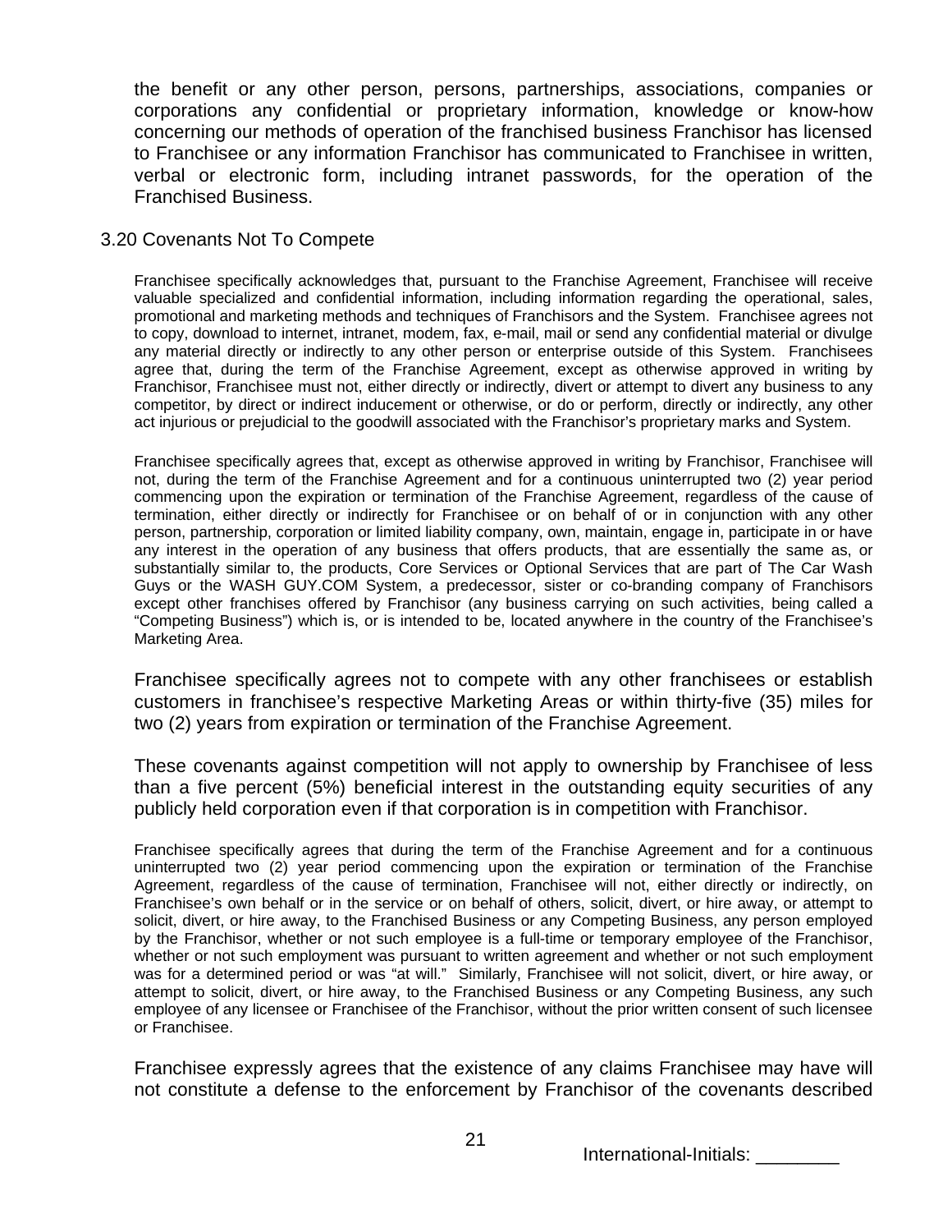the benefit or any other person, persons, partnerships, associations, companies or corporations any confidential or proprietary information, knowledge or know-how concerning our methods of operation of the franchised business Franchisor has licensed to Franchisee or any information Franchisor has communicated to Franchisee in written, verbal or electronic form, including intranet passwords, for the operation of the Franchised Business.

3.20 Covenants Not To Compete

Franchisee specifically acknowledges that, pursuant to the Franchise Agreement, Franchisee will receive valuable specialized and confidential information, including information regarding the operational, sales, promotional and marketing methods and techniques of Franchisors and the System. Franchisee agrees not to copy, download to internet, intranet, modem, fax, e-mail, mail or send any confidential material or divulge any material directly or indirectly to any other person or enterprise outside of this System. Franchisees agree that, during the term of the Franchise Agreement, except as otherwise approved in writing by Franchisor, Franchisee must not, either directly or indirectly, divert or attempt to divert any business to any competitor, by direct or indirect inducement or otherwise, or do or perform, directly or indirectly, any other act injurious or prejudicial to the goodwill associated with the Franchisor's proprietary marks and System.

Franchisee specifically agrees that, except as otherwise approved in writing by Franchisor, Franchisee will not, during the term of the Franchise Agreement and for a continuous uninterrupted two (2) year period commencing upon the expiration or termination of the Franchise Agreement, regardless of the cause of termination, either directly or indirectly for Franchisee or on behalf of or in conjunction with any other person, partnership, corporation or limited liability company, own, maintain, engage in, participate in or have any interest in the operation of any business that offers products, that are essentially the same as, or substantially similar to, the products, Core Services or Optional Services that are part of The Car Wash Guys or the WASH GUY.COM System, a predecessor, sister or co-branding company of Franchisors except other franchises offered by Franchisor (any business carrying on such activities, being called a "Competing Business") which is, or is intended to be, located anywhere in the country of the Franchisee's Marketing Area.

Franchisee specifically agrees not to compete with any other franchisees or establish customers in franchisee's respective Marketing Areas or within thirty-five (35) miles for two (2) years from expiration or termination of the Franchise Agreement.

These covenants against competition will not apply to ownership by Franchisee of less than a five percent (5%) beneficial interest in the outstanding equity securities of any publicly held corporation even if that corporation is in competition with Franchisor.

Franchisee specifically agrees that during the term of the Franchise Agreement and for a continuous uninterrupted two (2) year period commencing upon the expiration or termination of the Franchise Agreement, regardless of the cause of termination, Franchisee will not, either directly or indirectly, on Franchisee's own behalf or in the service or on behalf of others, solicit, divert, or hire away, or attempt to solicit, divert, or hire away, to the Franchised Business or any Competing Business, any person employed by the Franchisor, whether or not such employee is a full-time or temporary employee of the Franchisor, whether or not such employment was pursuant to written agreement and whether or not such employment was for a determined period or was "at will." Similarly, Franchisee will not solicit, divert, or hire away, or attempt to solicit, divert, or hire away, to the Franchised Business or any Competing Business, any such employee of any licensee or Franchisee of the Franchisor, without the prior written consent of such licensee or Franchisee.

Franchisee expressly agrees that the existence of any claims Franchisee may have will not constitute a defense to the enforcement by Franchisor of the covenants described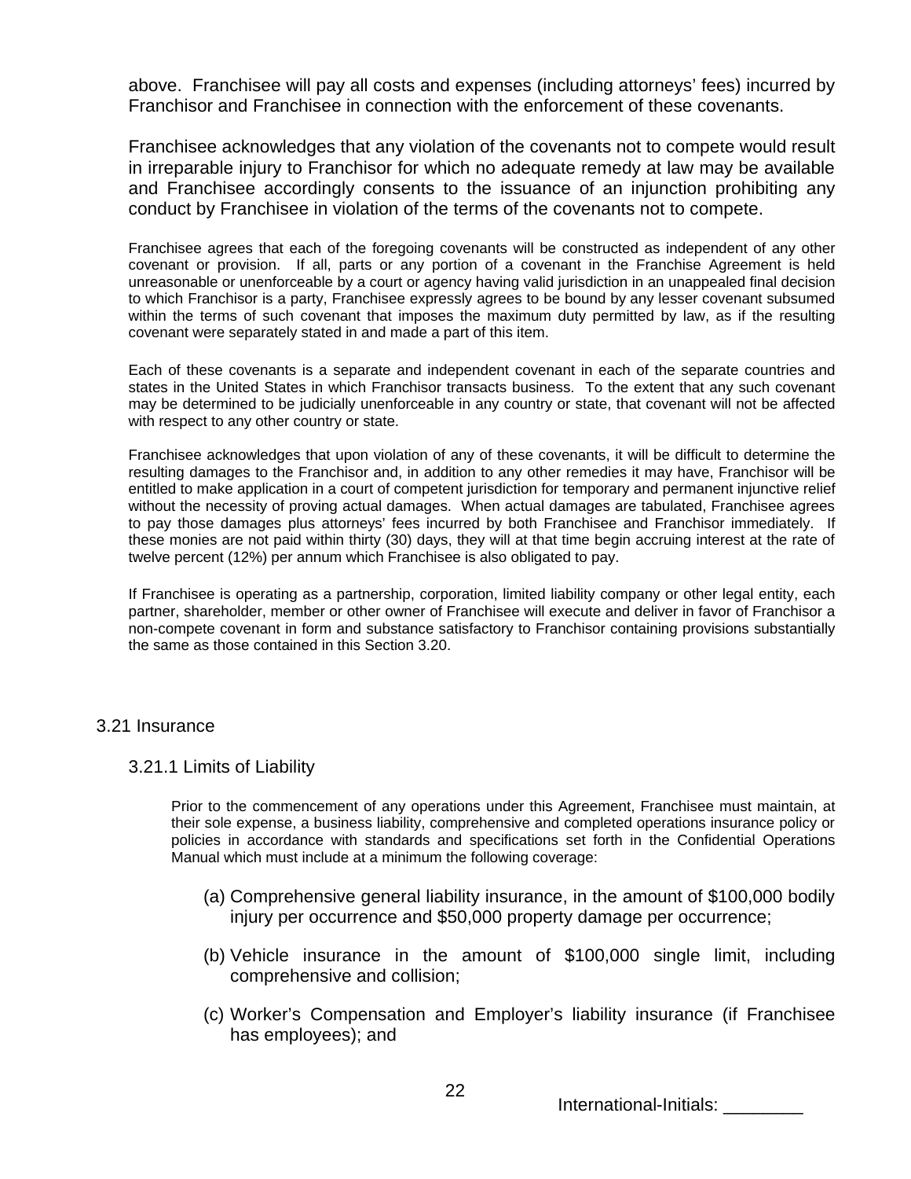above. Franchisee will pay all costs and expenses (including attorneys' fees) incurred by Franchisor and Franchisee in connection with the enforcement of these covenants.

Franchisee acknowledges that any violation of the covenants not to compete would result in irreparable injury to Franchisor for which no adequate remedy at law may be available and Franchisee accordingly consents to the issuance of an injunction prohibiting any conduct by Franchisee in violation of the terms of the covenants not to compete.

Franchisee agrees that each of the foregoing covenants will be constructed as independent of any other covenant or provision. If all, parts or any portion of a covenant in the Franchise Agreement is held unreasonable or unenforceable by a court or agency having valid jurisdiction in an unappealed final decision to which Franchisor is a party, Franchisee expressly agrees to be bound by any lesser covenant subsumed within the terms of such covenant that imposes the maximum duty permitted by law, as if the resulting covenant were separately stated in and made a part of this item.

Each of these covenants is a separate and independent covenant in each of the separate countries and states in the United States in which Franchisor transacts business. To the extent that any such covenant may be determined to be judicially unenforceable in any country or state, that covenant will not be affected with respect to any other country or state.

Franchisee acknowledges that upon violation of any of these covenants, it will be difficult to determine the resulting damages to the Franchisor and, in addition to any other remedies it may have, Franchisor will be entitled to make application in a court of competent jurisdiction for temporary and permanent injunctive relief without the necessity of proving actual damages. When actual damages are tabulated, Franchisee agrees to pay those damages plus attorneys' fees incurred by both Franchisee and Franchisor immediately. If these monies are not paid within thirty (30) days, they will at that time begin accruing interest at the rate of twelve percent (12%) per annum which Franchisee is also obligated to pay.

If Franchisee is operating as a partnership, corporation, limited liability company or other legal entity, each partner, shareholder, member or other owner of Franchisee will execute and deliver in favor of Franchisor a non-compete covenant in form and substance satisfactory to Franchisor containing provisions substantially the same as those contained in this Section 3.20.

## 3.21 Insurance

### 3.21.1 Limits of Liability

Prior to the commencement of any operations under this Agreement, Franchisee must maintain, at their sole expense, a business liability, comprehensive and completed operations insurance policy or policies in accordance with standards and specifications set forth in the Confidential Operations Manual which must include at a minimum the following coverage:

(a) Comprehensive general liability insurance, in the amount of $100,000 bodily injury per occurrence and $50,000 property damage per occurrence;

(b) Vehicle insurance in the amount of $100,000 single limit, including comprehensive and collision;

(c) Worker's Compensation and Employer's liability insurance (if Franchisee has employees); and

International-Initials: ________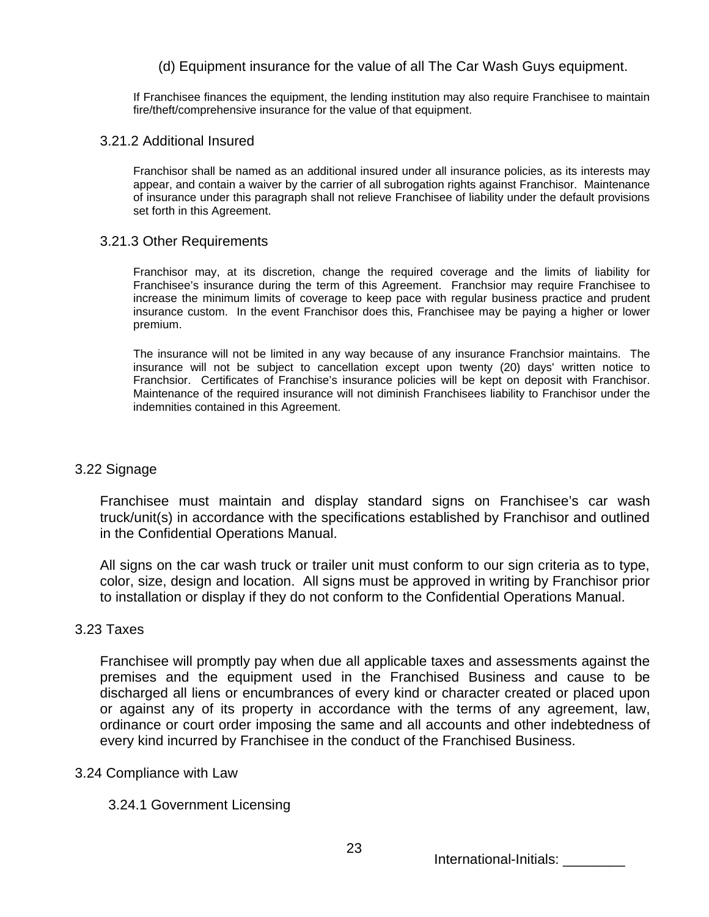(d) Equipment insurance for the value of all The Car Wash Guys equipment.

If Franchisee finances the equipment, the lending institution may also require Franchisee to maintain fire/theft/comprehensive insurance for the value of that equipment.

### 3.21.2 Additional Insured

Franchisor shall be named as an additional insured under all insurance policies, as its interests may appear, and contain a waiver by the carrier of all subrogation rights against Franchisor. Maintenance of insurance under this paragraph shall not relieve Franchisee of liability under the default provisions set forth in this Agreement.

### 3.21.3 Other Requirements

Franchisor may, at its discretion, change the required coverage and the limits of liability for Franchisee's insurance during the term of this Agreement. Franchsior may require Franchisee to increase the minimum limits of coverage to keep pace with regular business practice and prudent insurance custom. In the event Franchisor does this, Franchisee may be paying a higher or lower premium.

The insurance will not be limited in any way because of any insurance Franchsior maintains. The insurance will not be subject to cancellation except upon twenty (20) days' written notice to Franchsior. Certificates of Franchise's insurance policies will be kept on deposit with Franchisor. Maintenance of the required insurance will not diminish Franchisees liability to Franchisor under the indemnities contained in this Agreement.

## 3.22 Signage

Franchisee must maintain and display standard signs on Franchisee's car wash truck/unit(s) in accordance with the specifications established by Franchisor and outlined in the Confidential Operations Manual.

All signs on the car wash truck or trailer unit must conform to our sign criteria as to type, color, size, design and location. All signs must be approved in writing by Franchisor prior to installation or display if they do not conform to the Confidential Operations Manual.

## 3.23 Taxes

Franchisee will promptly pay when due all applicable taxes and assessments against the premises and the equipment used in the Franchised Business and cause to be discharged all liens or encumbrances of every kind or character created or placed upon or against any of its property in accordance with the terms of any agreement, law, ordinance or court order imposing the same and all accounts and other indebtedness of every kind incurred by Franchisee in the conduct of the Franchised Business.

## 3.24 Compliance with Law

### 3.24.1 Government Licensing

International-Initials: ________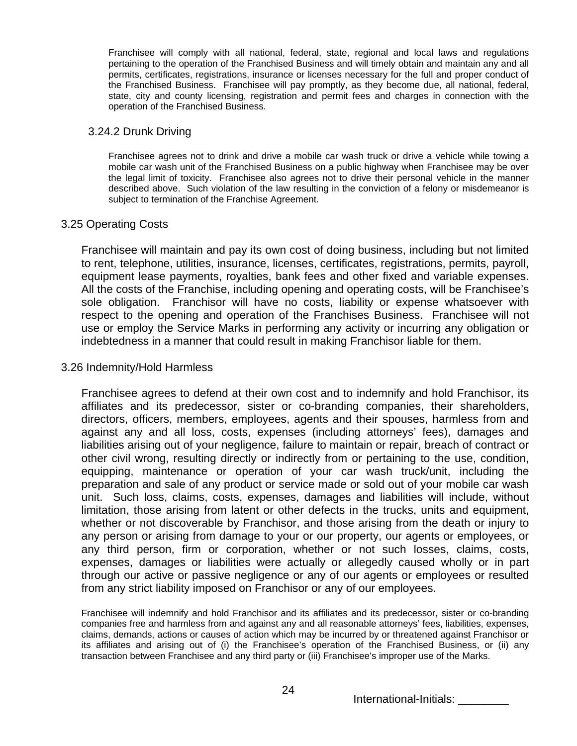Franchisee will comply with all national, federal, state, regional and local laws and regulations pertaining to the operation of the Franchised Business and will timely obtain and maintain any and all permits, certificates, registrations, insurance or licenses necessary for the full and proper conduct of the Franchised Business. Franchisee will pay promptly, as they become due, all national, federal, state, city and county licensing, registration and permit fees and charges in connection with the operation of the Franchised Business.

#### 3.24.2 Drunk Driving

Franchisee agrees not to drink and drive a mobile car wash truck or drive a vehicle while towing a mobile car wash unit of the Franchised Business on a public highway when Franchisee may be over the legal limit of toxicity. Franchisee also agrees not to drive their personal vehicle in the manner described above. Such violation of the law resulting in the conviction of a felony or misdemeanor is subject to termination of the Franchise Agreement.

### 3.25 Operating Costs

Franchisee will maintain and pay its own cost of doing business, including but not limited to rent, telephone, utilities, insurance, licenses, certificates, registrations, permits, payroll, equipment lease payments, royalties, bank fees and other fixed and variable expenses. All the costs of the Franchise, including opening and operating costs, will be Franchisee's sole obligation. Franchisor will have no costs, liability or expense whatsoever with respect to the opening and operation of the Franchises Business. Franchisee will not use or employ the Service Marks in performing any activity or incurring any obligation or indebtedness in a manner that could result in making Franchisor liable for them.

### 3.26 Indemnity/Hold Harmless

Franchisee agrees to defend at their own cost and to indemnify and hold Franchisor, its affiliates and its predecessor, sister or co-branding companies, their shareholders, directors, officers, members, employees, agents and their spouses, harmless from and against any and all loss, costs, expenses (including attorneys' fees), damages and liabilities arising out of your negligence, failure to maintain or repair, breach of contract or other civil wrong, resulting directly or indirectly from or pertaining to the use, condition, equipping, maintenance or operation of your car wash truck/unit, including the preparation and sale of any product or service made or sold out of your mobile car wash unit. Such loss, claims, costs, expenses, damages and liabilities will include, without limitation, those arising from latent or other defects in the trucks, units and equipment, whether or not discoverable by Franchisor, and those arising from the death or injury to any person or arising from damage to your or our property, our agents or employees, or any third person, firm or corporation, whether or not such losses, claims, costs, expenses, damages or liabilities were actually or allegedly caused wholly or in part through our active or passive negligence or any of our agents or employees or resulted from any strict liability imposed on Franchisor or any of our employees.

Franchisee will indemnify and hold Franchisor and its affiliates and its predecessor, sister or co-branding companies free and harmless from and against any and all reasonable attorneys' fees, liabilities, expenses, claims, demands, actions or causes of action which may be incurred by or threatened against Franchisor or its affiliates and arising out of (i) the Franchisee's operation of the Franchised Business, or (ii) any transaction between Franchisee and any third party or (iii) Franchisee's improper use of the Marks.

International-Initials: ________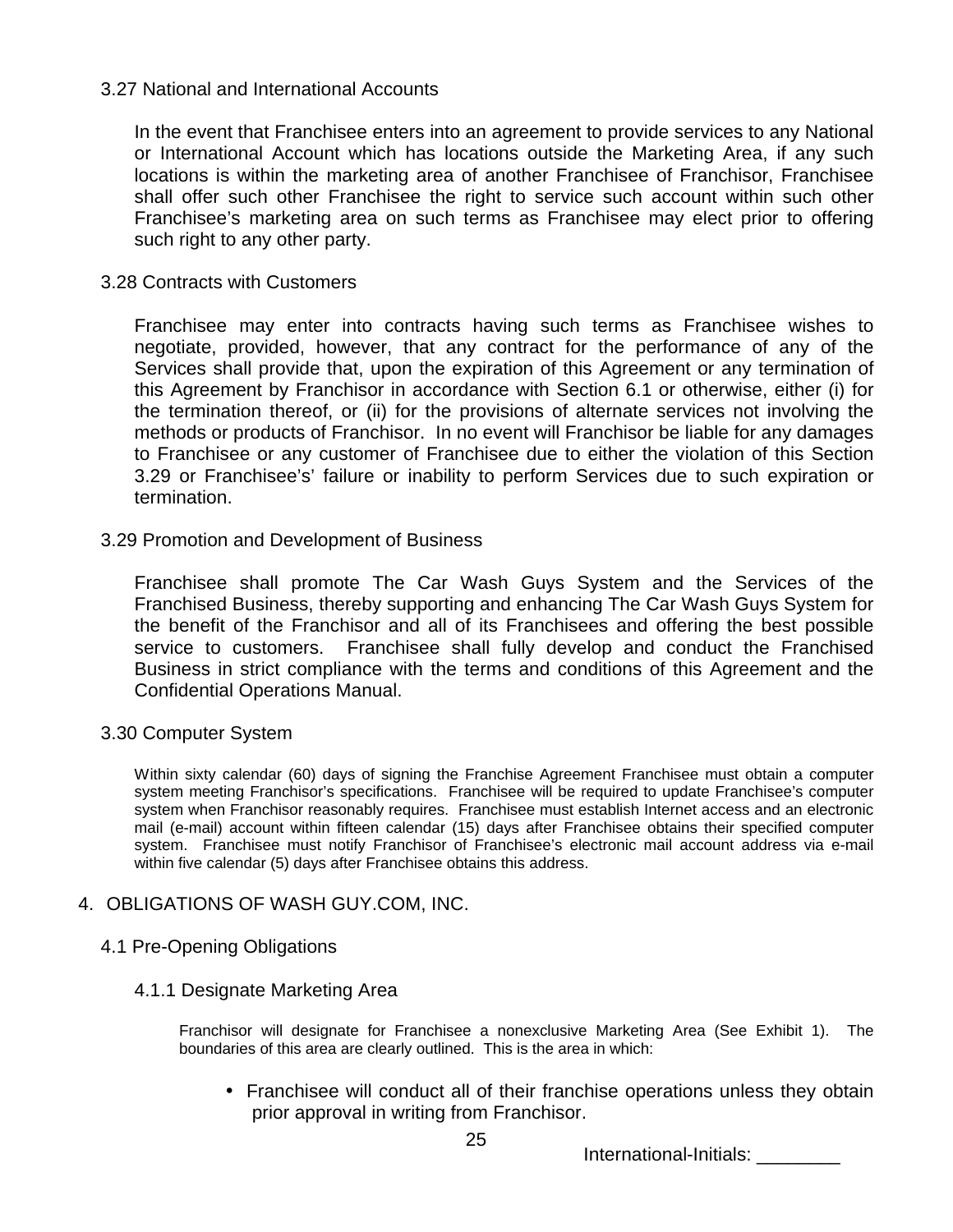### 3.27 National and International Accounts

In the event that Franchisee enters into an agreement to provide services to any National or International Account which has locations outside the Marketing Area, if any such locations is within the marketing area of another Franchisee of Franchisor, Franchisee shall offer such other Franchisee the right to service such account within such other Franchisee's marketing area on such terms as Franchisee may elect prior to offering such right to any other party.

### 3.28 Contracts with Customers

Franchisee may enter into contracts having such terms as Franchisee wishes to negotiate, provided, however, that any contract for the performance of any of the Services shall provide that, upon the expiration of this Agreement or any termination of this Agreement by Franchisor in accordance with Section 6.1 or otherwise, either (i) for the termination thereof, or (ii) for the provisions of alternate services not involving the methods or products of Franchisor. In no event will Franchisor be liable for any damages to Franchisee or any customer of Franchisee due to either the violation of this Section 3.29 or Franchisee's' failure or inability to perform Services due to such expiration or termination.

### 3.29 Promotion and Development of Business

Franchisee shall promote The Car Wash Guys System and the Services of the Franchised Business, thereby supporting and enhancing The Car Wash Guys System for the benefit of the Franchisor and all of its Franchisees and offering the best possible service to customers. Franchisee shall fully develop and conduct the Franchised Business in strict compliance with the terms and conditions of this Agreement and the Confidential Operations Manual.

### 3.30 Computer System

Within sixty calendar (60) days of signing the Franchise Agreement Franchisee must obtain a computer system meeting Franchisor's specifications. Franchisee will be required to update Franchisee's computer system when Franchisor reasonably requires. Franchisee must establish Internet access and an electronic mail (e-mail) account within fifteen calendar (15) days after Franchisee obtains their specified computer system. Franchisee must notify Franchisor of Franchisee's electronic mail account address via e-mail within five calendar (5) days after Franchisee obtains this address.

## 4. OBLIGATIONS OF WASH GUY.COM, INC.

### 4.1 Pre-Opening Obligations

#### 4.1.1 Designate Marketing Area

Franchisor will designate for Franchisee a nonexclusive Marketing Area (See Exhibit 1). The boundaries of this area are clearly outlined. This is the area in which:

- Franchisee will conduct all of their franchise operations unless they obtain prior approval in writing from Franchisor.

International-Initials: ________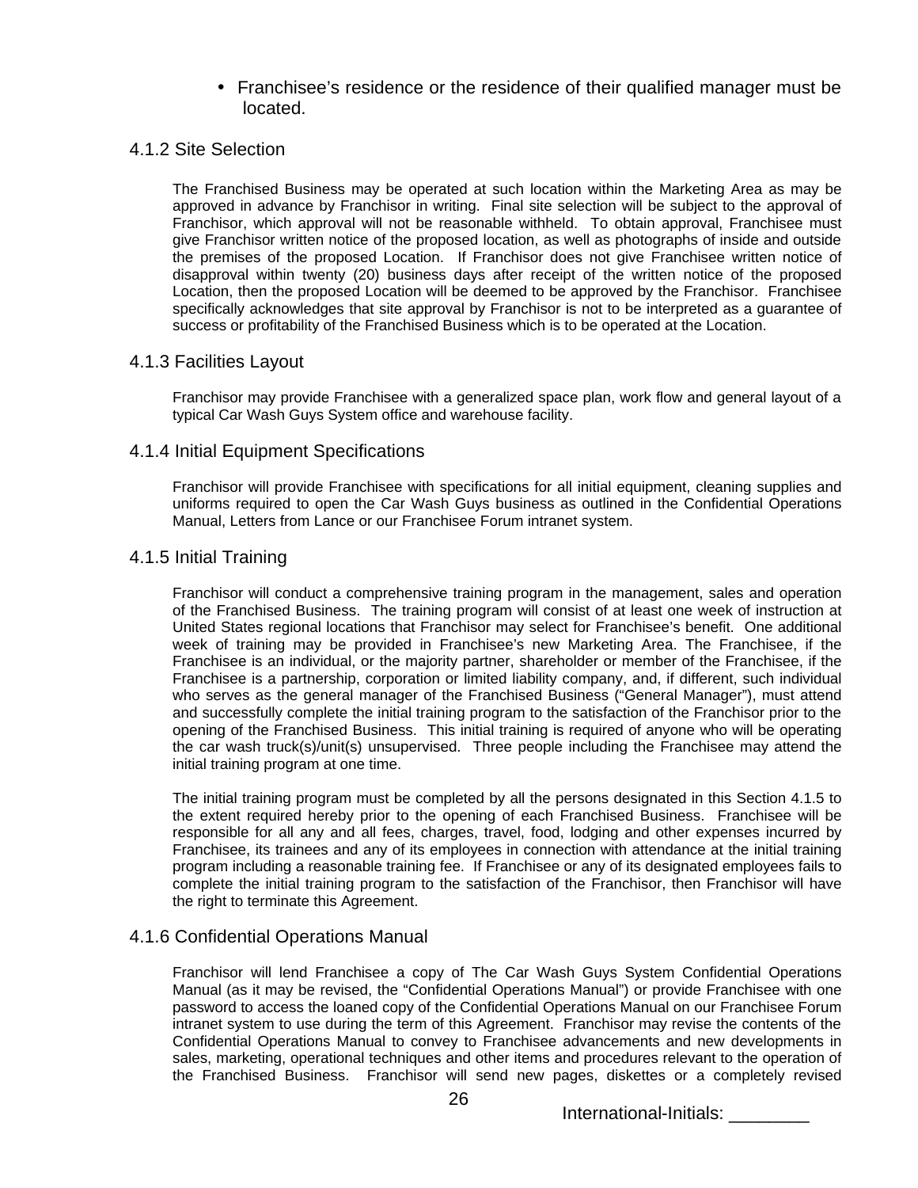- Franchisee's residence or the residence of their qualified manager must be located.

### 4.1.2 Site Selection

The Franchised Business may be operated at such location within the Marketing Area as may be approved in advance by Franchisor in writing. Final site selection will be subject to the approval of Franchisor, which approval will not be reasonable withheld. To obtain approval, Franchisee must give Franchisor written notice of the proposed location, as well as photographs of inside and outside the premises of the proposed Location. If Franchisor does not give Franchisee written notice of disapproval within twenty (20) business days after receipt of the written notice of the proposed Location, then the proposed Location will be deemed to be approved by the Franchisor. Franchisee specifically acknowledges that site approval by Franchisor is not to be interpreted as a guarantee of success or profitability of the Franchised Business which is to be operated at the Location.

### 4.1.3 Facilities Layout

Franchisor may provide Franchisee with a generalized space plan, work flow and general layout of a typical Car Wash Guys System office and warehouse facility.

### 4.1.4 Initial Equipment Specifications

Franchisor will provide Franchisee with specifications for all initial equipment, cleaning supplies and uniforms required to open the Car Wash Guys business as outlined in the Confidential Operations Manual, Letters from Lance or our Franchisee Forum intranet system.

### 4.1.5 Initial Training

Franchisor will conduct a comprehensive training program in the management, sales and operation of the Franchised Business. The training program will consist of at least one week of instruction at United States regional locations that Franchisor may select for Franchisee's benefit. One additional week of training may be provided in Franchisee's new Marketing Area. The Franchisee, if the Franchisee is an individual, or the majority partner, shareholder or member of the Franchisee, if the Franchisee is a partnership, corporation or limited liability company, and, if different, such individual who serves as the general manager of the Franchised Business ("General Manager"), must attend and successfully complete the initial training program to the satisfaction of the Franchisor prior to the opening of the Franchised Business. This initial training is required of anyone who will be operating the car wash truck(s)/unit(s) unsupervised. Three people including the Franchisee may attend the initial training program at one time.

The initial training program must be completed by all the persons designated in this Section 4.1.5 to the extent required hereby prior to the opening of each Franchised Business. Franchisee will be responsible for all any and all fees, charges, travel, food, lodging and other expenses incurred by Franchisee, its trainees and any of its employees in connection with attendance at the initial training program including a reasonable training fee. If Franchisee or any of its designated employees fails to complete the initial training program to the satisfaction of the Franchisor, then Franchisor will have the right to terminate this Agreement.

### 4.1.6 Confidential Operations Manual

Franchisor will lend Franchisee a copy of The Car Wash Guys System Confidential Operations Manual (as it may be revised, the "Confidential Operations Manual") or provide Franchisee with one password to access the loaned copy of the Confidential Operations Manual on our Franchisee Forum intranet system to use during the term of this Agreement. Franchisor may revise the contents of the Confidential Operations Manual to convey to Franchisee advancements and new developments in sales, marketing, operational techniques and other items and procedures relevant to the operation of the Franchised Business. Franchisor will send new pages, diskettes or a completely revised

International-Initials: ________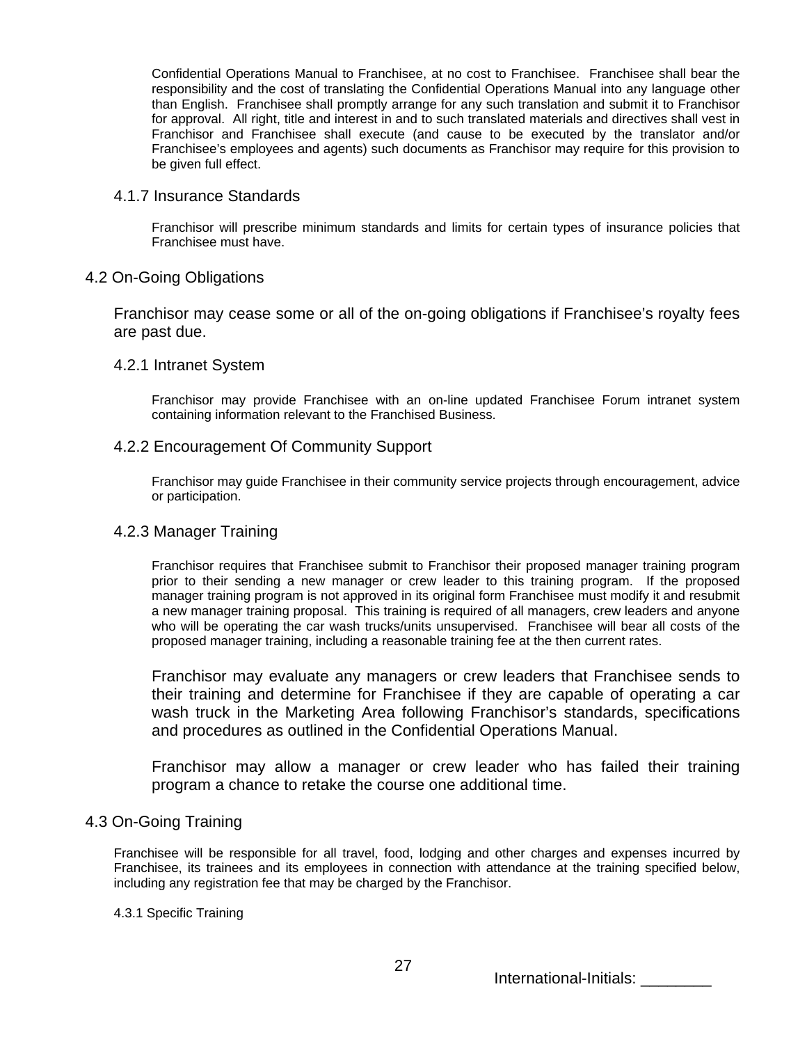Confidential Operations Manual to Franchisee, at no cost to Franchisee. Franchisee shall bear the responsibility and the cost of translating the Confidential Operations Manual into any language other than English. Franchisee shall promptly arrange for any such translation and submit it to Franchisor for approval. All right, title and interest in and to such translated materials and directives shall vest in Franchisor and Franchisee shall execute (and cause to be executed by the translator and/or Franchisee's employees and agents) such documents as Franchisor may require for this provision to be given full effect.

### 4.1.7 Insurance Standards

Franchisor will prescribe minimum standards and limits for certain types of insurance policies that Franchisee must have.

## 4.2 On-Going Obligations

Franchisor may cease some or all of the on-going obligations if Franchisee's royalty fees are past due.

### 4.2.1 Intranet System

Franchisor may provide Franchisee with an on-line updated Franchisee Forum intranet system containing information relevant to the Franchised Business.

### 4.2.2 Encouragement Of Community Support

Franchisor may guide Franchisee in their community service projects through encouragement, advice or participation.

### 4.2.3 Manager Training

Franchisor requires that Franchisee submit to Franchisor their proposed manager training program prior to their sending a new manager or crew leader to this training program. If the proposed manager training program is not approved in its original form Franchisee must modify it and resubmit a new manager training proposal. This training is required of all managers, crew leaders and anyone who will be operating the car wash trucks/units unsupervised. Franchisee will bear all costs of the proposed manager training, including a reasonable training fee at the then current rates.

Franchisor may evaluate any managers or crew leaders that Franchisee sends to their training and determine for Franchisee if they are capable of operating a car wash truck in the Marketing Area following Franchisor's standards, specifications and procedures as outlined in the Confidential Operations Manual.

Franchisor may allow a manager or crew leader who has failed their training program a chance to retake the course one additional time.

## 4.3 On-Going Training

Franchisee will be responsible for all travel, food, lodging and other charges and expenses incurred by Franchisee, its trainees and its employees in connection with attendance at the training specified below, including any registration fee that may be charged by the Franchisor.

#### 4.3.1 Specific Training

International-Initials: ________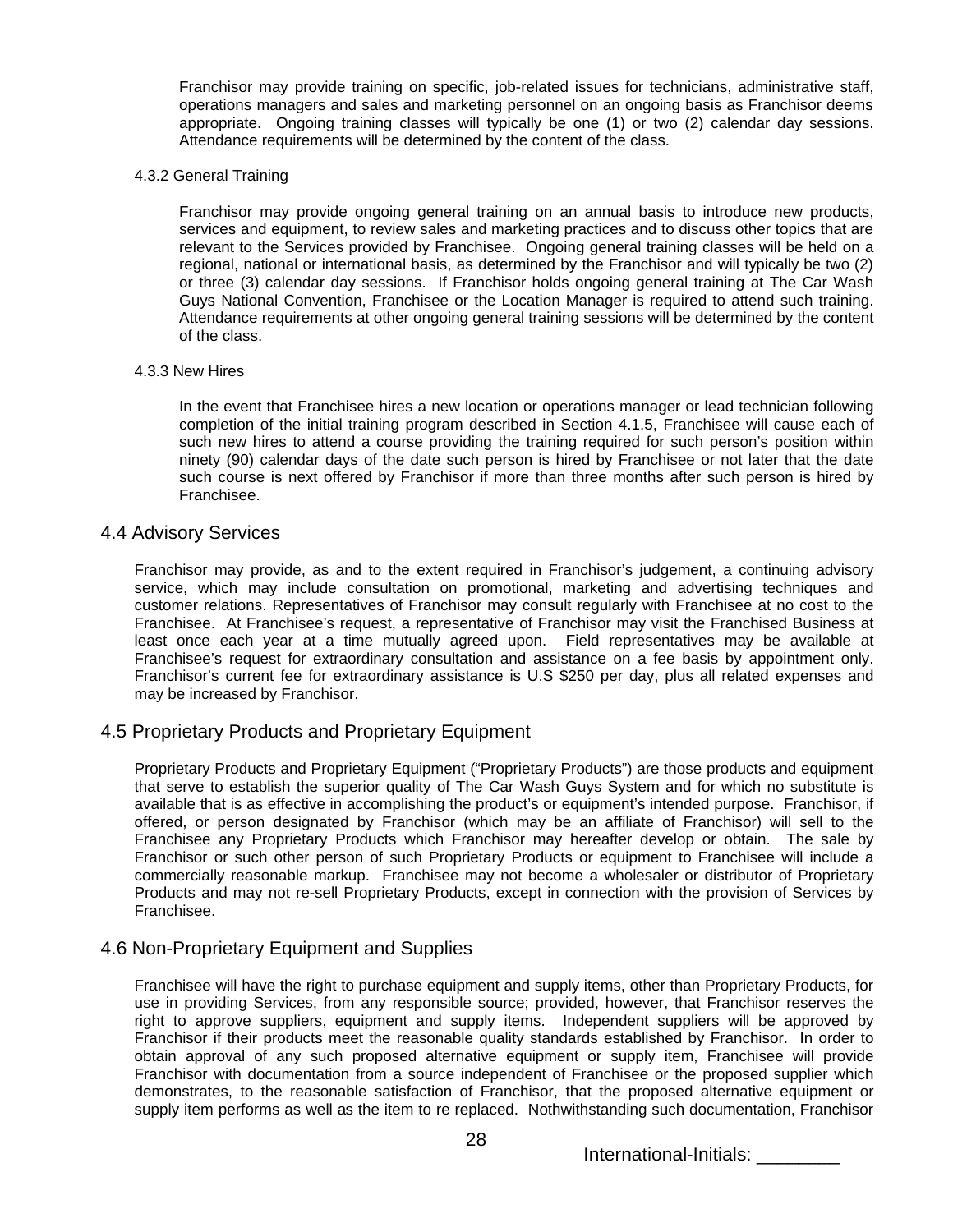Franchisor may provide training on specific, job-related issues for technicians, administrative staff, operations managers and sales and marketing personnel on an ongoing basis as Franchisor deems appropriate. Ongoing training classes will typically be one (1) or two (2) calendar day sessions. Attendance requirements will be determined by the content of the class.

4.3.2 General Training

Franchisor may provide ongoing general training on an annual basis to introduce new products, services and equipment, to review sales and marketing practices and to discuss other topics that are relevant to the Services provided by Franchisee. Ongoing general training classes will be held on a regional, national or international basis, as determined by the Franchisor and will typically be two (2) or three (3) calendar day sessions. If Franchisor holds ongoing general training at The Car Wash Guys National Convention, Franchisee or the Location Manager is required to attend such training. Attendance requirements at other ongoing general training sessions will be determined by the content of the class.

4.3.3 New Hires

In the event that Franchisee hires a new location or operations manager or lead technician following completion of the initial training program described in Section 4.1.5, Franchisee will cause each of such new hires to attend a course providing the training required for such person's position within ninety (90) calendar days of the date such person is hired by Franchisee or not later that the date such course is next offered by Franchisor if more than three months after such person is hired by Franchisee.

## 4.4 Advisory Services

Franchisor may provide, as and to the extent required in Franchisor's judgement, a continuing advisory service, which may include consultation on promotional, marketing and advertising techniques and customer relations. Representatives of Franchisor may consult regularly with Franchisee at no cost to the Franchisee. At Franchisee's request, a representative of Franchisor may visit the Franchised Business at least once each year at a time mutually agreed upon. Field representatives may be available at Franchisee's request for extraordinary consultation and assistance on a fee basis by appointment only. Franchisor's current fee for extraordinary assistance is U.S $250 per day, plus all related expenses and may be increased by Franchisor.

## 4.5 Proprietary Products and Proprietary Equipment

Proprietary Products and Proprietary Equipment ("Proprietary Products") are those products and equipment that serve to establish the superior quality of The Car Wash Guys System and for which no substitute is available that is as effective in accomplishing the product's or equipment's intended purpose. Franchisor, if offered, or person designated by Franchisor (which may be an affiliate of Franchisor) will sell to the Franchisee any Proprietary Products which Franchisor may hereafter develop or obtain. The sale by Franchisor or such other person of such Proprietary Products or equipment to Franchisee will include a commercially reasonable markup. Franchisee may not become a wholesaler or distributor of Proprietary Products and may not re-sell Proprietary Products, except in connection with the provision of Services by Franchisee.

## 4.6 Non-Proprietary Equipment and Supplies

Franchisee will have the right to purchase equipment and supply items, other than Proprietary Products, for use in providing Services, from any responsible source; provided, however, that Franchisor reserves the right to approve suppliers, equipment and supply items. Independent suppliers will be approved by Franchisor if their products meet the reasonable quality standards established by Franchisor. In order to obtain approval of any such proposed alternative equipment or supply item, Franchisee will provide Franchisor with documentation from a source independent of Franchisee or the proposed supplier which demonstrates, to the reasonable satisfaction of Franchisor, that the proposed alternative equipment or supply item performs as well as the item to re replaced. Nothwithstanding such documentation, Franchisor

International-Initials: ________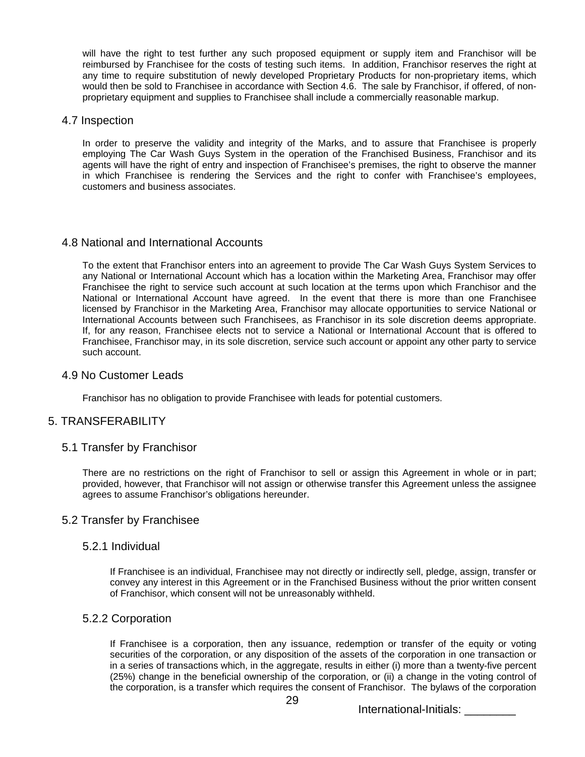will have the right to test further any such proposed equipment or supply item and Franchisor will be reimbursed by Franchisee for the costs of testing such items. In addition, Franchisor reserves the right at any time to require substitution of newly developed Proprietary Products for non-proprietary items, which would then be sold to Franchisee in accordance with Section 4.6. The sale by Franchisor, if offered, of non-proprietary equipment and supplies to Franchisee shall include a commercially reasonable markup.

### 4.7 Inspection

In order to preserve the validity and integrity of the Marks, and to assure that Franchisee is properly employing The Car Wash Guys System in the operation of the Franchised Business, Franchisor and its agents will have the right of entry and inspection of Franchisee's premises, the right to observe the manner in which Franchisee is rendering the Services and the right to confer with Franchisee's employees, customers and business associates.

### 4.8 National and International Accounts

To the extent that Franchisor enters into an agreement to provide The Car Wash Guys System Services to any National or International Account which has a location within the Marketing Area, Franchisor may offer Franchisee the right to service such account at such location at the terms upon which Franchisor and the National or International Account have agreed. In the event that there is more than one Franchisee licensed by Franchisor in the Marketing Area, Franchisor may allocate opportunities to service National or International Accounts between such Franchisees, as Franchisor in its sole discretion deems appropriate. If, for any reason, Franchisee elects not to service a National or International Account that is offered to Franchisee, Franchisor may, in its sole discretion, service such account or appoint any other party to service such account.

### 4.9 No Customer Leads

Franchisor has no obligation to provide Franchisee with leads for potential customers.

## 5. TRANSFERABILITY

### 5.1 Transfer by Franchisor

There are no restrictions on the right of Franchisor to sell or assign this Agreement in whole or in part; provided, however, that Franchisor will not assign or otherwise transfer this Agreement unless the assignee agrees to assume Franchisor's obligations hereunder.

### 5.2 Transfer by Franchisee

#### 5.2.1 Individual

If Franchisee is an individual, Franchisee may not directly or indirectly sell, pledge, assign, transfer or convey any interest in this Agreement or in the Franchised Business without the prior written consent of Franchisor, which consent will not be unreasonably withheld.

#### 5.2.2 Corporation

If Franchisee is a corporation, then any issuance, redemption or transfer of the equity or voting securities of the corporation, or any disposition of the assets of the corporation in one transaction or in a series of transactions which, in the aggregate, results in either (i) more than a twenty-five percent (25%) change in the beneficial ownership of the corporation, or (ii) a change in the voting control of the corporation, is a transfer which requires the consent of Franchisor. The bylaws of the corporation

International-Initials: ________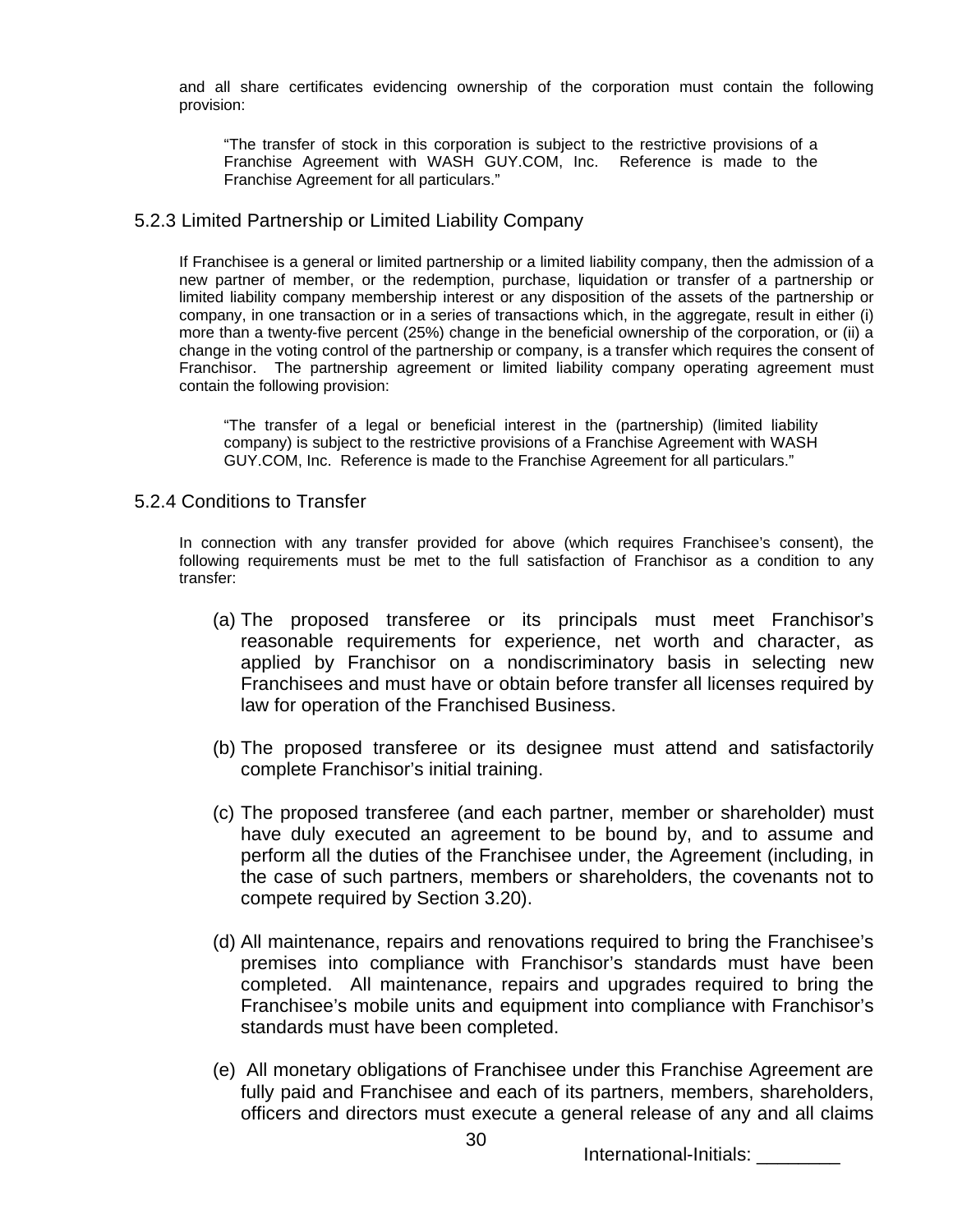and all share certificates evidencing ownership of the corporation must contain the following provision:

> "The transfer of stock in this corporation is subject to the restrictive provisions of a Franchise Agreement with WASH GUY.COM, Inc. Reference is made to the Franchise Agreement for all particulars."

### 5.2.3 Limited Partnership or Limited Liability Company

If Franchisee is a general or limited partnership or a limited liability company, then the admission of a new partner of member, or the redemption, purchase, liquidation or transfer of a partnership or limited liability company membership interest or any disposition of the assets of the partnership or company, in one transaction or in a series of transactions which, in the aggregate, result in either (i) more than a twenty-five percent (25%) change in the beneficial ownership of the corporation, or (ii) a change in the voting control of the partnership or company, is a transfer which requires the consent of Franchisor. The partnership agreement or limited liability company operating agreement must contain the following provision:

> "The transfer of a legal or beneficial interest in the (partnership) (limited liability company) is subject to the restrictive provisions of a Franchise Agreement with WASH GUY.COM, Inc. Reference is made to the Franchise Agreement for all particulars."

### 5.2.4 Conditions to Transfer

In connection with any transfer provided for above (which requires Franchisee's consent), the following requirements must be met to the full satisfaction of Franchisor as a condition to any transfer:

(a) The proposed transferee or its principals must meet Franchisor's reasonable requirements for experience, net worth and character, as applied by Franchisor on a nondiscriminatory basis in selecting new Franchisees and must have or obtain before transfer all licenses required by law for operation of the Franchised Business.

(b) The proposed transferee or its designee must attend and satisfactorily complete Franchisor's initial training.

(c) The proposed transferee (and each partner, member or shareholder) must have duly executed an agreement to be bound by, and to assume and perform all the duties of the Franchisee under, the Agreement (including, in the case of such partners, members or shareholders, the covenants not to compete required by Section 3.20).

(d) All maintenance, repairs and renovations required to bring the Franchisee's premises into compliance with Franchisor's standards must have been completed. All maintenance, repairs and upgrades required to bring the Franchisee's mobile units and equipment into compliance with Franchisor's standards must have been completed.

(e) All monetary obligations of Franchisee under this Franchise Agreement are fully paid and Franchisee and each of its partners, members, shareholders, officers and directors must execute a general release of any and all claims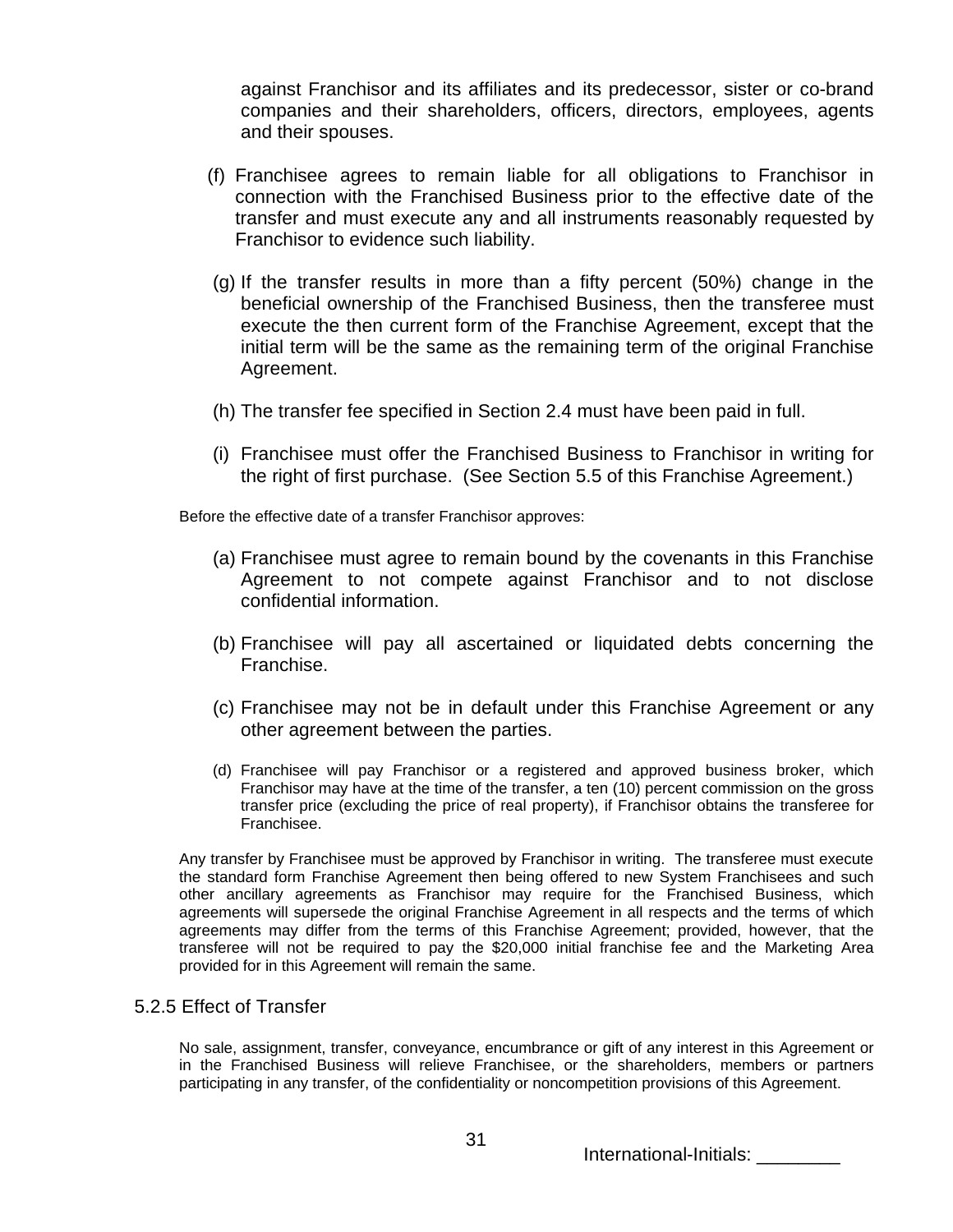against Franchisor and its affiliates and its predecessor, sister or co-brand companies and their shareholders, officers, directors, employees, agents and their spouses.

(f) Franchisee agrees to remain liable for all obligations to Franchisor in connection with the Franchised Business prior to the effective date of the transfer and must execute any and all instruments reasonably requested by Franchisor to evidence such liability.

(g) If the transfer results in more than a fifty percent (50%) change in the beneficial ownership of the Franchised Business, then the transferee must execute the then current form of the Franchise Agreement, except that the initial term will be the same as the remaining term of the original Franchise Agreement.

(h) The transfer fee specified in Section 2.4 must have been paid in full.

(i) Franchisee must offer the Franchised Business to Franchisor in writing for the right of first purchase. (See Section 5.5 of this Franchise Agreement.)

Before the effective date of a transfer Franchisor approves:

(a) Franchisee must agree to remain bound by the covenants in this Franchise Agreement to not compete against Franchisor and to not disclose confidential information.

(b) Franchisee will pay all ascertained or liquidated debts concerning the Franchise.

(c) Franchisee may not be in default under this Franchise Agreement or any other agreement between the parties.

(d) Franchisee will pay Franchisor or a registered and approved business broker, which Franchisor may have at the time of the transfer, a ten (10) percent commission on the gross transfer price (excluding the price of real property), if Franchisor obtains the transferee for Franchisee.

Any transfer by Franchisee must be approved by Franchisor in writing. The transferee must execute the standard form Franchise Agreement then being offered to new System Franchisees and such other ancillary agreements as Franchisor may require for the Franchised Business, which agreements will supersede the original Franchise Agreement in all respects and the terms of which agreements may differ from the terms of this Franchise Agreement; provided, however, that the transferee will not be required to pay the $20,000 initial franchise fee and the Marketing Area provided for in this Agreement will remain the same.

### 5.2.5 Effect of Transfer

No sale, assignment, transfer, conveyance, encumbrance or gift of any interest in this Agreement or in the Franchised Business will relieve Franchisee, or the shareholders, members or partners participating in any transfer, of the confidentiality or noncompetition provisions of this Agreement.

International-Initials: ________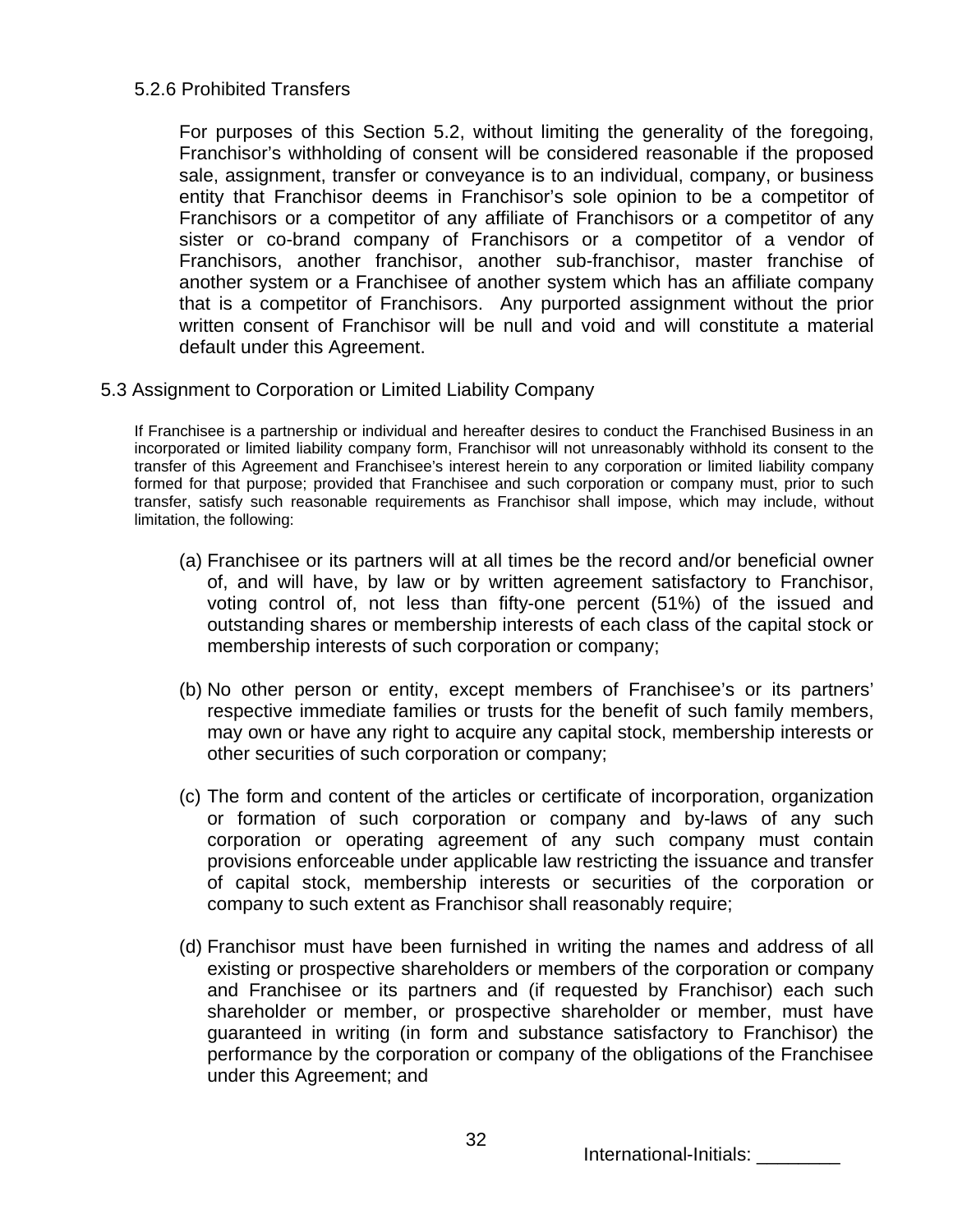### 5.2.6 Prohibited Transfers

For purposes of this Section 5.2, without limiting the generality of the foregoing, Franchisor's withholding of consent will be considered reasonable if the proposed sale, assignment, transfer or conveyance is to an individual, company, or business entity that Franchisor deems in Franchisor's sole opinion to be a competitor of Franchisors or a competitor of any affiliate of Franchisors or a competitor of any sister or co-brand company of Franchisors or a competitor of a vendor of Franchisors, another franchisor, another sub-franchisor, master franchise of another system or a Franchisee of another system which has an affiliate company that is a competitor of Franchisors. Any purported assignment without the prior written consent of Franchisor will be null and void and will constitute a material default under this Agreement.

## 5.3 Assignment to Corporation or Limited Liability Company

If Franchisee is a partnership or individual and hereafter desires to conduct the Franchised Business in an incorporated or limited liability company form, Franchisor will not unreasonably withhold its consent to the transfer of this Agreement and Franchisee's interest herein to any corporation or limited liability company formed for that purpose; provided that Franchisee and such corporation or company must, prior to such transfer, satisfy such reasonable requirements as Franchisor shall impose, which may include, without limitation, the following:

(a) Franchisee or its partners will at all times be the record and/or beneficial owner of, and will have, by law or by written agreement satisfactory to Franchisor, voting control of, not less than fifty-one percent (51%) of the issued and outstanding shares or membership interests of each class of the capital stock or membership interests of such corporation or company;

(b) No other person or entity, except members of Franchisee's or its partners' respective immediate families or trusts for the benefit of such family members, may own or have any right to acquire any capital stock, membership interests or other securities of such corporation or company;

(c) The form and content of the articles or certificate of incorporation, organization or formation of such corporation or company and by-laws of any such corporation or operating agreement of any such company must contain provisions enforceable under applicable law restricting the issuance and transfer of capital stock, membership interests or securities of the corporation or company to such extent as Franchisor shall reasonably require;

(d) Franchisor must have been furnished in writing the names and address of all existing or prospective shareholders or members of the corporation or company and Franchisee or its partners and (if requested by Franchisor) each such shareholder or member, or prospective shareholder or member, must have guaranteed in writing (in form and substance satisfactory to Franchisor) the performance by the corporation or company of the obligations of the Franchisee under this Agreement; and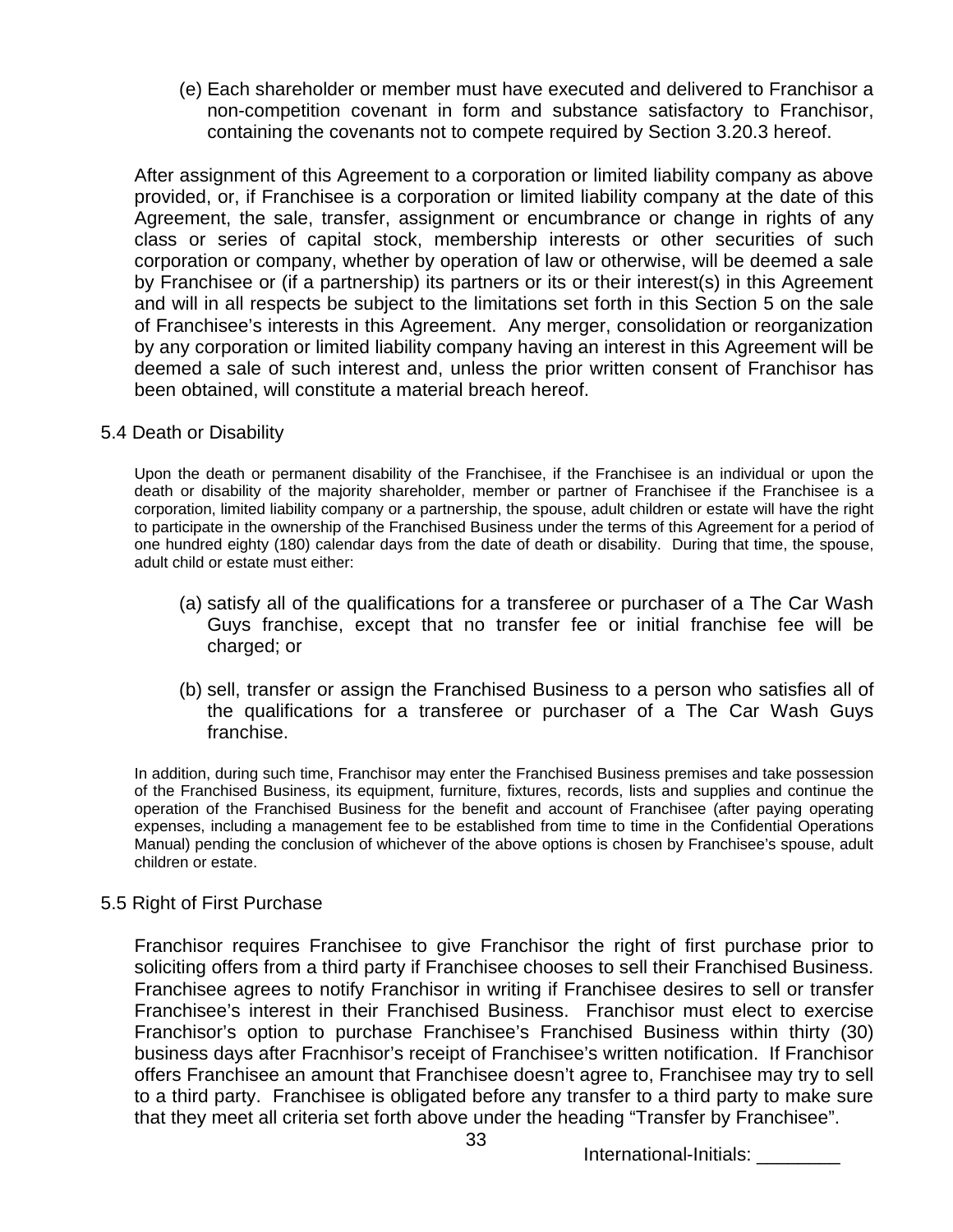(e) Each shareholder or member must have executed and delivered to Franchisor a non-competition covenant in form and substance satisfactory to Franchisor, containing the covenants not to compete required by Section 3.20.3 hereof.

After assignment of this Agreement to a corporation or limited liability company as above provided, or, if Franchisee is a corporation or limited liability company at the date of this Agreement, the sale, transfer, assignment or encumbrance or change in rights of any class or series of capital stock, membership interests or other securities of such corporation or company, whether by operation of law or otherwise, will be deemed a sale by Franchisee or (if a partnership) its partners or its or their interest(s) in this Agreement and will in all respects be subject to the limitations set forth in this Section 5 on the sale of Franchisee's interests in this Agreement. Any merger, consolidation or reorganization by any corporation or limited liability company having an interest in this Agreement will be deemed a sale of such interest and, unless the prior written consent of Franchisor has been obtained, will constitute a material breach hereof.

## 5.4 Death or Disability

Upon the death or permanent disability of the Franchisee, if the Franchisee is an individual or upon the death or disability of the majority shareholder, member or partner of Franchisee if the Franchisee is a corporation, limited liability company or a partnership, the spouse, adult children or estate will have the right to participate in the ownership of the Franchised Business under the terms of this Agreement for a period of one hundred eighty (180) calendar days from the date of death or disability. During that time, the spouse, adult child or estate must either:

(a) satisfy all of the qualifications for a transferee or purchaser of a The Car Wash Guys franchise, except that no transfer fee or initial franchise fee will be charged; or

(b) sell, transfer or assign the Franchised Business to a person who satisfies all of the qualifications for a transferee or purchaser of a The Car Wash Guys franchise.

In addition, during such time, Franchisor may enter the Franchised Business premises and take possession of the Franchised Business, its equipment, furniture, fixtures, records, lists and supplies and continue the operation of the Franchised Business for the benefit and account of Franchisee (after paying operating expenses, including a management fee to be established from time to time in the Confidential Operations Manual) pending the conclusion of whichever of the above options is chosen by Franchisee's spouse, adult children or estate.

## 5.5 Right of First Purchase

Franchisor requires Franchisee to give Franchisor the right of first purchase prior to soliciting offers from a third party if Franchisee chooses to sell their Franchised Business. Franchisee agrees to notify Franchisor in writing if Franchisee desires to sell or transfer Franchisee's interest in their Franchised Business. Franchisor must elect to exercise Franchisor's option to purchase Franchisee's Franchised Business within thirty (30) business days after Fracnhisor's receipt of Franchisee's written notification. If Franchisor offers Franchisee an amount that Franchisee doesn't agree to, Franchisee may try to sell to a third party. Franchisee is obligated before any transfer to a third party to make sure that they meet all criteria set forth above under the heading "Transfer by Franchisee".

International-Initials: ________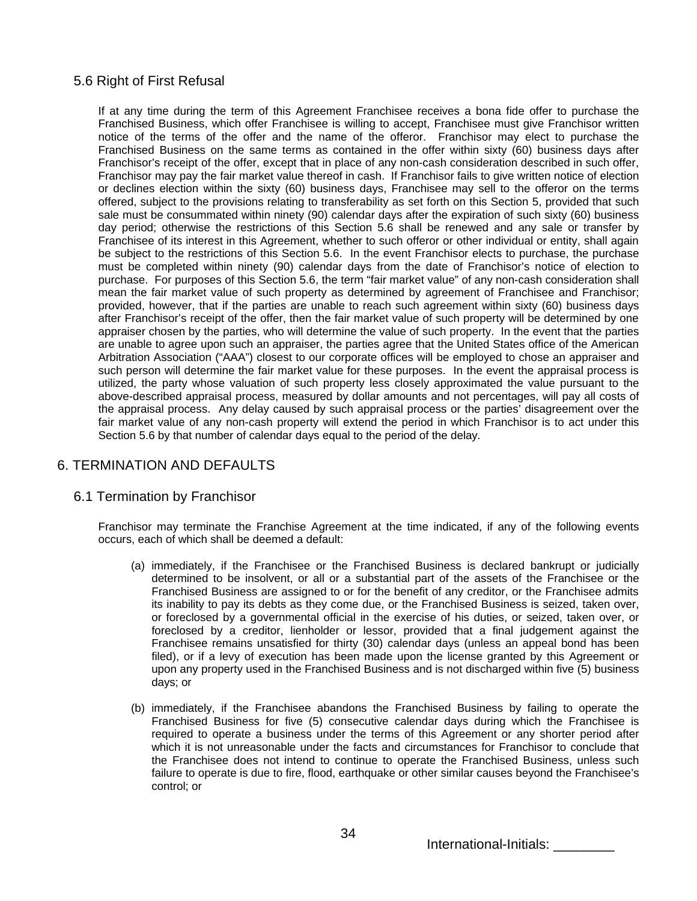### 5.6 Right of First Refusal

If at any time during the term of this Agreement Franchisee receives a bona fide offer to purchase the Franchised Business, which offer Franchisee is willing to accept, Franchisee must give Franchisor written notice of the terms of the offer and the name of the offeror. Franchisor may elect to purchase the Franchised Business on the same terms as contained in the offer within sixty (60) business days after Franchisor's receipt of the offer, except that in place of any non-cash consideration described in such offer, Franchisor may pay the fair market value thereof in cash. If Franchisor fails to give written notice of election or declines election within the sixty (60) business days, Franchisee may sell to the offeror on the terms offered, subject to the provisions relating to transferability as set forth on this Section 5, provided that such sale must be consummated within ninety (90) calendar days after the expiration of such sixty (60) business day period; otherwise the restrictions of this Section 5.6 shall be renewed and any sale or transfer by Franchisee of its interest in this Agreement, whether to such offeror or other individual or entity, shall again be subject to the restrictions of this Section 5.6. In the event Franchisor elects to purchase, the purchase must be completed within ninety (90) calendar days from the date of Franchisor's notice of election to purchase. For purposes of this Section 5.6, the term "fair market value" of any non-cash consideration shall mean the fair market value of such property as determined by agreement of Franchisee and Franchisor; provided, however, that if the parties are unable to reach such agreement within sixty (60) business days after Franchisor's receipt of the offer, then the fair market value of such property will be determined by one appraiser chosen by the parties, who will determine the value of such property. In the event that the parties are unable to agree upon such an appraiser, the parties agree that the United States office of the American Arbitration Association ("AAA") closest to our corporate offices will be employed to chose an appraiser and such person will determine the fair market value for these purposes. In the event the appraisal process is utilized, the party whose valuation of such property less closely approximated the value pursuant to the above-described appraisal process, measured by dollar amounts and not percentages, will pay all costs of the appraisal process. Any delay caused by such appraisal process or the parties' disagreement over the fair market value of any non-cash property will extend the period in which Franchisor is to act under this Section 5.6 by that number of calendar days equal to the period of the delay.

## 6. TERMINATION AND DEFAULTS

### 6.1 Termination by Franchisor

Franchisor may terminate the Franchise Agreement at the time indicated, if any of the following events occurs, each of which shall be deemed a default:

(a) immediately, if the Franchisee or the Franchised Business is declared bankrupt or judicially determined to be insolvent, or all or a substantial part of the assets of the Franchisee or the Franchised Business are assigned to or for the benefit of any creditor, or the Franchisee admits its inability to pay its debts as they come due, or the Franchised Business is seized, taken over, or foreclosed by a governmental official in the exercise of his duties, or seized, taken over, or foreclosed by a creditor, lienholder or lessor, provided that a final judgement against the Franchisee remains unsatisfied for thirty (30) calendar days (unless an appeal bond has been filed), or if a levy of execution has been made upon the license granted by this Agreement or upon any property used in the Franchised Business and is not discharged within five (5) business days; or

(b) immediately, if the Franchisee abandons the Franchised Business by failing to operate the Franchised Business for five (5) consecutive calendar days during which the Franchisee is required to operate a business under the terms of this Agreement or any shorter period after which it is not unreasonable under the facts and circumstances for Franchisor to conclude that the Franchisee does not intend to continue to operate the Franchised Business, unless such failure to operate is due to fire, flood, earthquake or other similar causes beyond the Franchisee's control; or

International-Initials: ________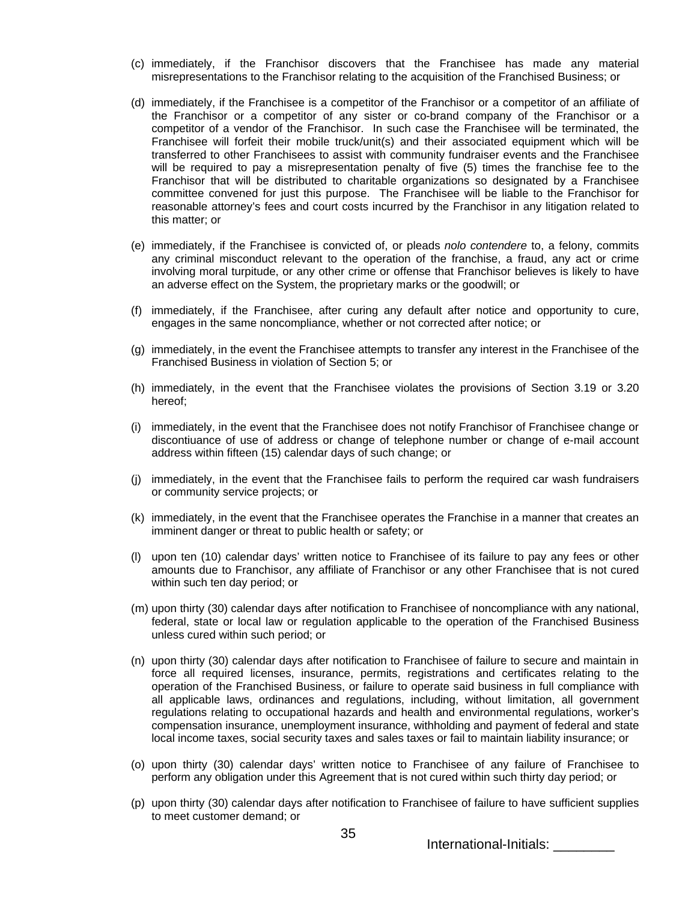(c) immediately, if the Franchisor discovers that the Franchisee has made any material misrepresentations to the Franchisor relating to the acquisition of the Franchised Business; or

(d) immediately, if the Franchisee is a competitor of the Franchisor or a competitor of an affiliate of the Franchisor or a competitor of any sister or co-brand company of the Franchisor or a competitor of a vendor of the Franchisor. In such case the Franchisee will be terminated, the Franchisee will forfeit their mobile truck/unit(s) and their associated equipment which will be transferred to other Franchisees to assist with community fundraiser events and the Franchisee will be required to pay a misrepresentation penalty of five (5) times the franchise fee to the Franchisor that will be distributed to charitable organizations so designated by a Franchisee committee convened for just this purpose. The Franchisee will be liable to the Franchisor for reasonable attorney's fees and court costs incurred by the Franchisor in any litigation related to this matter; or

(e) immediately, if the Franchisee is convicted of, or pleads *nolo contendere* to, a felony, commits any criminal misconduct relevant to the operation of the franchise, a fraud, any act or crime involving moral turpitude, or any other crime or offense that Franchisor believes is likely to have an adverse effect on the System, the proprietary marks or the goodwill; or

(f) immediately, if the Franchisee, after curing any default after notice and opportunity to cure, engages in the same noncompliance, whether or not corrected after notice; or

(g) immediately, in the event the Franchisee attempts to transfer any interest in the Franchisee of the Franchised Business in violation of Section 5; or

(h) immediately, in the event that the Franchisee violates the provisions of Section 3.19 or 3.20 hereof;

(i) immediately, in the event that the Franchisee does not notify Franchisor of Franchisee change or discontiuance of use of address or change of telephone number or change of e-mail account address within fifteen (15) calendar days of such change; or

(j) immediately, in the event that the Franchisee fails to perform the required car wash fundraisers or community service projects; or

(k) immediately, in the event that the Franchisee operates the Franchise in a manner that creates an imminent danger or threat to public health or safety; or

(l) upon ten (10) calendar days' written notice to Franchisee of its failure to pay any fees or other amounts due to Franchisor, any affiliate of Franchisor or any other Franchisee that is not cured within such ten day period; or

(m) upon thirty (30) calendar days after notification to Franchisee of noncompliance with any national, federal, state or local law or regulation applicable to the operation of the Franchised Business unless cured within such period; or

(n) upon thirty (30) calendar days after notification to Franchisee of failure to secure and maintain in force all required licenses, insurance, permits, registrations and certificates relating to the operation of the Franchised Business, or failure to operate said business in full compliance with all applicable laws, ordinances and regulations, including, without limitation, all government regulations relating to occupational hazards and health and environmental regulations, worker's compensation insurance, unemployment insurance, withholding and payment of federal and state local income taxes, social security taxes and sales taxes or fail to maintain liability insurance; or

(o) upon thirty (30) calendar days' written notice to Franchisee of any failure of Franchisee to perform any obligation under this Agreement that is not cured within such thirty day period; or

(p) upon thirty (30) calendar days after notification to Franchisee of failure to have sufficient supplies to meet customer demand; or

International-Initials: ________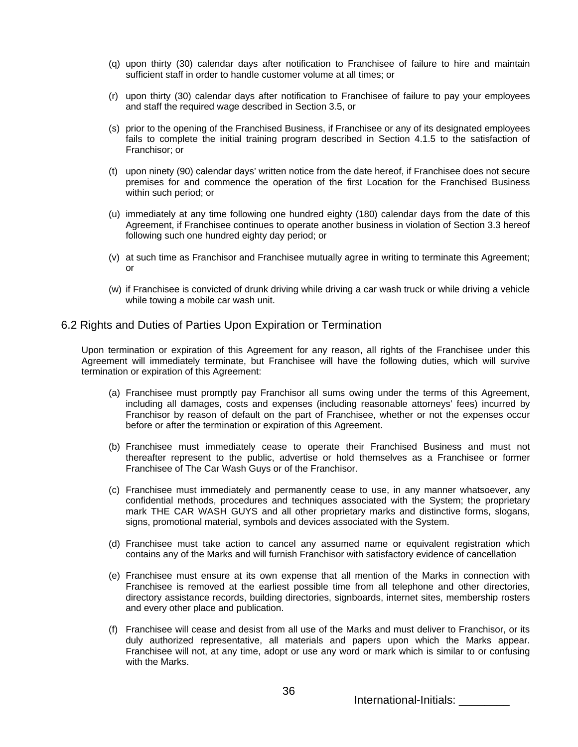(q) upon thirty (30) calendar days after notification to Franchisee of failure to hire and maintain sufficient staff in order to handle customer volume at all times; or

(r) upon thirty (30) calendar days after notification to Franchisee of failure to pay your employees and staff the required wage described in Section 3.5, or

(s) prior to the opening of the Franchised Business, if Franchisee or any of its designated employees fails to complete the initial training program described in Section 4.1.5 to the satisfaction of Franchisor; or

(t) upon ninety (90) calendar days' written notice from the date hereof, if Franchisee does not secure premises for and commence the operation of the first Location for the Franchised Business within such period; or

(u) immediately at any time following one hundred eighty (180) calendar days from the date of this Agreement, if Franchisee continues to operate another business in violation of Section 3.3 hereof following such one hundred eighty day period; or

(v) at such time as Franchisor and Franchisee mutually agree in writing to terminate this Agreement; or

(w) if Franchisee is convicted of drunk driving while driving a car wash truck or while driving a vehicle while towing a mobile car wash unit.

## 6.2 Rights and Duties of Parties Upon Expiration or Termination

Upon termination or expiration of this Agreement for any reason, all rights of the Franchisee under this Agreement will immediately terminate, but Franchisee will have the following duties, which will survive termination or expiration of this Agreement:

(a) Franchisee must promptly pay Franchisor all sums owing under the terms of this Agreement, including all damages, costs and expenses (including reasonable attorneys' fees) incurred by Franchisor by reason of default on the part of Franchisee, whether or not the expenses occur before or after the termination or expiration of this Agreement.

(b) Franchisee must immediately cease to operate their Franchised Business and must not thereafter represent to the public, advertise or hold themselves as a Franchisee or former Franchisee of The Car Wash Guys or of the Franchisor.

(c) Franchisee must immediately and permanently cease to use, in any manner whatsoever, any confidential methods, procedures and techniques associated with the System; the proprietary mark THE CAR WASH GUYS and all other proprietary marks and distinctive forms, slogans, signs, promotional material, symbols and devices associated with the System.

(d) Franchisee must take action to cancel any assumed name or equivalent registration which contains any of the Marks and will furnish Franchisor with satisfactory evidence of cancellation

(e) Franchisee must ensure at its own expense that all mention of the Marks in connection with Franchisee is removed at the earliest possible time from all telephone and other directories, directory assistance records, building directories, signboards, internet sites, membership rosters and every other place and publication.

(f) Franchisee will cease and desist from all use of the Marks and must deliver to Franchisor, or its duly authorized representative, all materials and papers upon which the Marks appear. Franchisee will not, at any time, adopt or use any word or mark which is similar to or confusing with the Marks.

International-Initials: ________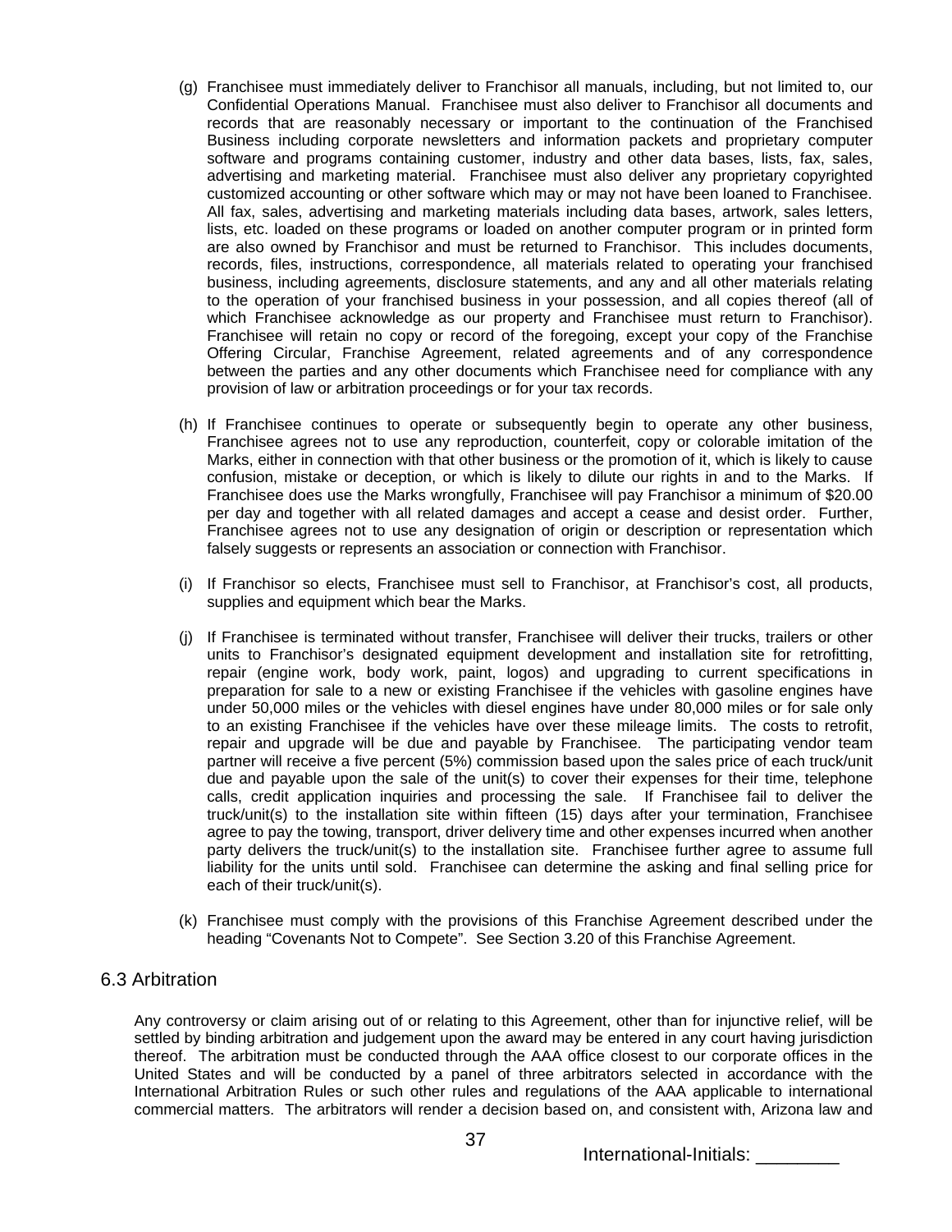(g) Franchisee must immediately deliver to Franchisor all manuals, including, but not limited to, our Confidential Operations Manual. Franchisee must also deliver to Franchisor all documents and records that are reasonably necessary or important to the continuation of the Franchised Business including corporate newsletters and information packets and proprietary computer software and programs containing customer, industry and other data bases, lists, fax, sales, advertising and marketing material. Franchisee must also deliver any proprietary copyrighted customized accounting or other software which may or may not have been loaned to Franchisee. All fax, sales, advertising and marketing materials including data bases, artwork, sales letters, lists, etc. loaded on these programs or loaded on another computer program or in printed form are also owned by Franchisor and must be returned to Franchisor. This includes documents, records, files, instructions, correspondence, all materials related to operating your franchised business, including agreements, disclosure statements, and any and all other materials relating to the operation of your franchised business in your possession, and all copies thereof (all of which Franchisee acknowledge as our property and Franchisee must return to Franchisor). Franchisee will retain no copy or record of the foregoing, except your copy of the Franchise Offering Circular, Franchise Agreement, related agreements and of any correspondence between the parties and any other documents which Franchisee need for compliance with any provision of law or arbitration proceedings or for your tax records.

(h) If Franchisee continues to operate or subsequently begin to operate any other business, Franchisee agrees not to use any reproduction, counterfeit, copy or colorable imitation of the Marks, either in connection with that other business or the promotion of it, which is likely to cause confusion, mistake or deception, or which is likely to dilute our rights in and to the Marks. If Franchisee does use the Marks wrongfully, Franchisee will pay Franchisor a minimum of $20.00 per day and together with all related damages and accept a cease and desist order. Further, Franchisee agrees not to use any designation of origin or description or representation which falsely suggests or represents an association or connection with Franchisor.

(i) If Franchisor so elects, Franchisee must sell to Franchisor, at Franchisor's cost, all products, supplies and equipment which bear the Marks.

(j) If Franchisee is terminated without transfer, Franchisee will deliver their trucks, trailers or other units to Franchisor's designated equipment development and installation site for retrofitting, repair (engine work, body work, paint, logos) and upgrading to current specifications in preparation for sale to a new or existing Franchisee if the vehicles with gasoline engines have under 50,000 miles or the vehicles with diesel engines have under 80,000 miles or for sale only to an existing Franchisee if the vehicles have over these mileage limits. The costs to retrofit, repair and upgrade will be due and payable by Franchisee. The participating vendor team partner will receive a five percent (5%) commission based upon the sales price of each truck/unit due and payable upon the sale of the unit(s) to cover their expenses for their time, telephone calls, credit application inquiries and processing the sale. If Franchisee fail to deliver the truck/unit(s) to the installation site within fifteen (15) days after your termination, Franchisee agree to pay the towing, transport, driver delivery time and other expenses incurred when another party delivers the truck/unit(s) to the installation site. Franchisee further agree to assume full liability for the units until sold. Franchisee can determine the asking and final selling price for each of their truck/unit(s).

(k) Franchisee must comply with the provisions of this Franchise Agreement described under the heading "Covenants Not to Compete". See Section 3.20 of this Franchise Agreement.

## 6.3 Arbitration

Any controversy or claim arising out of or relating to this Agreement, other than for injunctive relief, will be settled by binding arbitration and judgement upon the award may be entered in any court having jurisdiction thereof. The arbitration must be conducted through the AAA office closest to our corporate offices in the United States and will be conducted by a panel of three arbitrators selected in accordance with the International Arbitration Rules or such other rules and regulations of the AAA applicable to international commercial matters. The arbitrators will render a decision based on, and consistent with, Arizona law and

International-Initials: ________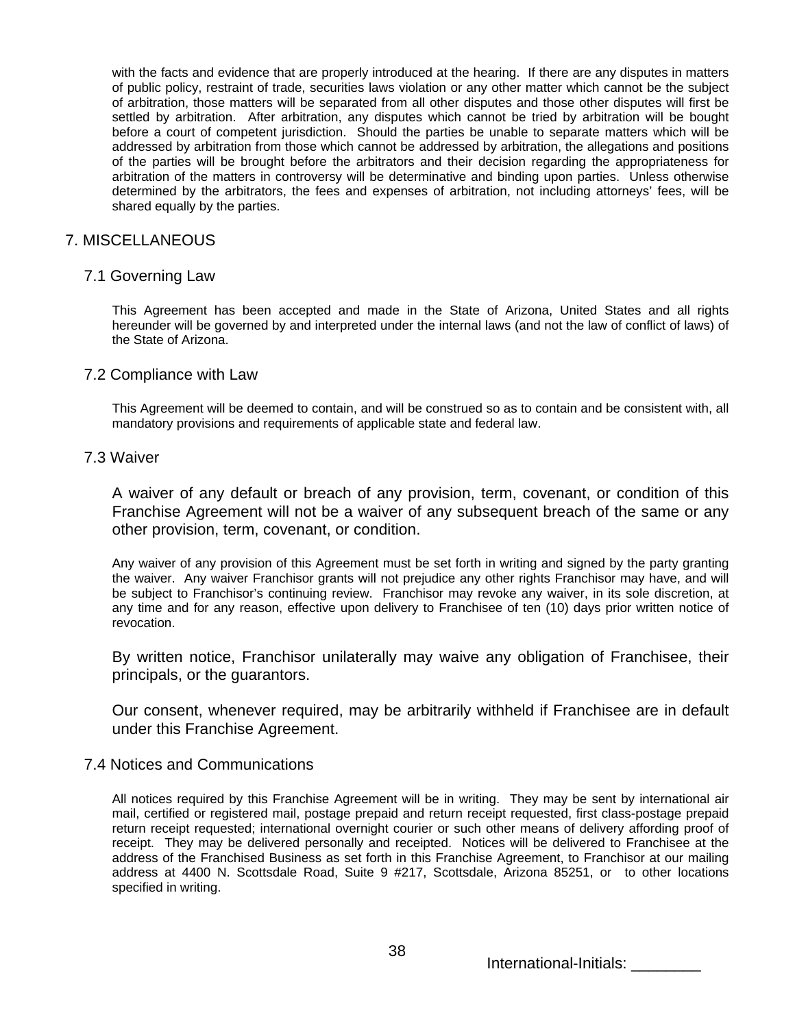with the facts and evidence that are properly introduced at the hearing. If there are any disputes in matters of public policy, restraint of trade, securities laws violation or any other matter which cannot be the subject of arbitration, those matters will be separated from all other disputes and those other disputes will first be settled by arbitration. After arbitration, any disputes which cannot be tried by arbitration will be bought before a court of competent jurisdiction. Should the parties be unable to separate matters which will be addressed by arbitration from those which cannot be addressed by arbitration, the allegations and positions of the parties will be brought before the arbitrators and their decision regarding the appropriateness for arbitration of the matters in controversy will be determinative and binding upon parties. Unless otherwise determined by the arbitrators, the fees and expenses of arbitration, not including attorneys' fees, will be shared equally by the parties.

## 7. MISCELLANEOUS

### 7.1 Governing Law

This Agreement has been accepted and made in the State of Arizona, United States and all rights hereunder will be governed by and interpreted under the internal laws (and not the law of conflict of laws) of the State of Arizona.

### 7.2 Compliance with Law

This Agreement will be deemed to contain, and will be construed so as to contain and be consistent with, all mandatory provisions and requirements of applicable state and federal law.

### 7.3 Waiver

A waiver of any default or breach of any provision, term, covenant, or condition of this Franchise Agreement will not be a waiver of any subsequent breach of the same or any other provision, term, covenant, or condition.

Any waiver of any provision of this Agreement must be set forth in writing and signed by the party granting the waiver. Any waiver Franchisor grants will not prejudice any other rights Franchisor may have, and will be subject to Franchisor's continuing review. Franchisor may revoke any waiver, in its sole discretion, at any time and for any reason, effective upon delivery to Franchisee of ten (10) days prior written notice of revocation.

By written notice, Franchisor unilaterally may waive any obligation of Franchisee, their principals, or the guarantors.

Our consent, whenever required, may be arbitrarily withheld if Franchisee are in default under this Franchise Agreement.

### 7.4 Notices and Communications

All notices required by this Franchise Agreement will be in writing. They may be sent by international air mail, certified or registered mail, postage prepaid and return receipt requested, first class-postage prepaid return receipt requested; international overnight courier or such other means of delivery affording proof of receipt. They may be delivered personally and receipted. Notices will be delivered to Franchisee at the address of the Franchised Business as set forth in this Franchise Agreement, to Franchisor at our mailing address at 4400 N. Scottsdale Road, Suite 9 #217, Scottsdale, Arizona 85251, or to other locations specified in writing.

International-Initials: ________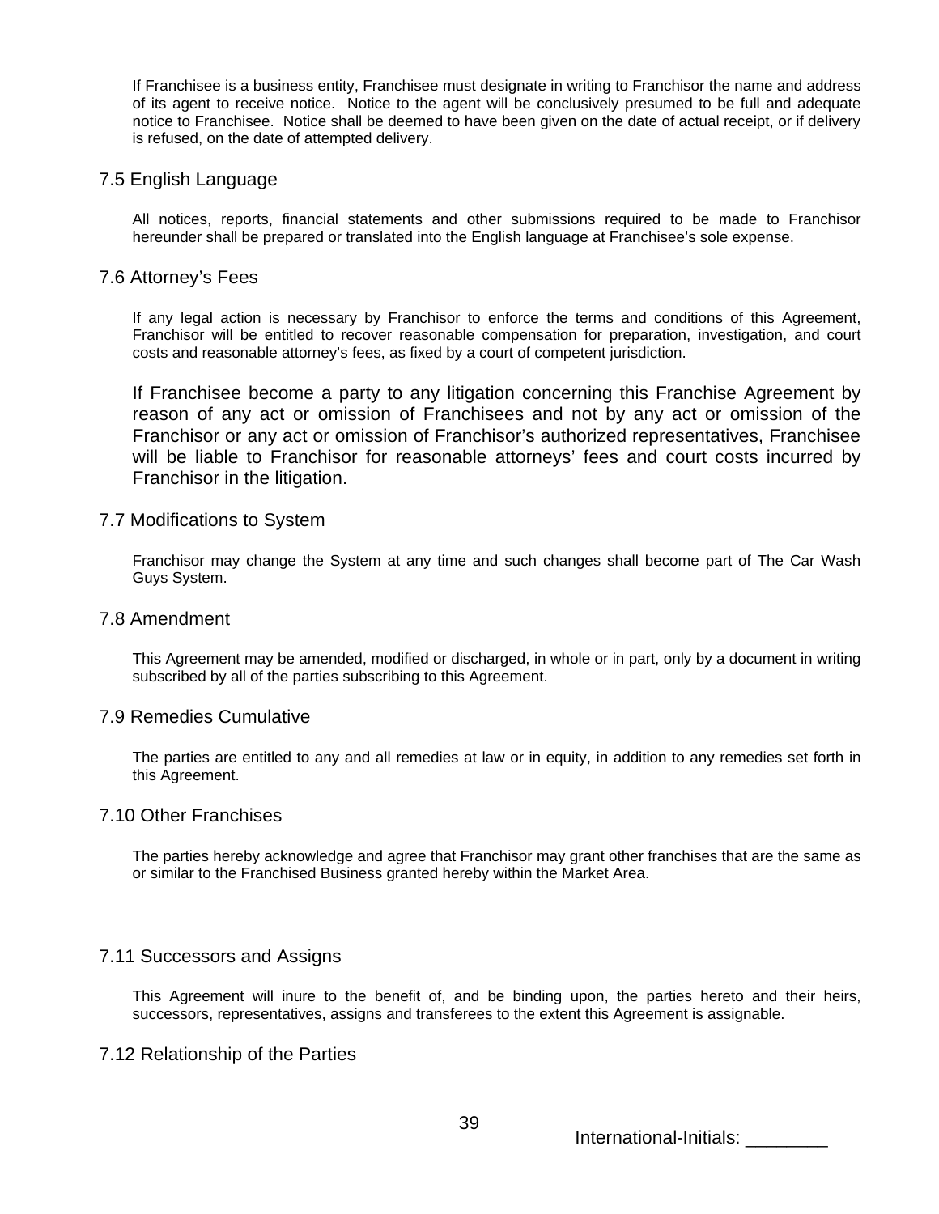If Franchisee is a business entity, Franchisee must designate in writing to Franchisor the name and address of its agent to receive notice. Notice to the agent will be conclusively presumed to be full and adequate notice to Franchisee. Notice shall be deemed to have been given on the date of actual receipt, or if delivery is refused, on the date of attempted delivery.

## 7.5 English Language

All notices, reports, financial statements and other submissions required to be made to Franchisor hereunder shall be prepared or translated into the English language at Franchisee's sole expense.

## 7.6 Attorney's Fees

If any legal action is necessary by Franchisor to enforce the terms and conditions of this Agreement, Franchisor will be entitled to recover reasonable compensation for preparation, investigation, and court costs and reasonable attorney's fees, as fixed by a court of competent jurisdiction.

If Franchisee become a party to any litigation concerning this Franchise Agreement by reason of any act or omission of Franchisees and not by any act or omission of the Franchisor or any act or omission of Franchisor's authorized representatives, Franchisee will be liable to Franchisor for reasonable attorneys' fees and court costs incurred by Franchisor in the litigation.

## 7.7 Modifications to System

Franchisor may change the System at any time and such changes shall become part of The Car Wash Guys System.

## 7.8 Amendment

This Agreement may be amended, modified or discharged, in whole or in part, only by a document in writing subscribed by all of the parties subscribing to this Agreement.

## 7.9 Remedies Cumulative

The parties are entitled to any and all remedies at law or in equity, in addition to any remedies set forth in this Agreement.

## 7.10 Other Franchises

The parties hereby acknowledge and agree that Franchisor may grant other franchises that are the same as or similar to the Franchised Business granted hereby within the Market Area.

## 7.11 Successors and Assigns

This Agreement will inure to the benefit of, and be binding upon, the parties hereto and their heirs, successors, representatives, assigns and transferees to the extent this Agreement is assignable.

## 7.12 Relationship of the Parties

International-Initials: ________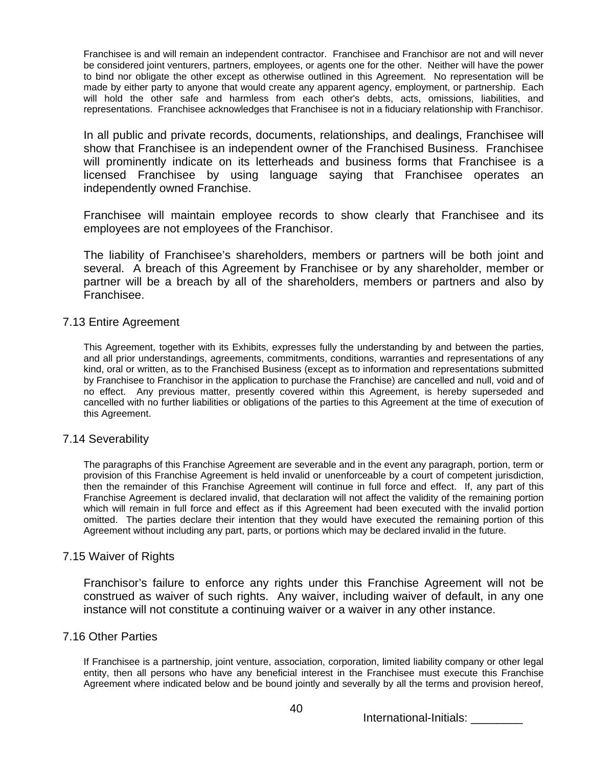Franchisee is and will remain an independent contractor. Franchisee and Franchisor are not and will never be considered joint venturers, partners, employees, or agents one for the other. Neither will have the power to bind nor obligate the other except as otherwise outlined in this Agreement. No representation will be made by either party to anyone that would create any apparent agency, employment, or partnership. Each will hold the other safe and harmless from each other's debts, acts, omissions, liabilities, and representations. Franchisee acknowledges that Franchisee is not in a fiduciary relationship with Franchisor.

In all public and private records, documents, relationships, and dealings, Franchisee will show that Franchisee is an independent owner of the Franchised Business. Franchisee will prominently indicate on its letterheads and business forms that Franchisee is a licensed Franchisee by using language saying that Franchisee operates an independently owned Franchise.

Franchisee will maintain employee records to show clearly that Franchisee and its employees are not employees of the Franchisor.

The liability of Franchisee's shareholders, members or partners will be both joint and several. A breach of this Agreement by Franchisee or by any shareholder, member or partner will be a breach by all of the shareholders, members or partners and also by Franchisee.

## 7.13 Entire Agreement

This Agreement, together with its Exhibits, expresses fully the understanding by and between the parties, and all prior understandings, agreements, commitments, conditions, warranties and representations of any kind, oral or written, as to the Franchised Business (except as to information and representations submitted by Franchisee to Franchisor in the application to purchase the Franchise) are cancelled and null, void and of no effect. Any previous matter, presently covered within this Agreement, is hereby superseded and cancelled with no further liabilities or obligations of the parties to this Agreement at the time of execution of this Agreement.

## 7.14 Severability

The paragraphs of this Franchise Agreement are severable and in the event any paragraph, portion, term or provision of this Franchise Agreement is held invalid or unenforceable by a court of competent jurisdiction, then the remainder of this Franchise Agreement will continue in full force and effect. If, any part of this Franchise Agreement is declared invalid, that declaration will not affect the validity of the remaining portion which will remain in full force and effect as if this Agreement had been executed with the invalid portion omitted. The parties declare their intention that they would have executed the remaining portion of this Agreement without including any part, parts, or portions which may be declared invalid in the future.

## 7.15 Waiver of Rights

Franchisor's failure to enforce any rights under this Franchise Agreement will not be construed as waiver of such rights. Any waiver, including waiver of default, in any one instance will not constitute a continuing waiver or a waiver in any other instance.

## 7.16 Other Parties

If Franchisee is a partnership, joint venture, association, corporation, limited liability company or other legal entity, then all persons who have any beneficial interest in the Franchisee must execute this Franchise Agreement where indicated below and be bound jointly and severally by all the terms and provision hereof,

International-Initials: ________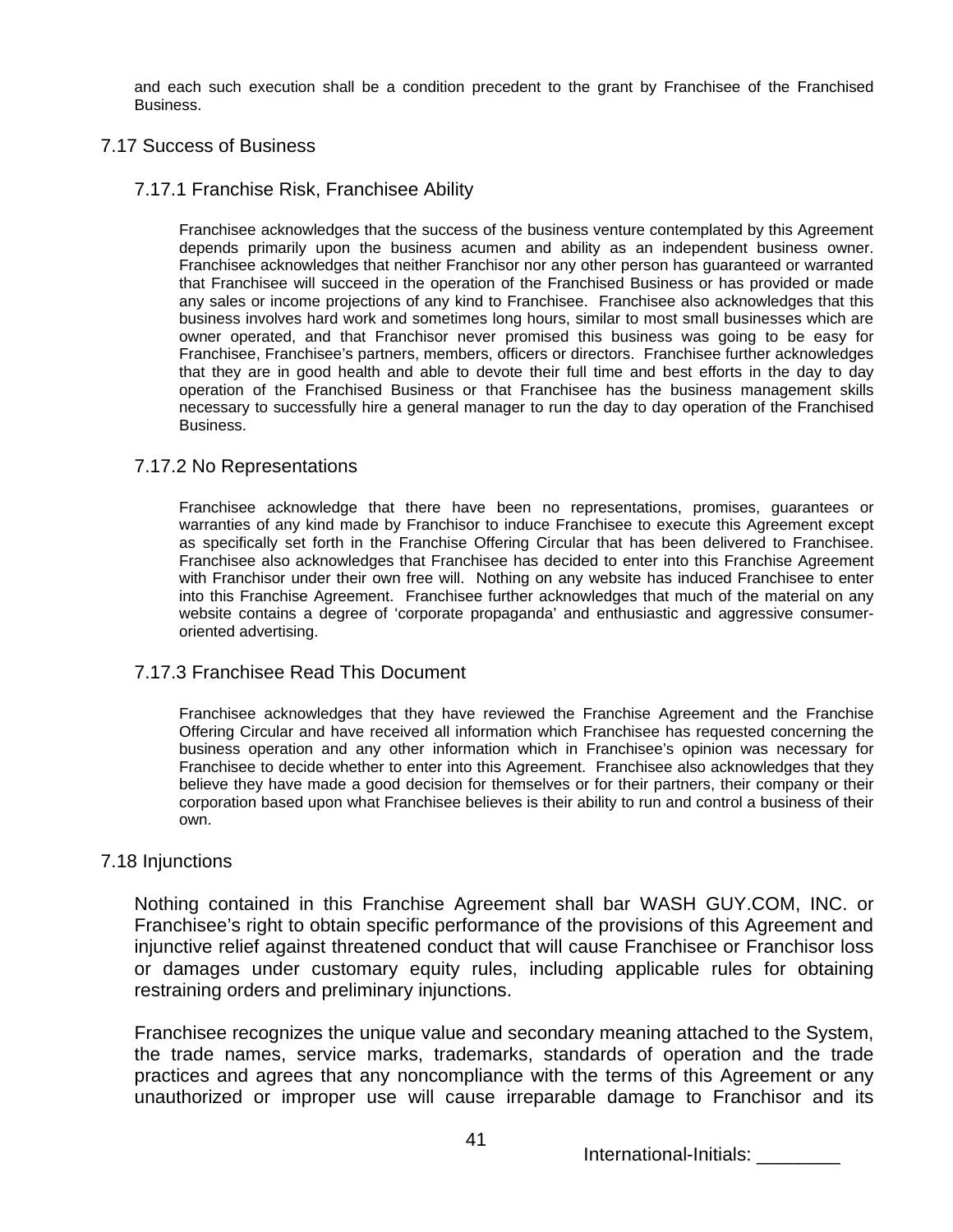and each such execution shall be a condition precedent to the grant by Franchisee of the Franchised Business.

## 7.17 Success of Business

### 7.17.1 Franchise Risk, Franchisee Ability

Franchisee acknowledges that the success of the business venture contemplated by this Agreement depends primarily upon the business acumen and ability as an independent business owner. Franchisee acknowledges that neither Franchisor nor any other person has guaranteed or warranted that Franchisee will succeed in the operation of the Franchised Business or has provided or made any sales or income projections of any kind to Franchisee. Franchisee also acknowledges that this business involves hard work and sometimes long hours, similar to most small businesses which are owner operated, and that Franchisor never promised this business was going to be easy for Franchisee, Franchisee's partners, members, officers or directors. Franchisee further acknowledges that they are in good health and able to devote their full time and best efforts in the day to day operation of the Franchised Business or that Franchisee has the business management skills necessary to successfully hire a general manager to run the day to day operation of the Franchised Business.

### 7.17.2 No Representations

Franchisee acknowledge that there have been no representations, promises, guarantees or warranties of any kind made by Franchisor to induce Franchisee to execute this Agreement except as specifically set forth in the Franchise Offering Circular that has been delivered to Franchisee. Franchisee also acknowledges that Franchisee has decided to enter into this Franchise Agreement with Franchisor under their own free will. Nothing on any website has induced Franchisee to enter into this Franchise Agreement. Franchisee further acknowledges that much of the material on any website contains a degree of 'corporate propaganda' and enthusiastic and aggressive consumer-oriented advertising.

### 7.17.3 Franchisee Read This Document

Franchisee acknowledges that they have reviewed the Franchise Agreement and the Franchise Offering Circular and have received all information which Franchisee has requested concerning the business operation and any other information which in Franchisee's opinion was necessary for Franchisee to decide whether to enter into this Agreement. Franchisee also acknowledges that they believe they have made a good decision for themselves or for their partners, their company or their corporation based upon what Franchisee believes is their ability to run and control a business of their own.

## 7.18 Injunctions

Nothing contained in this Franchise Agreement shall bar WASH GUY.COM, INC. or Franchisee's right to obtain specific performance of the provisions of this Agreement and injunctive relief against threatened conduct that will cause Franchisee or Franchisor loss or damages under customary equity rules, including applicable rules for obtaining restraining orders and preliminary injunctions.

Franchisee recognizes the unique value and secondary meaning attached to the System, the trade names, service marks, trademarks, standards of operation and the trade practices and agrees that any noncompliance with the terms of this Agreement or any unauthorized or improper use will cause irreparable damage to Franchisor and its

International-Initials: ________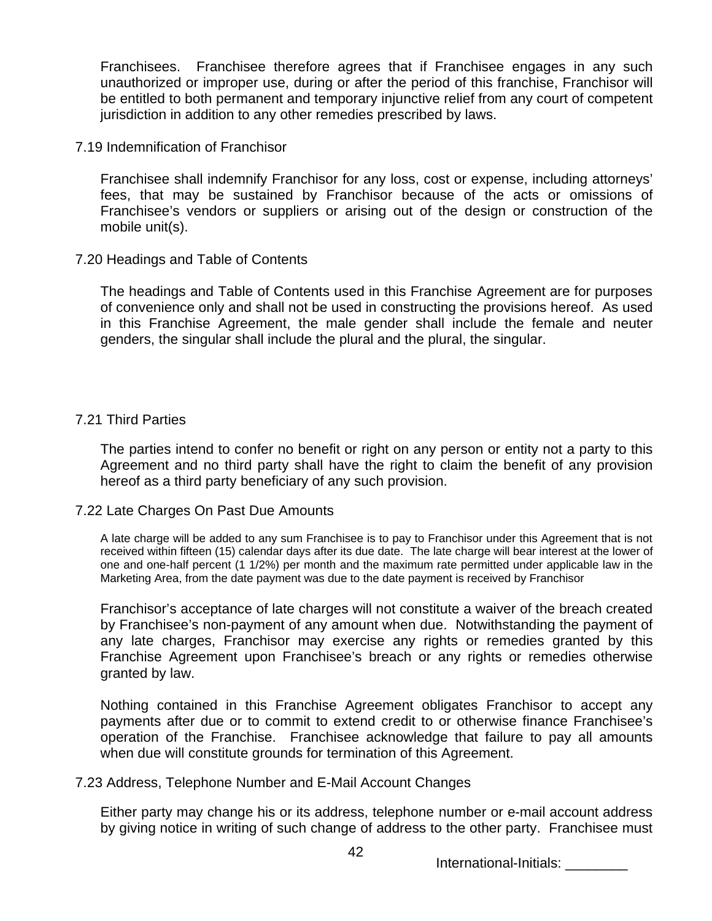Franchisees. Franchisee therefore agrees that if Franchisee engages in any such unauthorized or improper use, during or after the period of this franchise, Franchisor will be entitled to both permanent and temporary injunctive relief from any court of competent jurisdiction in addition to any other remedies prescribed by laws.

7.19 Indemnification of Franchisor

Franchisee shall indemnify Franchisor for any loss, cost or expense, including attorneys' fees, that may be sustained by Franchisor because of the acts or omissions of Franchisee's vendors or suppliers or arising out of the design or construction of the mobile unit(s).

7.20 Headings and Table of Contents

The headings and Table of Contents used in this Franchise Agreement are for purposes of convenience only and shall not be used in constructing the provisions hereof. As used in this Franchise Agreement, the male gender shall include the female and neuter genders, the singular shall include the plural and the plural, the singular.

7.21 Third Parties

The parties intend to confer no benefit or right on any person or entity not a party to this Agreement and no third party shall have the right to claim the benefit of any provision hereof as a third party beneficiary of any such provision.

7.22 Late Charges On Past Due Amounts

A late charge will be added to any sum Franchisee is to pay to Franchisor under this Agreement that is not received within fifteen (15) calendar days after its due date. The late charge will bear interest at the lower of one and one-half percent (1 1/2%) per month and the maximum rate permitted under applicable law in the Marketing Area, from the date payment was due to the date payment is received by Franchisor

Franchisor's acceptance of late charges will not constitute a waiver of the breach created by Franchisee's non-payment of any amount when due. Notwithstanding the payment of any late charges, Franchisor may exercise any rights or remedies granted by this Franchise Agreement upon Franchisee's breach or any rights or remedies otherwise granted by law.

Nothing contained in this Franchise Agreement obligates Franchisor to accept any payments after due or to commit to extend credit to or otherwise finance Franchisee's operation of the Franchise. Franchisee acknowledge that failure to pay all amounts when due will constitute grounds for termination of this Agreement.

7.23 Address, Telephone Number and E-Mail Account Changes

Either party may change his or its address, telephone number or e-mail account address by giving notice in writing of such change of address to the other party. Franchisee must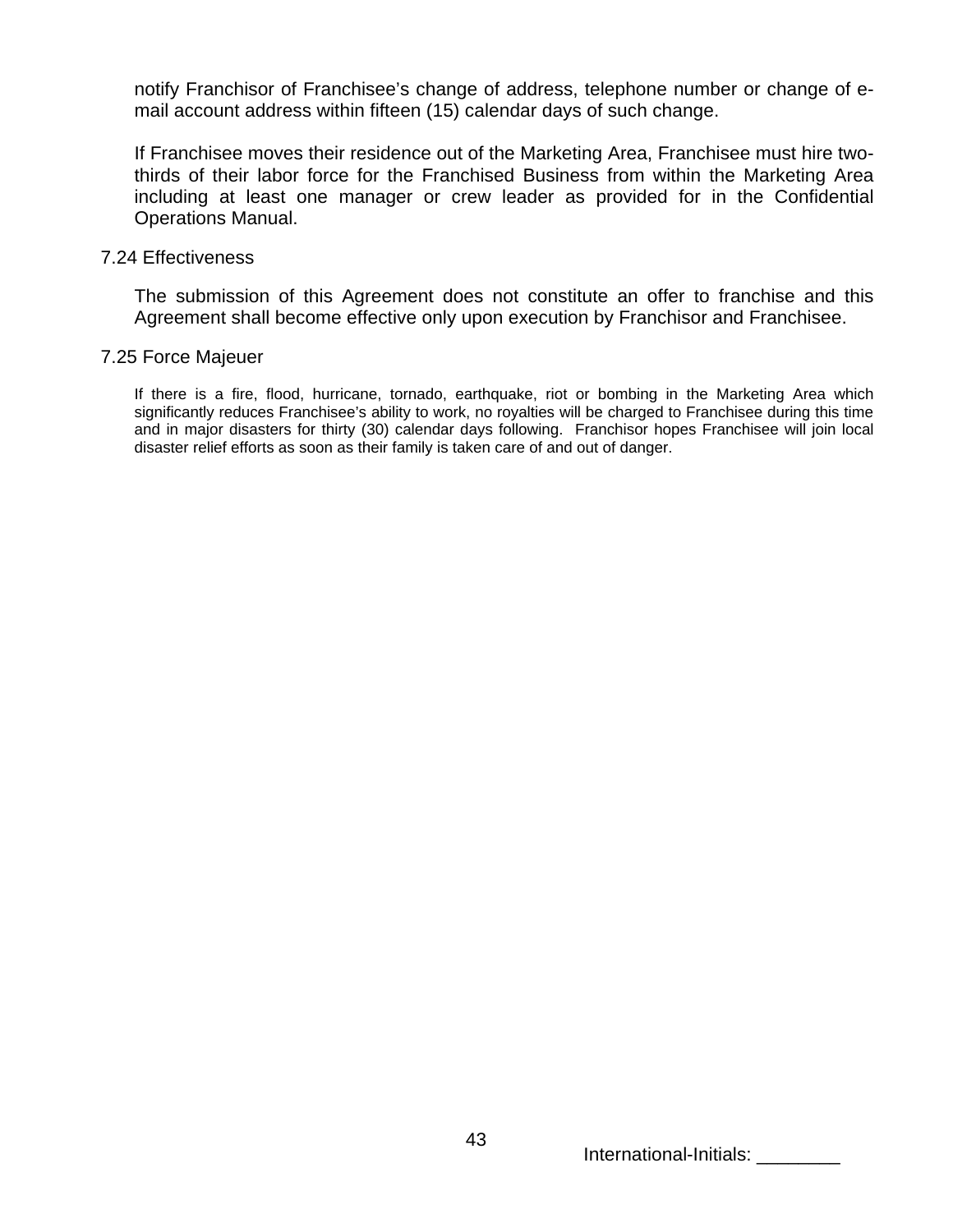notify Franchisor of Franchisee's change of address, telephone number or change of e-mail account address within fifteen (15) calendar days of such change.

If Franchisee moves their residence out of the Marketing Area, Franchisee must hire two-thirds of their labor force for the Franchised Business from within the Marketing Area including at least one manager or crew leader as provided for in the Confidential Operations Manual.

7.24 Effectiveness

The submission of this Agreement does not constitute an offer to franchise and this Agreement shall become effective only upon execution by Franchisor and Franchisee.

7.25 Force Majeuer

If there is a fire, flood, hurricane, tornado, earthquake, riot or bombing in the Marketing Area which significantly reduces Franchisee's ability to work, no royalties will be charged to Franchisee during this time and in major disasters for thirty (30) calendar days following. Franchisor hopes Franchisee will join local disaster relief efforts as soon as their family is taken care of and out of danger.

International-Initials: ________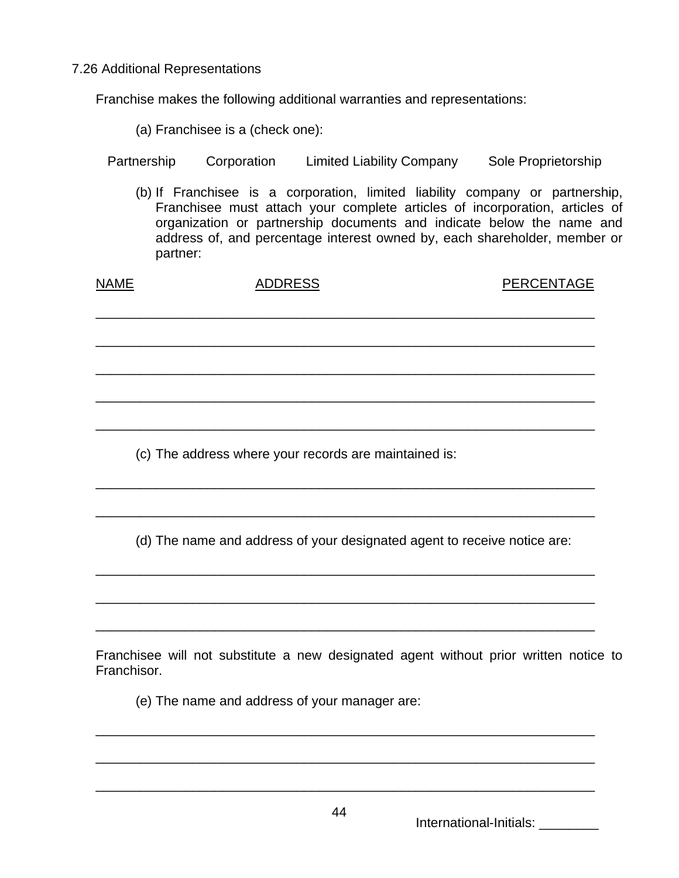7.26 Additional Representations

Franchise makes the following additional warranties and representations:

(a) Franchisee is a (check one):

Partnership  Corporation  Limited Liability Company  Sole Proprietorship

(b) If Franchisee is a corporation, limited liability company or partnership, Franchisee must attach your complete articles of incorporation, articles of organization or partnership documents and indicate below the name and address of, and percentage interest owned by, each shareholder, member or partner:

| NAME | ADDRESS | PERCENTAGE |
|---|---|---|
| | | |
| | | |
| | | |
| | | |
| | | |

(c) The address where your records are maintained is:

___________________________________________________________________

___________________________________________________________________

(d) The name and address of your designated agent to receive notice are:

___________________________________________________________________

___________________________________________________________________

___________________________________________________________________

Franchisee will not substitute a new designated agent without prior written notice to Franchisor.

(e) The name and address of your manager are:

___________________________________________________________________

___________________________________________________________________

___________________________________________________________________

International-Initials: ________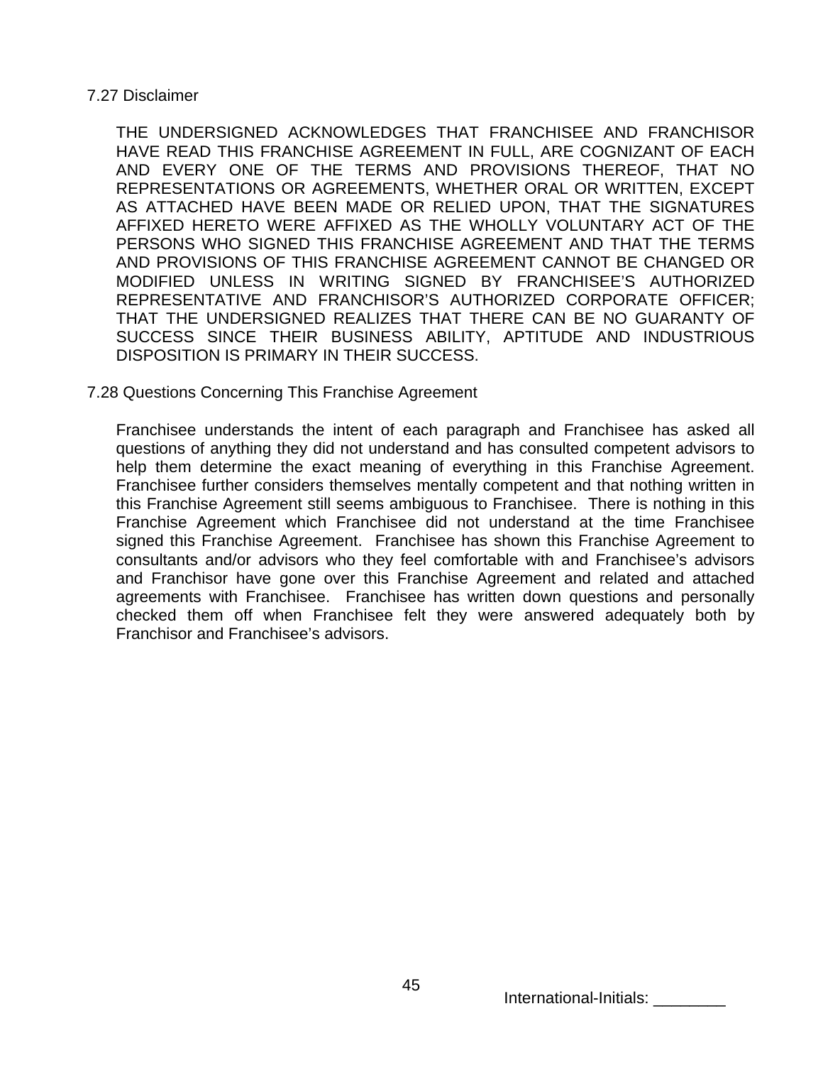7.27 Disclaimer

THE UNDERSIGNED ACKNOWLEDGES THAT FRANCHISEE AND FRANCHISOR HAVE READ THIS FRANCHISE AGREEMENT IN FULL, ARE COGNIZANT OF EACH AND EVERY ONE OF THE TERMS AND PROVISIONS THEREOF, THAT NO REPRESENTATIONS OR AGREEMENTS, WHETHER ORAL OR WRITTEN, EXCEPT AS ATTACHED HAVE BEEN MADE OR RELIED UPON, THAT THE SIGNATURES AFFIXED HERETO WERE AFFIXED AS THE WHOLLY VOLUNTARY ACT OF THE PERSONS WHO SIGNED THIS FRANCHISE AGREEMENT AND THAT THE TERMS AND PROVISIONS OF THIS FRANCHISE AGREEMENT CANNOT BE CHANGED OR MODIFIED UNLESS IN WRITING SIGNED BY FRANCHISEE'S AUTHORIZED REPRESENTATIVE AND FRANCHISOR'S AUTHORIZED CORPORATE OFFICER; THAT THE UNDERSIGNED REALIZES THAT THERE CAN BE NO GUARANTY OF SUCCESS SINCE THEIR BUSINESS ABILITY, APTITUDE AND INDUSTRIOUS DISPOSITION IS PRIMARY IN THEIR SUCCESS.

7.28 Questions Concerning This Franchise Agreement

Franchisee understands the intent of each paragraph and Franchisee has asked all questions of anything they did not understand and has consulted competent advisors to help them determine the exact meaning of everything in this Franchise Agreement. Franchisee further considers themselves mentally competent and that nothing written in this Franchise Agreement still seems ambiguous to Franchisee. There is nothing in this Franchise Agreement which Franchisee did not understand at the time Franchisee signed this Franchise Agreement. Franchisee has shown this Franchise Agreement to consultants and/or advisors who they feel comfortable with and Franchisee's advisors and Franchisor have gone over this Franchise Agreement and related and attached agreements with Franchisee. Franchisee has written down questions and personally checked them off when Franchisee felt they were answered adequately both by Franchisor and Franchisee's advisors.

International-Initials: ________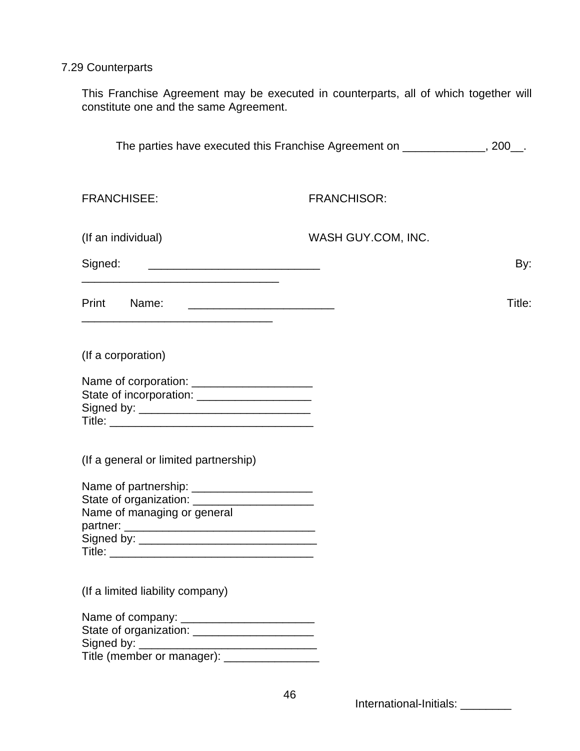7.29 Counterparts

This Franchise Agreement may be executed in counterparts, all of which together will constitute one and the same Agreement.

The parties have executed this Franchise Agreement on _____________, 200__.

| FRANCHISEE: | FRANCHISOR: |
|---|---|
| (If an individual) | WASH GUY.COM, INC. |
| Signed: __________________________ | By: ______________________________ |
| Print Name: ______________________ | Title: _____________________________ |

(If a corporation)

Name of corporation: ___________________
State of incorporation: __________________
Signed by: ___________________________
Title: ________________________________

(If a general or limited partnership)

Name of partnership: ___________________
State of organization: ___________________
Name of managing or general partner: ______________________________
Signed by: ____________________________
Title: ________________________________

(If a limited liability company)

Name of company: _____________________
State of organization: ___________________
Signed by: ____________________________
Title (member or manager): _______________

International-Initials: ________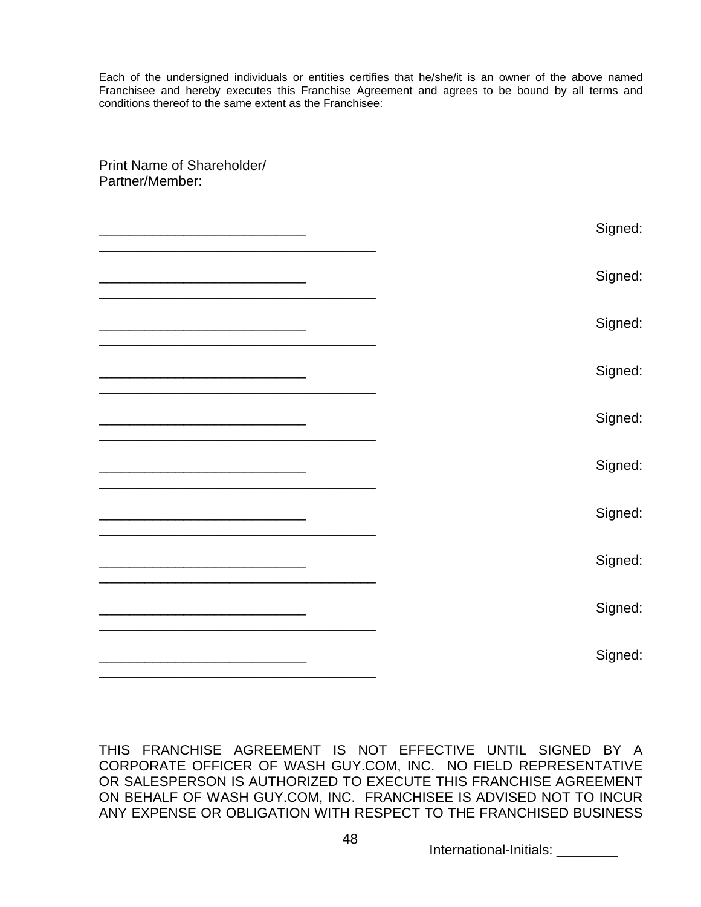Each of the undersigned individuals or entities certifies that he/she/it is an owner of the above named Franchisee and hereby executes this Franchise Agreement and agrees to be bound by all terms and conditions thereof to the same extent as the Franchisee:

Print Name of Shareholder/
Partner/Member:

___________________________ Signed: _____________________________________

___________________________ Signed: _____________________________________

___________________________ Signed: _____________________________________

___________________________ Signed: _____________________________________

___________________________ Signed: _____________________________________

___________________________ Signed: _____________________________________

___________________________ Signed: _____________________________________

___________________________ Signed: _____________________________________

___________________________ Signed: _____________________________________

___________________________ Signed: _____________________________________

THIS FRANCHISE AGREEMENT IS NOT EFFECTIVE UNTIL SIGNED BY A CORPORATE OFFICER OF WASH GUY.COM, INC. NO FIELD REPRESENTATIVE OR SALESPERSON IS AUTHORIZED TO EXECUTE THIS FRANCHISE AGREEMENT ON BEHALF OF WASH GUY.COM, INC. FRANCHISEE IS ADVISED NOT TO INCUR ANY EXPENSE OR OBLIGATION WITH RESPECT TO THE FRANCHISED BUSINESS

International-Initials: ________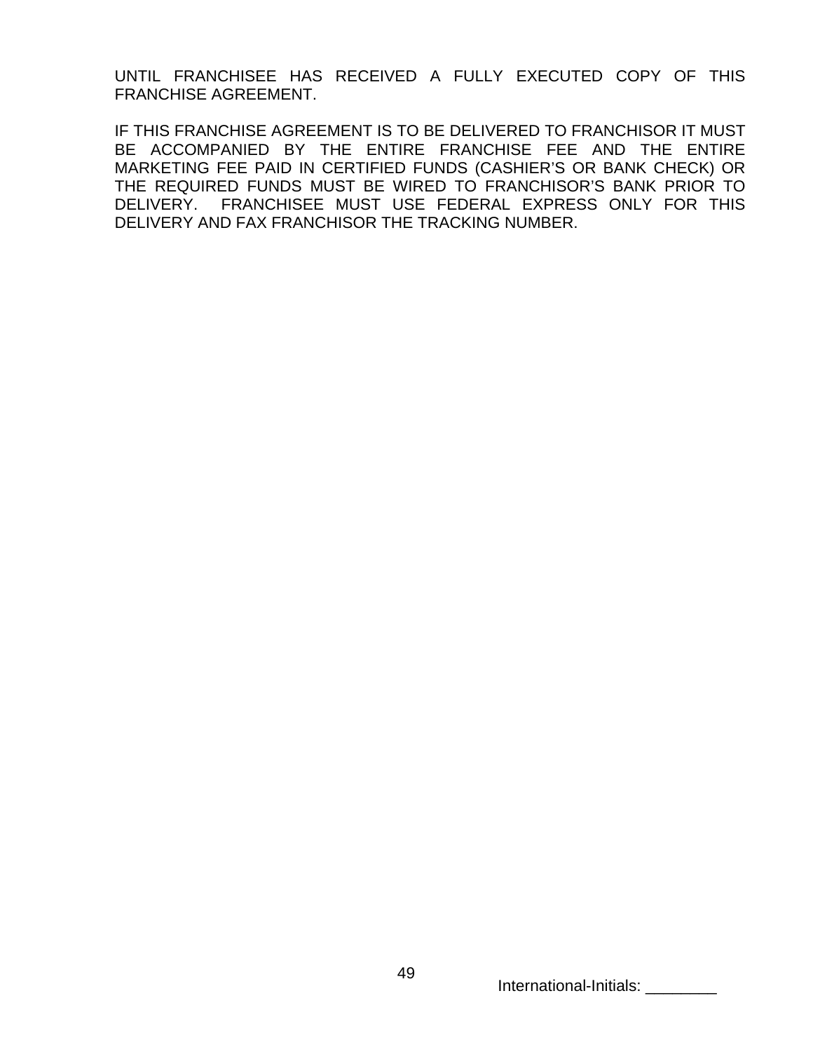UNTIL FRANCHISEE HAS RECEIVED A FULLY EXECUTED COPY OF THIS FRANCHISE AGREEMENT.

IF THIS FRANCHISE AGREEMENT IS TO BE DELIVERED TO FRANCHISOR IT MUST BE ACCOMPANIED BY THE ENTIRE FRANCHISE FEE AND THE ENTIRE MARKETING FEE PAID IN CERTIFIED FUNDS (CASHIER'S OR BANK CHECK) OR THE REQUIRED FUNDS MUST BE WIRED TO FRANCHISOR'S BANK PRIOR TO DELIVERY. FRANCHISEE MUST USE FEDERAL EXPRESS ONLY FOR THIS DELIVERY AND FAX FRANCHISOR THE TRACKING NUMBER.

International-Initials: ________